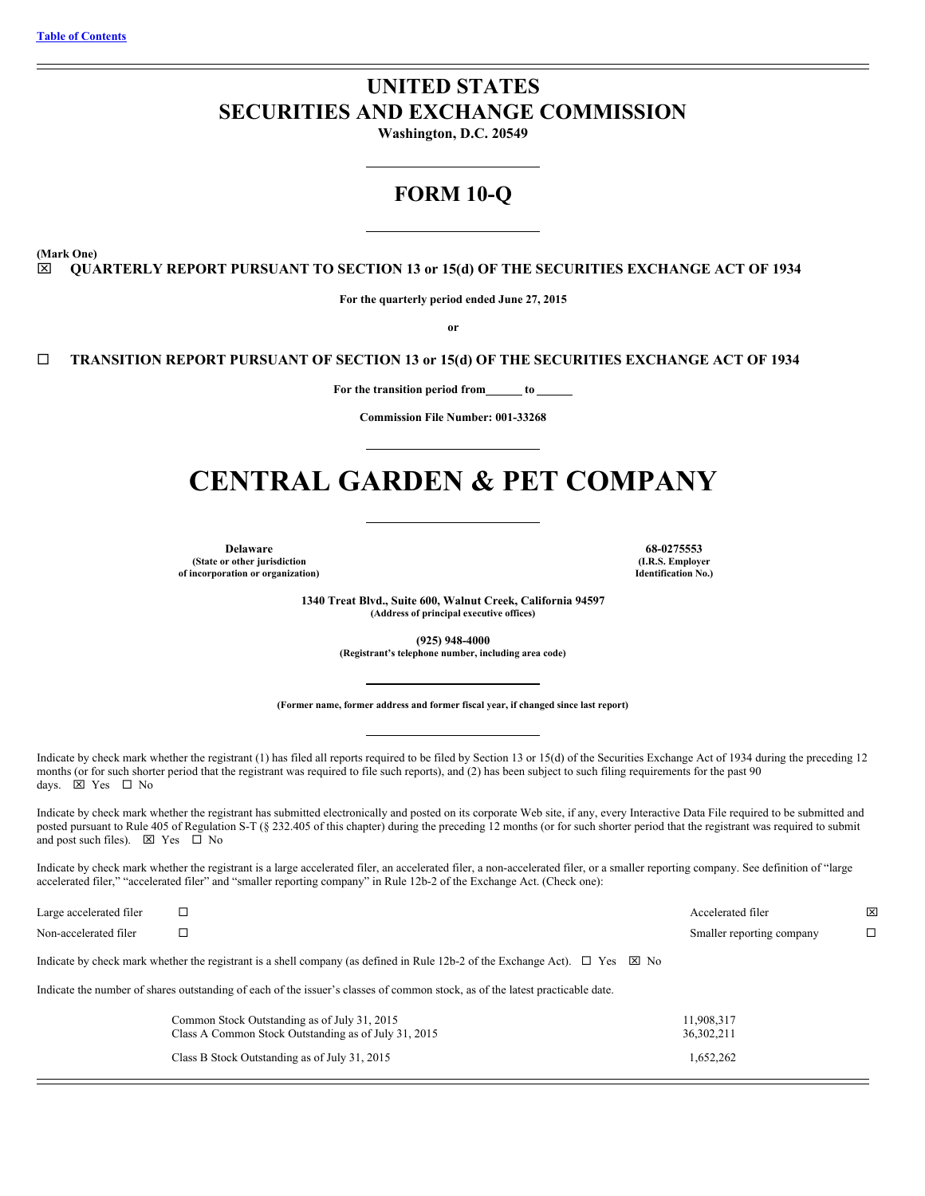[Table of Contents](#)

# UNITED STATES
# SECURITIES AND EXCHANGE COMMISSION

**Washington, D.C. 20549**

## FORM 10-Q

**(Mark One)**

☒ **QUARTERLY REPORT PURSUANT TO SECTION 13 or 15(d) OF THE SECURITIES EXCHANGE ACT OF 1934**

**For the quarterly period ended June 27, 2015**

**or**

☐ **TRANSITION REPORT PURSUANT OF SECTION 13 or 15(d) OF THE SECURITIES EXCHANGE ACT OF 1934**

**For the transition period from\_\_\_\_\_\_ to \_\_\_\_\_\_**

**Commission File Number: 001-33268**

# CENTRAL GARDEN & PET COMPANY

| **Delaware** | **68-0275553** |
|---|---|
| **(State or other jurisdiction of incorporation or organization)** | **(I.R.S. Employer Identification No.)** |

**1340 Treat Blvd., Suite 600, Walnut Creek, California 94597**
**(Address of principal executive offices)**

**(925) 948-4000**
**(Registrant's telephone number, including area code)**

**(Former name, former address and former fiscal year, if changed since last report)**

Indicate by check mark whether the registrant (1) has filed all reports required to be filed by Section 13 or 15(d) of the Securities Exchange Act of 1934 during the preceding 12 months (or for such shorter period that the registrant was required to file such reports), and (2) has been subject to such filing requirements for the past 90 days. ☒ Yes ☐ No

Indicate by check mark whether the registrant has submitted electronically and posted on its corporate Web site, if any, every Interactive Data File required to be submitted and posted pursuant to Rule 405 of Regulation S-T (§ 232.405 of this chapter) during the preceding 12 months (or for such shorter period that the registrant was required to submit and post such files). ☒ Yes ☐ No

Indicate by check mark whether the registrant is a large accelerated filer, an accelerated filer, a non-accelerated filer, or a smaller reporting company. See definition of "large accelerated filer," "accelerated filer" and "smaller reporting company" in Rule 12b-2 of the Exchange Act. (Check one):

| | | | |
|---|---|---|---|
| Large accelerated filer | ☐ | Accelerated filer | ☒ |
| Non-accelerated filer | ☐ | Smaller reporting company | ☐ |

Indicate by check mark whether the registrant is a shell company (as defined in Rule 12b-2 of the Exchange Act). ☐ Yes ☒ No

Indicate the number of shares outstanding of each of the issuer's classes of common stock, as of the latest practicable date.

| | |
|---|---|
| Common Stock Outstanding as of July 31, 2015 | 11,908,317 |
| Class A Common Stock Outstanding as of July 31, 2015 | 36,302,211 |
| Class B Stock Outstanding as of July 31, 2015 | 1,652,262 |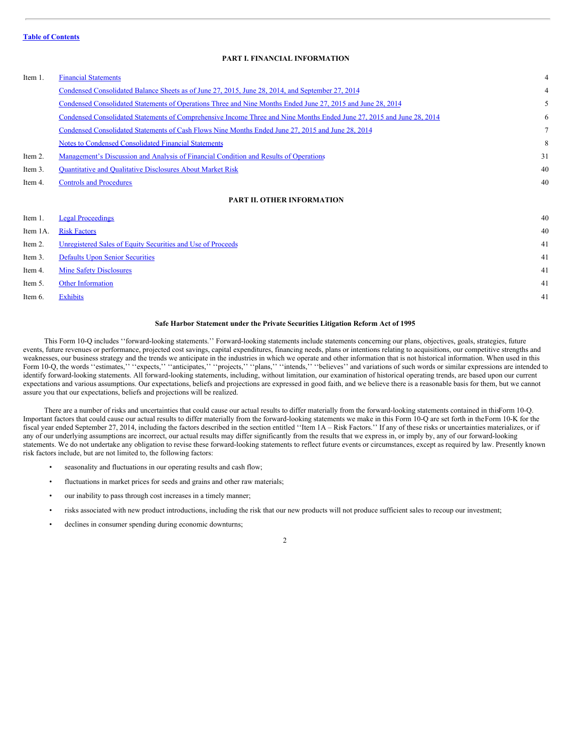Table of Contents

## PART I. FINANCIAL INFORMATION

| | | |
|---|---|---|
| Item 1. | Financial Statements | 4 |
| | Condensed Consolidated Balance Sheets as of June 27, 2015, June 28, 2014, and September 27, 2014 | 4 |
| | Condensed Consolidated Statements of Operations Three and Nine Months Ended June 27, 2015 and June 28, 2014 | 5 |
| | Condensed Consolidated Statements of Comprehensive Income Three and Nine Months Ended June 27, 2015 and June 28, 2014 | 6 |
| | Condensed Consolidated Statements of Cash Flows Nine Months Ended June 27, 2015 and June 28, 2014 | 7 |
| | Notes to Condensed Consolidated Financial Statements | 8 |
| Item 2. | Management's Discussion and Analysis of Financial Condition and Results of Operations | 31 |
| Item 3. | Quantitative and Qualitative Disclosures About Market Risk | 40 |
| Item 4. | Controls and Procedures | 40 |

## PART II. OTHER INFORMATION

| | | |
|---|---|---|
| Item 1. | Legal Proceedings | 40 |
| Item 1A. | Risk Factors | 40 |
| Item 2. | Unregistered Sales of Equity Securities and Use of Proceeds | 41 |
| Item 3. | Defaults Upon Senior Securities | 41 |
| Item 4. | Mine Safety Disclosures | 41 |
| Item 5. | Other Information | 41 |
| Item 6. | Exhibits | 41 |

### Safe Harbor Statement under the Private Securities Litigation Reform Act of 1995

This Form 10-Q includes ''forward-looking statements.'' Forward-looking statements include statements concerning our plans, objectives, goals, strategies, future events, future revenues or performance, projected cost savings, capital expenditures, financing needs, plans or intentions relating to acquisitions, our competitive strengths and weaknesses, our business strategy and the trends we anticipate in the industries in which we operate and other information that is not historical information. When used in this Form 10-Q, the words ''estimates,'' ''expects,'' ''anticipates,'' ''projects,'' ''plans,'' ''intends,'' ''believes'' and variations of such words or similar expressions are intended to identify forward-looking statements. All forward-looking statements, including, without limitation, our examination of historical operating trends, are based upon our current expectations and various assumptions. Our expectations, beliefs and projections are expressed in good faith, and we believe there is a reasonable basis for them, but we cannot assure you that our expectations, beliefs and projections will be realized.

There are a number of risks and uncertainties that could cause our actual results to differ materially from the forward-looking statements contained in this Form 10-Q. Important factors that could cause our actual results to differ materially from the forward-looking statements we make in this Form 10-Q are set forth in the Form 10-K for the fiscal year ended September 27, 2014, including the factors described in the section entitled ''Item 1A – Risk Factors.'' If any of these risks or uncertainties materializes, or if any of our underlying assumptions are incorrect, our actual results may differ significantly from the results that we express in, or imply by, any of our forward-looking statements. We do not undertake any obligation to revise these forward-looking statements to reflect future events or circumstances, except as required by law. Presently known risk factors include, but are not limited to, the following factors:

- seasonality and fluctuations in our operating results and cash flow;
- fluctuations in market prices for seeds and grains and other raw materials;
- our inability to pass through cost increases in a timely manner;
- risks associated with new product introductions, including the risk that our new products will not produce sufficient sales to recoup our investment;
- declines in consumer spending during economic downturns;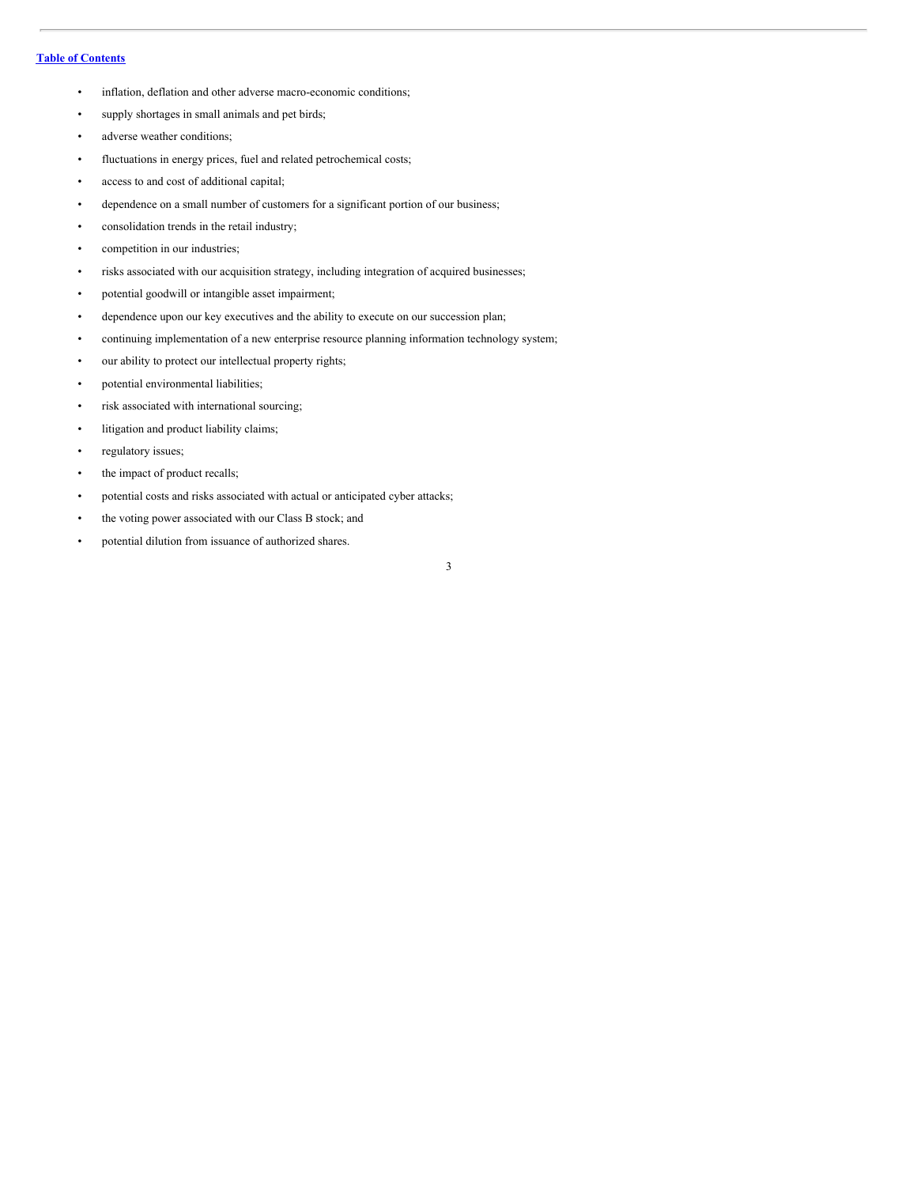- inflation, deflation and other adverse macro-economic conditions;
- supply shortages in small animals and pet birds;
- adverse weather conditions;
- fluctuations in energy prices, fuel and related petrochemical costs;
- access to and cost of additional capital;
- dependence on a small number of customers for a significant portion of our business;
- consolidation trends in the retail industry;
- competition in our industries;
- risks associated with our acquisition strategy, including integration of acquired businesses;
- potential goodwill or intangible asset impairment;
- dependence upon our key executives and the ability to execute on our succession plan;
- continuing implementation of a new enterprise resource planning information technology system;
- our ability to protect our intellectual property rights;
- potential environmental liabilities;
- risk associated with international sourcing;
- litigation and product liability claims;
- regulatory issues;
- the impact of product recalls;
- potential costs and risks associated with actual or anticipated cyber attacks;
- the voting power associated with our Class B stock; and
- potential dilution from issuance of authorized shares.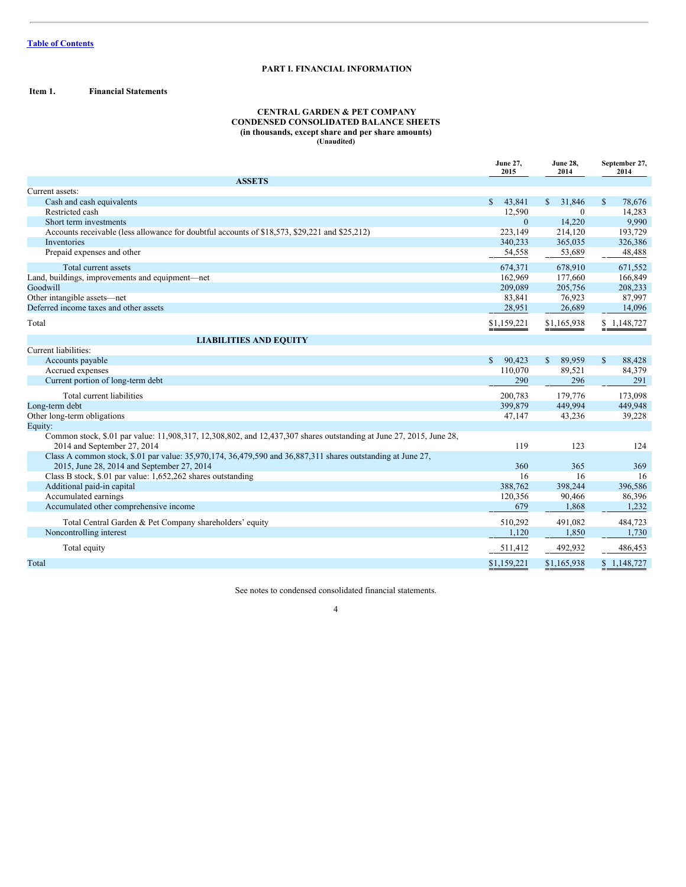[Table of Contents](#)

# PART I. FINANCIAL INFORMATION

**Item 1. Financial Statements**

**CENTRAL GARDEN & PET COMPANY**
**CONDENSED CONSOLIDATED BALANCE SHEETS**
**(in thousands, except share and per share amounts)**
**(Unaudited)**

| | June 27, 2015 | June 28, 2014 | September 27, 2014 |
|---|---|---|---|
| **ASSETS** | | | |
| Current assets: | | | |
| Cash and cash equivalents | $ 43,841 | $ 31,846 | $ 78,676 |
| Restricted cash | 12,590 | 0 | 14,283 |
| Short term investments | 0 | 14,220 | 9,990 |
| Accounts receivable (less allowance for doubtful accounts of $18,573, $29,221 and $25,212) | 223,149 | 214,120 | 193,729 |
| Inventories | 340,233 | 365,035 | 326,386 |
| Prepaid expenses and other | 54,558 | 53,689 | 48,488 |
| Total current assets | 674,371 | 678,910 | 671,552 |
| Land, buildings, improvements and equipment—net | 162,969 | 177,660 | 166,849 |
| Goodwill | 209,089 | 205,756 | 208,233 |
| Other intangible assets—net | 83,841 | 76,923 | 87,997 |
| Deferred income taxes and other assets | 28,951 | 26,689 | 14,096 |
| Total | $1,159,221 | $1,165,938 | $ 1,148,727 |
| **LIABILITIES AND EQUITY** | | | |
| Current liabilities: | | | |
| Accounts payable | $ 90,423 | $ 89,959 | $ 88,428 |
| Accrued expenses | 110,070 | 89,521 | 84,379 |
| Current portion of long-term debt | 290 | 296 | 291 |
| Total current liabilities | 200,783 | 179,776 | 173,098 |
| Long-term debt | 399,879 | 449,994 | 449,948 |
| Other long-term obligations | 47,147 | 43,236 | 39,228 |
| Equity: | | | |
| Common stock, $.01 par value: 11,908,317, 12,308,802, and 12,437,307 shares outstanding at June 27, 2015, June 28, 2014 and September 27, 2014 | 119 | 123 | 124 |
| Class A common stock, $.01 par value: 35,970,174, 36,479,590 and 36,887,311 shares outstanding at June 27, 2015, June 28, 2014 and September 27, 2014 | 360 | 365 | 369 |
| Class B stock, $.01 par value: 1,652,262 shares outstanding | 16 | 16 | 16 |
| Additional paid-in capital | 388,762 | 398,244 | 396,586 |
| Accumulated earnings | 120,356 | 90,466 | 86,396 |
| Accumulated other comprehensive income | 679 | 1,868 | 1,232 |
| Total Central Garden & Pet Company shareholders' equity | 510,292 | 491,082 | 484,723 |
| Noncontrolling interest | 1,120 | 1,850 | 1,730 |
| Total equity | 511,412 | 492,932 | 486,453 |
| Total | $1,159,221 | $1,165,938 | $ 1,148,727 |

See notes to condensed consolidated financial statements.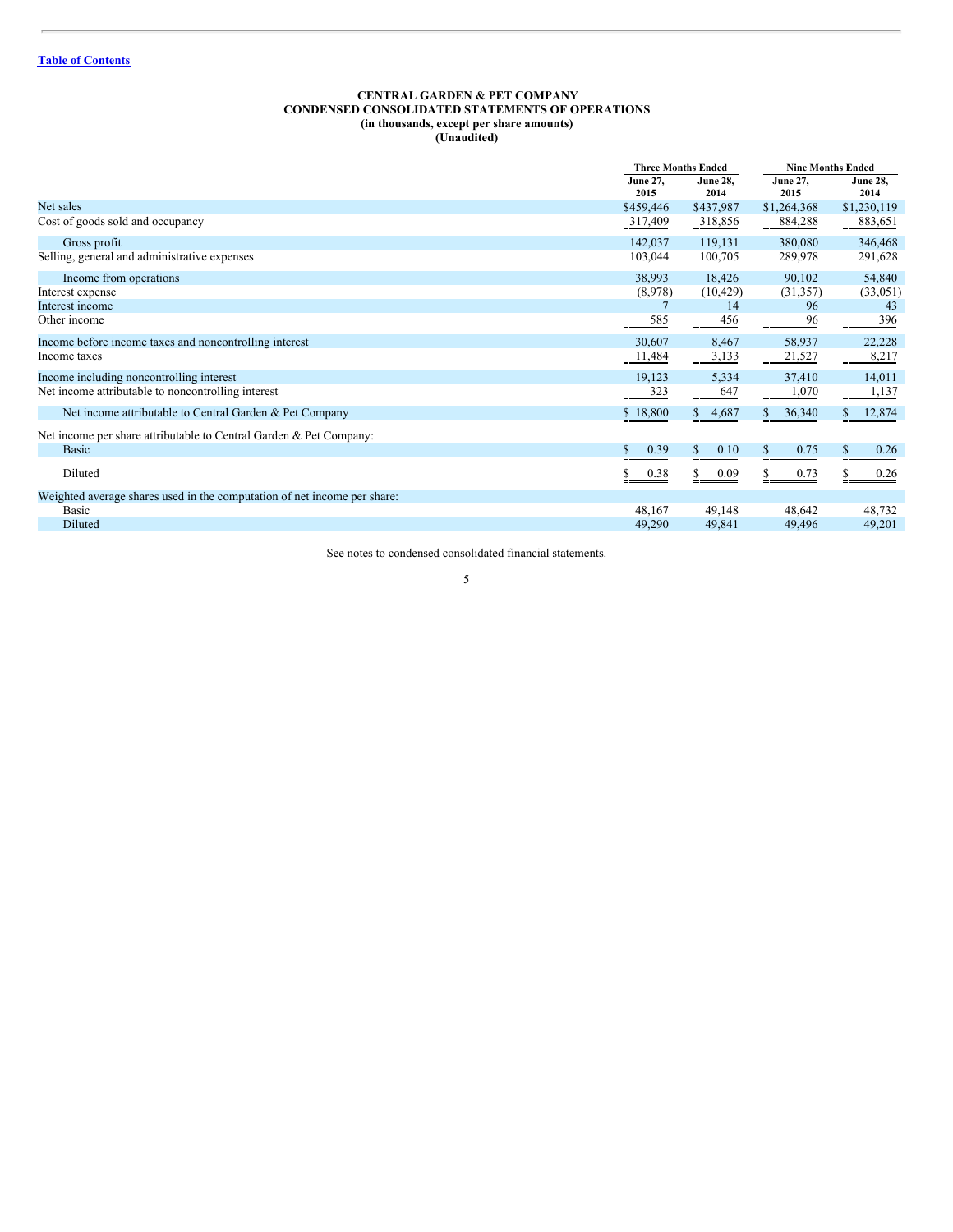[Table of Contents](#)

# CENTRAL GARDEN & PET COMPANY
## CONDENSED CONSOLIDATED STATEMENTS OF OPERATIONS
### (in thousands, except per share amounts)
### (Unaudited)

| | Three Months Ended | | Nine Months Ended | |
|---|---|---|---|---|
| | June 27, 2015 | June 28, 2014 | June 27, 2015 | June 28, 2014 |
| Net sales | $459,446 | $437,987 | $1,264,368 | $1,230,119 |
| Cost of goods sold and occupancy | 317,409 | 318,856 | 884,288 | 883,651 |
| Gross profit | 142,037 | 119,131 | 380,080 | 346,468 |
| Selling, general and administrative expenses | 103,044 | 100,705 | 289,978 | 291,628 |
| Income from operations | 38,993 | 18,426 | 90,102 | 54,840 |
| Interest expense | (8,978) | (10,429) | (31,357) | (33,051) |
| Interest income | 7 | 14 | 96 | 43 |
| Other income | 585 | 456 | 96 | 396 |
| Income before income taxes and noncontrolling interest | 30,607 | 8,467 | 58,937 | 22,228 |
| Income taxes | 11,484 | 3,133 | 21,527 | 8,217 |
| Income including noncontrolling interest | 19,123 | 5,334 | 37,410 | 14,011 |
| Net income attributable to noncontrolling interest | 323 | 647 | 1,070 | 1,137 |
| Net income attributable to Central Garden & Pet Company | $ 18,800 | $ 4,687 | $ 36,340 | $ 12,874 |
| Net income per share attributable to Central Garden & Pet Company: | | | | |
| Basic | $ 0.39 | $ 0.10 | $ 0.75 | $ 0.26 |
| Diluted | $ 0.38 | $ 0.09 | $ 0.73 | $ 0.26 |
| Weighted average shares used in the computation of net income per share: | | | | |
| Basic | 48,167 | 49,148 | 48,642 | 48,732 |
| Diluted | 49,290 | 49,841 | 49,496 | 49,201 |

See notes to condensed consolidated financial statements.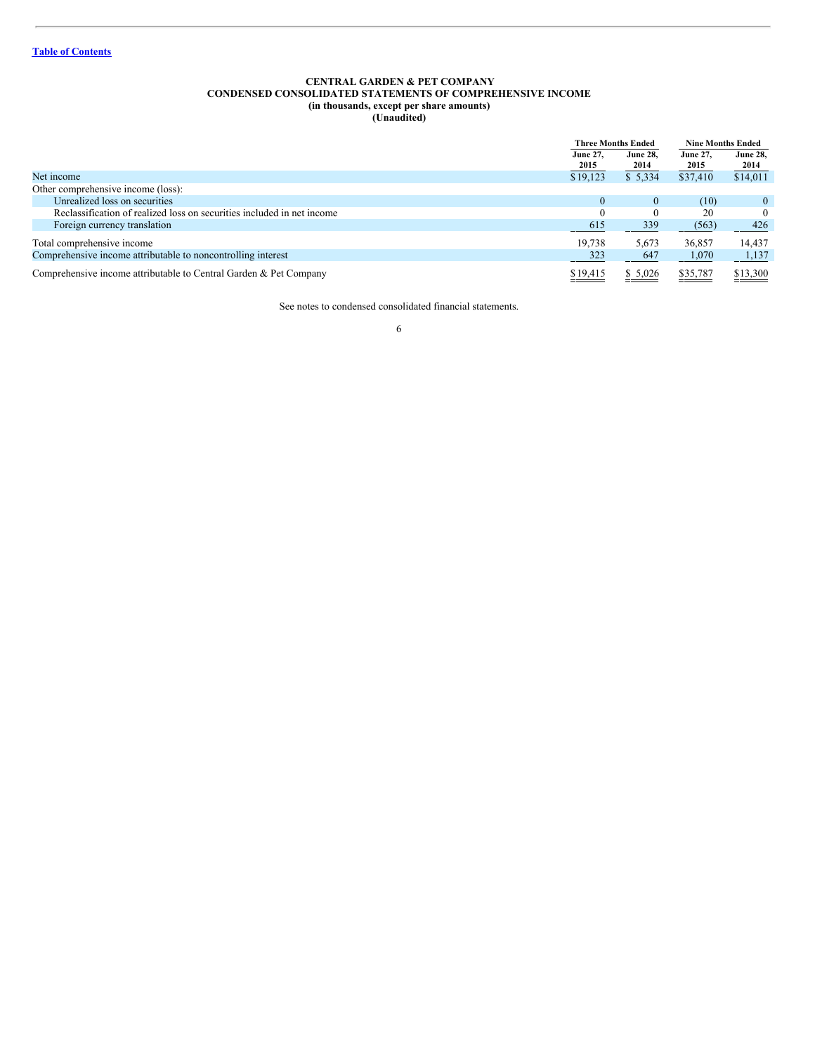[Table of Contents](#)

**CENTRAL GARDEN & PET COMPANY**
**CONDENSED CONSOLIDATED STATEMENTS OF COMPREHENSIVE INCOME**
**(in thousands, except per share amounts)**
**(Unaudited)**

| | Three Months Ended | | Nine Months Ended | |
|---|---|---|---|---|
| | June 27, 2015 | June 28, 2014 | June 27, 2015 | June 28, 2014 |
| Net income | $19,123 | $ 5,334 | $37,410 | $14,011 |
| Other comprehensive income (loss): | | | | |
| Unrealized loss on securities | 0 | 0 | (10) | 0 |
| Reclassification of realized loss on securities included in net income | 0 | 0 | 20 | 0 |
| Foreign currency translation | 615 | 339 | (563) | 426 |
| Total comprehensive income | 19,738 | 5,673 | 36,857 | 14,437 |
| Comprehensive income attributable to noncontrolling interest | 323 | 647 | 1,070 | 1,137 |
| Comprehensive income attributable to Central Garden & Pet Company | $19,415 | $ 5,026 | $35,787 | $13,300 |

See notes to condensed consolidated financial statements.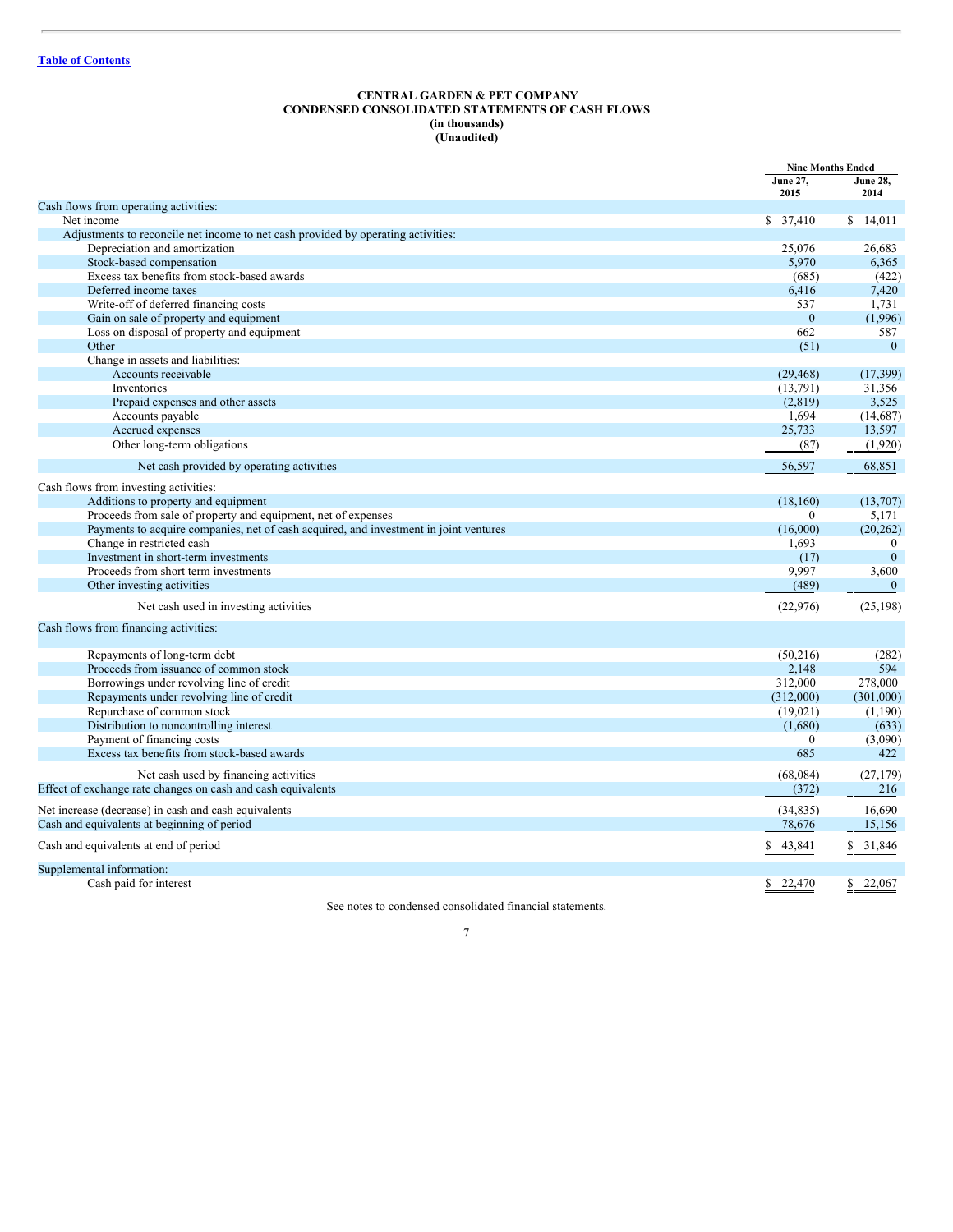Table of Contents

**CENTRAL GARDEN & PET COMPANY**
**CONDENSED CONSOLIDATED STATEMENTS OF CASH FLOWS**
**(in thousands)**
**(Unaudited)**

| | Nine Months Ended | |
|---|---|---|
| | June 27, 2015 | June 28, 2014 |
| Cash flows from operating activities: | | |
| Net income | $ 37,410 | $ 14,011 |
| Adjustments to reconcile net income to net cash provided by operating activities: | | |
| Depreciation and amortization | 25,076 | 26,683 |
| Stock-based compensation | 5,970 | 6,365 |
| Excess tax benefits from stock-based awards | (685) | (422) |
| Deferred income taxes | 6,416 | 7,420 |
| Write-off of deferred financing costs | 537 | 1,731 |
| Gain on sale of property and equipment | 0 | (1,996) |
| Loss on disposal of property and equipment | 662 | 587 |
| Other | (51) | 0 |
| Change in assets and liabilities: | | |
| Accounts receivable | (29,468) | (17,399) |
| Inventories | (13,791) | 31,356 |
| Prepaid expenses and other assets | (2,819) | 3,525 |
| Accounts payable | 1,694 | (14,687) |
| Accrued expenses | 25,733 | 13,597 |
| Other long-term obligations | (87) | (1,920) |
| Net cash provided by operating activities | 56,597 | 68,851 |
| Cash flows from investing activities: | | |
| Additions to property and equipment | (18,160) | (13,707) |
| Proceeds from sale of property and equipment, net of expenses | 0 | 5,171 |
| Payments to acquire companies, net of cash acquired, and investment in joint ventures | (16,000) | (20,262) |
| Change in restricted cash | 1,693 | 0 |
| Investment in short-term investments | (17) | 0 |
| Proceeds from short term investments | 9,997 | 3,600 |
| Other investing activities | (489) | 0 |
| Net cash used in investing activities | (22,976) | (25,198) |
| Cash flows from financing activities: | | |
| Repayments of long-term debt | (50,216) | (282) |
| Proceeds from issuance of common stock | 2,148 | 594 |
| Borrowings under revolving line of credit | 312,000 | 278,000 |
| Repayments under revolving line of credit | (312,000) | (301,000) |
| Repurchase of common stock | (19,021) | (1,190) |
| Distribution to noncontrolling interest | (1,680) | (633) |
| Payment of financing costs | 0 | (3,090) |
| Excess tax benefits from stock-based awards | 685 | 422 |
| Net cash used by financing activities | (68,084) | (27,179) |
| Effect of exchange rate changes on cash and cash equivalents | (372) | 216 |
| Net increase (decrease) in cash and cash equivalents | (34,835) | 16,690 |
| Cash and equivalents at beginning of period | 78,676 | 15,156 |
| Cash and equivalents at end of period | $ 43,841 | $ 31,846 |
| Supplemental information: | | |
| Cash paid for interest | $ 22,470 | $ 22,067 |

See notes to condensed consolidated financial statements.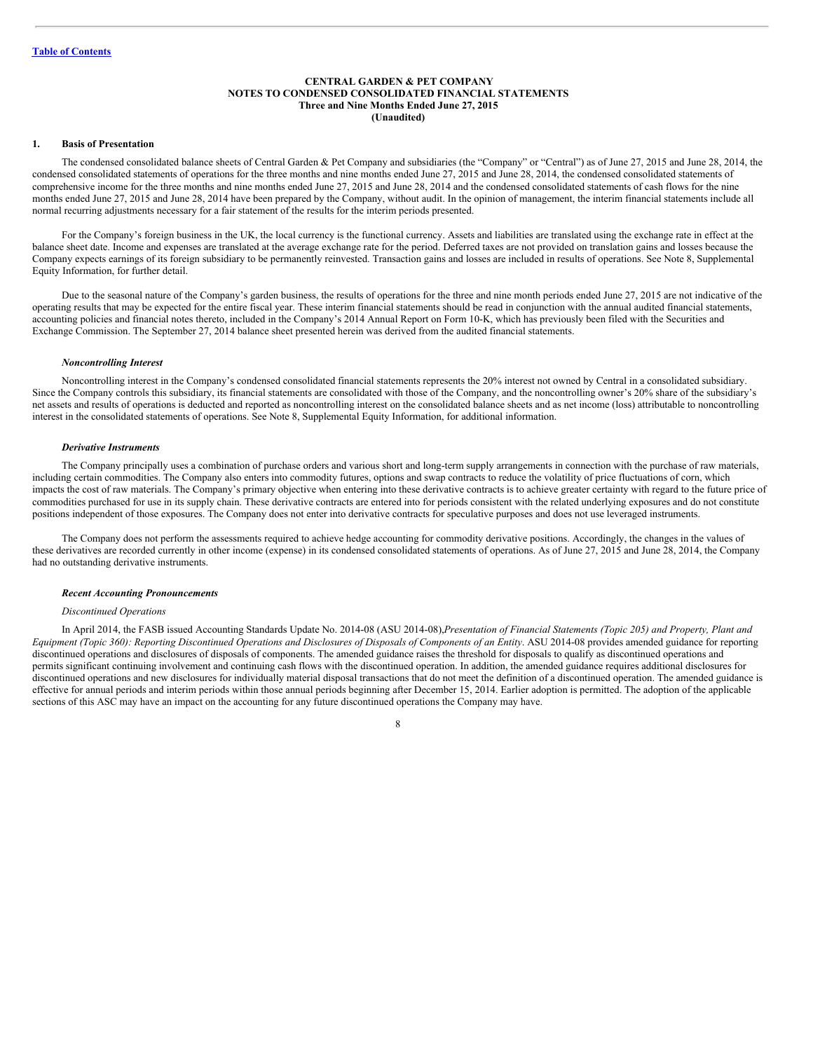# CENTRAL GARDEN & PET COMPANY
## NOTES TO CONDENSED CONSOLIDATED FINANCIAL STATEMENTS
### Three and Nine Months Ended June 27, 2015
### (Unaudited)

## 1. Basis of Presentation

The condensed consolidated balance sheets of Central Garden & Pet Company and subsidiaries (the "Company" or "Central") as of June 27, 2015 and June 28, 2014, the condensed consolidated statements of operations for the three months and nine months ended June 27, 2015 and June 28, 2014, the condensed consolidated statements of comprehensive income for the three months and nine months ended June 27, 2015 and June 28, 2014 and the condensed consolidated statements of cash flows for the nine months ended June 27, 2015 and June 28, 2014 have been prepared by the Company, without audit. In the opinion of management, the interim financial statements include all normal recurring adjustments necessary for a fair statement of the results for the interim periods presented.

For the Company's foreign business in the UK, the local currency is the functional currency. Assets and liabilities are translated using the exchange rate in effect at the balance sheet date. Income and expenses are translated at the average exchange rate for the period. Deferred taxes are not provided on translation gains and losses because the Company expects earnings of its foreign subsidiary to be permanently reinvested. Transaction gains and losses are included in results of operations. See Note 8, Supplemental Equity Information, for further detail.

Due to the seasonal nature of the Company's garden business, the results of operations for the three and nine month periods ended June 27, 2015 are not indicative of the operating results that may be expected for the entire fiscal year. These interim financial statements should be read in conjunction with the annual audited financial statements, accounting policies and financial notes thereto, included in the Company's 2014 Annual Report on Form 10-K, which has previously been filed with the Securities and Exchange Commission. The September 27, 2014 balance sheet presented herein was derived from the audited financial statements.

### *Noncontrolling Interest*

Noncontrolling interest in the Company's condensed consolidated financial statements represents the 20% interest not owned by Central in a consolidated subsidiary. Since the Company controls this subsidiary, its financial statements are consolidated with those of the Company, and the noncontrolling owner's 20% share of the subsidiary's net assets and results of operations is deducted and reported as noncontrolling interest on the consolidated balance sheets and as net income (loss) attributable to noncontrolling interest in the consolidated statements of operations. See Note 8, Supplemental Equity Information, for additional information.

### *Derivative Instruments*

The Company principally uses a combination of purchase orders and various short and long-term supply arrangements in connection with the purchase of raw materials, including certain commodities. The Company also enters into commodity futures, options and swap contracts to reduce the volatility of price fluctuations of corn, which impacts the cost of raw materials. The Company's primary objective when entering into these derivative contracts is to achieve greater certainty with regard to the future price of commodities purchased for use in its supply chain. These derivative contracts are entered into for periods consistent with the related underlying exposures and do not constitute positions independent of those exposures. The Company does not enter into derivative contracts for speculative purposes and does not use leveraged instruments.

The Company does not perform the assessments required to achieve hedge accounting for commodity derivative positions. Accordingly, the changes in the values of these derivatives are recorded currently in other income (expense) in its condensed consolidated statements of operations. As of June 27, 2015 and June 28, 2014, the Company had no outstanding derivative instruments.

### *Recent Accounting Pronouncements*

*Discontinued Operations*

In April 2014, the FASB issued Accounting Standards Update No. 2014-08 (ASU 2014-08),*Presentation of Financial Statements (Topic 205) and Property, Plant and Equipment (Topic 360): Reporting Discontinued Operations and Disclosures of Disposals of Components of an Entity*. ASU 2014-08 provides amended guidance for reporting discontinued operations and disclosures of disposals of components. The amended guidance raises the threshold for disposals to qualify as discontinued operations and permits significant continuing involvement and continuing cash flows with the discontinued operation. In addition, the amended guidance requires additional disclosures for discontinued operations and new disclosures for individually material disposal transactions that do not meet the definition of a discontinued operation. The amended guidance is effective for annual periods and interim periods within those annual periods beginning after December 15, 2014. Earlier adoption is permitted. The adoption of the applicable sections of this ASC may have an impact on the accounting for any future discontinued operations the Company may have.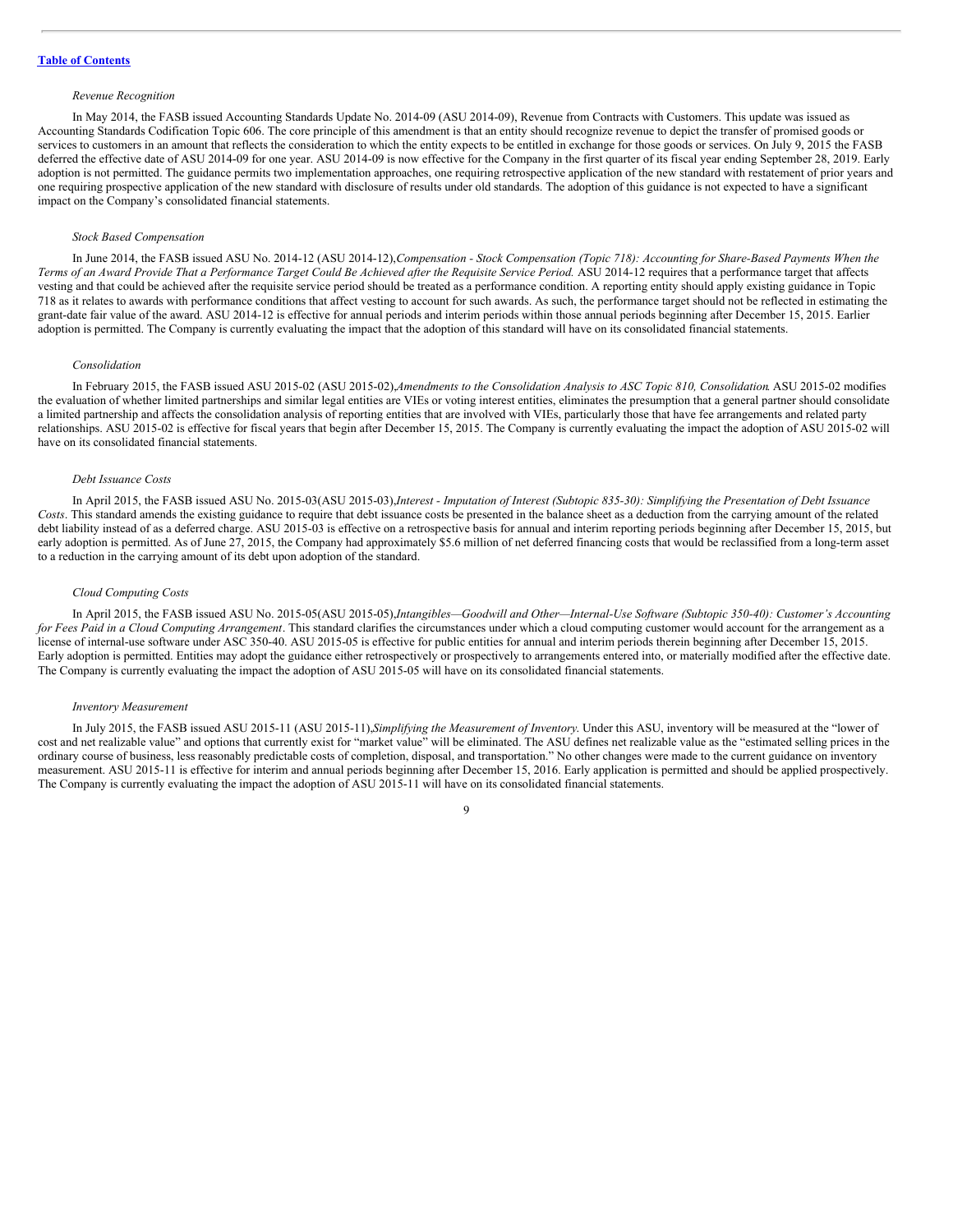[Table of Contents](#)

*Revenue Recognition*

In May 2014, the FASB issued Accounting Standards Update No. 2014-09 (ASU 2014-09), Revenue from Contracts with Customers. This update was issued as Accounting Standards Codification Topic 606. The core principle of this amendment is that an entity should recognize revenue to depict the transfer of promised goods or services to customers in an amount that reflects the consideration to which the entity expects to be entitled in exchange for those goods or services. On July 9, 2015 the FASB deferred the effective date of ASU 2014-09 for one year. ASU 2014-09 is now effective for the Company in the first quarter of its fiscal year ending September 28, 2019. Early adoption is not permitted. The guidance permits two implementation approaches, one requiring retrospective application of the new standard with restatement of prior years and one requiring prospective application of the new standard with disclosure of results under old standards. The adoption of this guidance is not expected to have a significant impact on the Company's consolidated financial statements.

*Stock Based Compensation*

In June 2014, the FASB issued ASU No. 2014-12 (ASU 2014-12), *Compensation - Stock Compensation (Topic 718): Accounting for Share-Based Payments When the Terms of an Award Provide That a Performance Target Could Be Achieved after the Requisite Service Period.* ASU 2014-12 requires that a performance target that affects vesting and that could be achieved after the requisite service period should be treated as a performance condition. A reporting entity should apply existing guidance in Topic 718 as it relates to awards with performance conditions that affect vesting to account for such awards. As such, the performance target should not be reflected in estimating the grant-date fair value of the award. ASU 2014-12 is effective for annual periods and interim periods within those annual periods beginning after December 15, 2015. Earlier adoption is permitted. The Company is currently evaluating the impact that the adoption of this standard will have on its consolidated financial statements.

*Consolidation*

In February 2015, the FASB issued ASU 2015-02 (ASU 2015-02), *Amendments to the Consolidation Analysis to ASC Topic 810, Consolidation*. ASU 2015-02 modifies the evaluation of whether limited partnerships and similar legal entities are VIEs or voting interest entities, eliminates the presumption that a general partner should consolidate a limited partnership and affects the consolidation analysis of reporting entities that are involved with VIEs, particularly those that have fee arrangements and related party relationships. ASU 2015-02 is effective for fiscal years that begin after December 15, 2015. The Company is currently evaluating the impact the adoption of ASU 2015-02 will have on its consolidated financial statements.

*Debt Issuance Costs*

In April 2015, the FASB issued ASU No. 2015-03(ASU 2015-03), *Interest - Imputation of Interest (Subtopic 835-30): Simplifying the Presentation of Debt Issuance Costs*. This standard amends the existing guidance to require that debt issuance costs be presented in the balance sheet as a deduction from the carrying amount of the related debt liability instead of as a deferred charge. ASU 2015-03 is effective on a retrospective basis for annual and interim reporting periods beginning after December 15, 2015, but early adoption is permitted. As of June 27, 2015, the Company had approximately $5.6 million of net deferred financing costs that would be reclassified from a long-term asset to a reduction in the carrying amount of its debt upon adoption of the standard.

*Cloud Computing Costs*

In April 2015, the FASB issued ASU No. 2015-05(ASU 2015-05), *Intangibles—Goodwill and Other—Internal-Use Software (Subtopic 350-40): Customer's Accounting for Fees Paid in a Cloud Computing Arrangement*. This standard clarifies the circumstances under which a cloud computing customer would account for the arrangement as a license of internal-use software under ASC 350-40. ASU 2015-05 is effective for public entities for annual and interim periods therein beginning after December 15, 2015. Early adoption is permitted. Entities may adopt the guidance either retrospectively or prospectively to arrangements entered into, or materially modified after the effective date. The Company is currently evaluating the impact the adoption of ASU 2015-05 will have on its consolidated financial statements.

*Inventory Measurement*

In July 2015, the FASB issued ASU 2015-11 (ASU 2015-11), *Simplifying the Measurement of Inventory*. Under this ASU, inventory will be measured at the "lower of cost and net realizable value" and options that currently exist for "market value" will be eliminated. The ASU defines net realizable value as the "estimated selling prices in the ordinary course of business, less reasonably predictable costs of completion, disposal, and transportation." No other changes were made to the current guidance on inventory measurement. ASU 2015-11 is effective for interim and annual periods beginning after December 15, 2016. Early application is permitted and should be applied prospectively. The Company is currently evaluating the impact the adoption of ASU 2015-11 will have on its consolidated financial statements.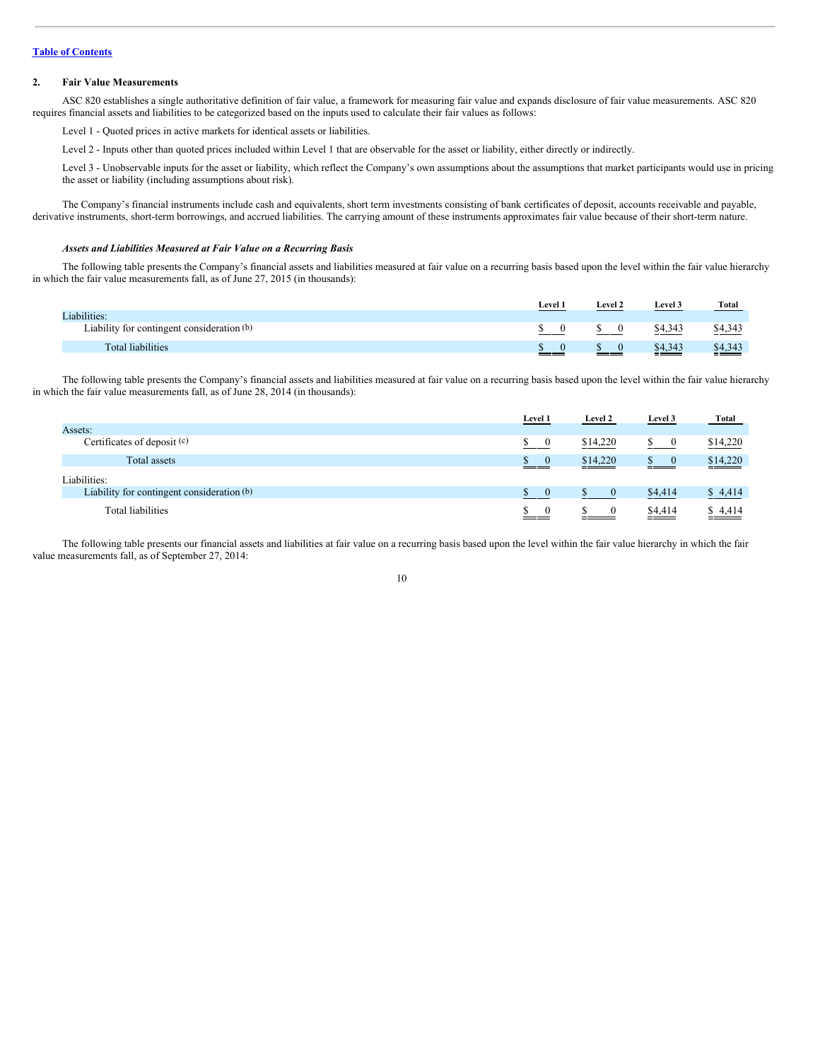[Table of Contents](#)

## 2. Fair Value Measurements

ASC 820 establishes a single authoritative definition of fair value, a framework for measuring fair value and expands disclosure of fair value measurements. ASC 820 requires financial assets and liabilities to be categorized based on the inputs used to calculate their fair values as follows:

Level 1 - Quoted prices in active markets for identical assets or liabilities.

Level 2 - Inputs other than quoted prices included within Level 1 that are observable for the asset or liability, either directly or indirectly.

Level 3 - Unobservable inputs for the asset or liability, which reflect the Company's own assumptions about the assumptions that market participants would use in pricing the asset or liability (including assumptions about risk).

The Company's financial instruments include cash and equivalents, short term investments consisting of bank certificates of deposit, accounts receivable and payable, derivative instruments, short-term borrowings, and accrued liabilities. The carrying amount of these instruments approximates fair value because of their short-term nature.

***Assets and Liabilities Measured at Fair Value on a Recurring Basis***

The following table presents the Company's financial assets and liabilities measured at fair value on a recurring basis based upon the level within the fair value hierarchy in which the fair value measurements fall, as of June 27, 2015 (in thousands):

| | Level 1 | Level 2 | Level 3 | Total |
|---|---|---|---|---|
| Liabilities: | | | | |
| Liability for contingent consideration (b) | $ 0 | $ 0 | $4,343 | $4,343 |
| Total liabilities | $ 0 | $ 0 | $4,343 | $4,343 |

The following table presents the Company's financial assets and liabilities measured at fair value on a recurring basis based upon the level within the fair value hierarchy in which the fair value measurements fall, as of June 28, 2014 (in thousands):

| | Level 1 | Level 2 | Level 3 | Total |
|---|---|---|---|---|
| Assets: | | | | |
| Certificates of deposit (c) | $ 0 | $14,220 | $ 0 | $14,220 |
| Total assets | $ 0 | $14,220 | $ 0 | $14,220 |
| Liabilities: | | | | |
| Liability for contingent consideration (b) | $ 0 | $ 0 | $4,414 | $ 4,414 |
| Total liabilities | $ 0 | $ 0 | $4,414 | $ 4,414 |

The following table presents our financial assets and liabilities at fair value on a recurring basis based upon the level within the fair value hierarchy in which the fair value measurements fall, as of September 27, 2014: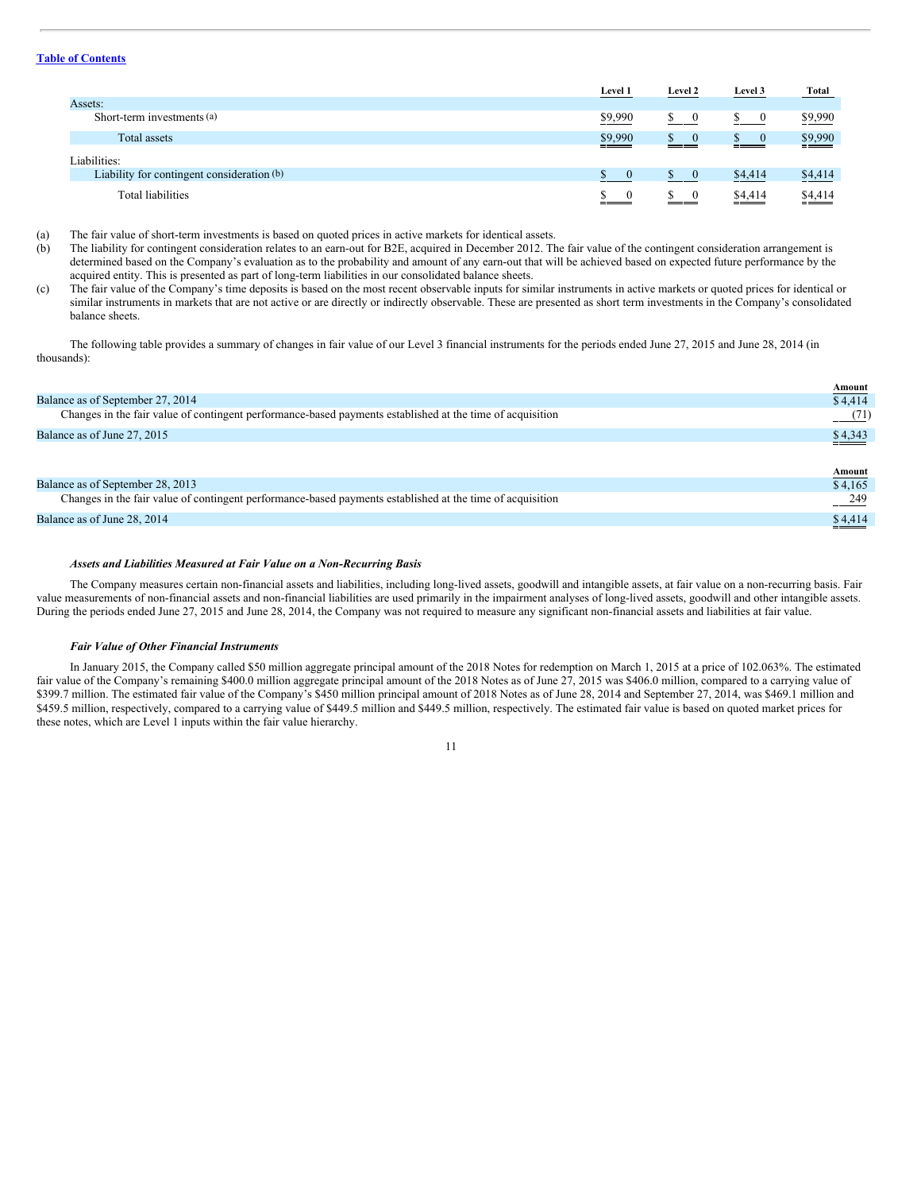|  | Level 1 | Level 2 | Level 3 | Total |
|---|---|---|---|---|
| Assets: |  |  |  |  |
| Short-term investments (a) | $9,990 | $ 0 | $ 0 | $9,990 |
| Total assets | $9,990 | $ 0 | $ 0 | $9,990 |
| Liabilities: |  |  |  |  |
| Liability for contingent consideration (b) | $ 0 | $ 0 | $4,414 | $4,414 |
| Total liabilities | $ 0 | $ 0 | $4,414 | $4,414 |

(a) The fair value of short-term investments is based on quoted prices in active markets for identical assets.

(b) The liability for contingent consideration relates to an earn-out for B2E, acquired in December 2012. The fair value of the contingent consideration arrangement is determined based on the Company's evaluation as to the probability and amount of any earn-out that will be achieved based on expected future performance by the acquired entity. This is presented as part of long-term liabilities in our consolidated balance sheets.

(c) The fair value of the Company's time deposits is based on the most recent observable inputs for similar instruments in active markets or quoted prices for identical or similar instruments in markets that are not active or are directly or indirectly observable. These are presented as short term investments in the Company's consolidated balance sheets.

The following table provides a summary of changes in fair value of our Level 3 financial instruments for the periods ended June 27, 2015 and June 28, 2014 (in thousands):

|  | Amount |
|---|---|
| Balance as of September 27, 2014 | $ 4,414 |
| Changes in the fair value of contingent performance-based payments established at the time of acquisition | (71) |
| Balance as of June 27, 2015 | $ 4,343 |

|  | Amount |
|---|---|
| Balance as of September 28, 2013 | $ 4,165 |
| Changes in the fair value of contingent performance-based payments established at the time of acquisition | 249 |
| Balance as of June 28, 2014 | $ 4,414 |

***Assets and Liabilities Measured at Fair Value on a Non-Recurring Basis***

The Company measures certain non-financial assets and liabilities, including long-lived assets, goodwill and intangible assets, at fair value on a non-recurring basis. Fair value measurements of non-financial assets and non-financial liabilities are used primarily in the impairment analyses of long-lived assets, goodwill and other intangible assets. During the periods ended June 27, 2015 and June 28, 2014, the Company was not required to measure any significant non-financial assets and liabilities at fair value.

***Fair Value of Other Financial Instruments***

In January 2015, the Company called $50 million aggregate principal amount of the 2018 Notes for redemption on March 1, 2015 at a price of 102.063%. The estimated fair value of the Company's remaining $400.0 million aggregate principal amount of the 2018 Notes as of June 27, 2015 was $406.0 million, compared to a carrying value of $399.7 million. The estimated fair value of the Company's $450 million principal amount of 2018 Notes as of June 28, 2014 and September 27, 2014, was $469.1 million and $459.5 million, respectively, compared to a carrying value of $449.5 million and $449.5 million, respectively. The estimated fair value is based on quoted market prices for these notes, which are Level 1 inputs within the fair value hierarchy.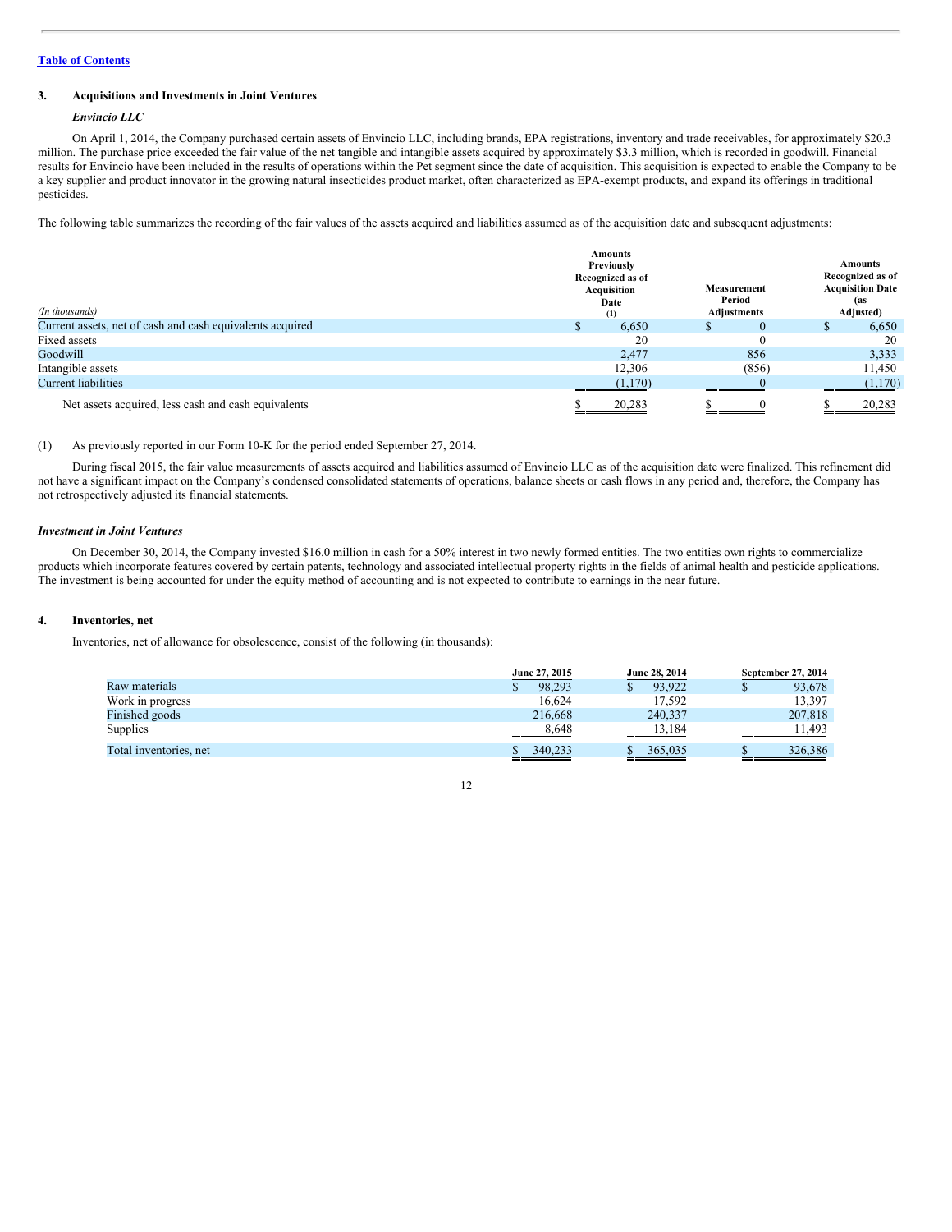[Table of Contents](#)

### 3. Acquisitions and Investments in Joint Ventures

***Envincio LLC***

On April 1, 2014, the Company purchased certain assets of Envincio LLC, including brands, EPA registrations, inventory and trade receivables, for approximately $20.3 million. The purchase price exceeded the fair value of the net tangible and intangible assets acquired by approximately $3.3 million, which is recorded in goodwill. Financial results for Envincio have been included in the results of operations within the Pet segment since the date of acquisition. This acquisition is expected to enable the Company to be a key supplier and product innovator in the growing natural insecticides product market, often characterized as EPA-exempt products, and expand its offerings in traditional pesticides.

The following table summarizes the recording of the fair values of the assets acquired and liabilities assumed as of the acquisition date and subsequent adjustments:

| *(In thousands)* | Amounts Previously Recognized as of Acquisition Date (1) | Measurement Period Adjustments | Amounts Recognized as of Acquisition Date (as Adjusted) |
|---|---|---|---|
| Current assets, net of cash and cash equivalents acquired | $ 6,650 | $ 0 | $ 6,650 |
| Fixed assets | 20 | 0 | 20 |
| Goodwill | 2,477 | 856 | 3,333 |
| Intangible assets | 12,306 | (856) | 11,450 |
| Current liabilities | (1,170) | 0 | (1,170) |
| Net assets acquired, less cash and cash equivalents | $ 20,283 | $ 0 | $ 20,283 |

(1) As previously reported in our Form 10-K for the period ended September 27, 2014.

During fiscal 2015, the fair value measurements of assets acquired and liabilities assumed of Envincio LLC as of the acquisition date were finalized. This refinement did not have a significant impact on the Company's condensed consolidated statements of operations, balance sheets or cash flows in any period and, therefore, the Company has not retrospectively adjusted its financial statements.

***Investment in Joint Ventures***

On December 30, 2014, the Company invested $16.0 million in cash for a 50% interest in two newly formed entities. The two entities own rights to commercialize products which incorporate features covered by certain patents, technology and associated intellectual property rights in the fields of animal health and pesticide applications. The investment is being accounted for under the equity method of accounting and is not expected to contribute to earnings in the near future.

### 4. Inventories, net

Inventories, net of allowance for obsolescence, consist of the following (in thousands):

| | June 27, 2015 | June 28, 2014 | September 27, 2014 |
|---|---|---|---|
| Raw materials | $ 98,293 | $ 93,922 | $ 93,678 |
| Work in progress | 16,624 | 17,592 | 13,397 |
| Finished goods | 216,668 | 240,337 | 207,818 |
| Supplies | 8,648 | 13,184 | 11,493 |
| Total inventories, net | $ 340,233 | $ 365,035 | $ 326,386 |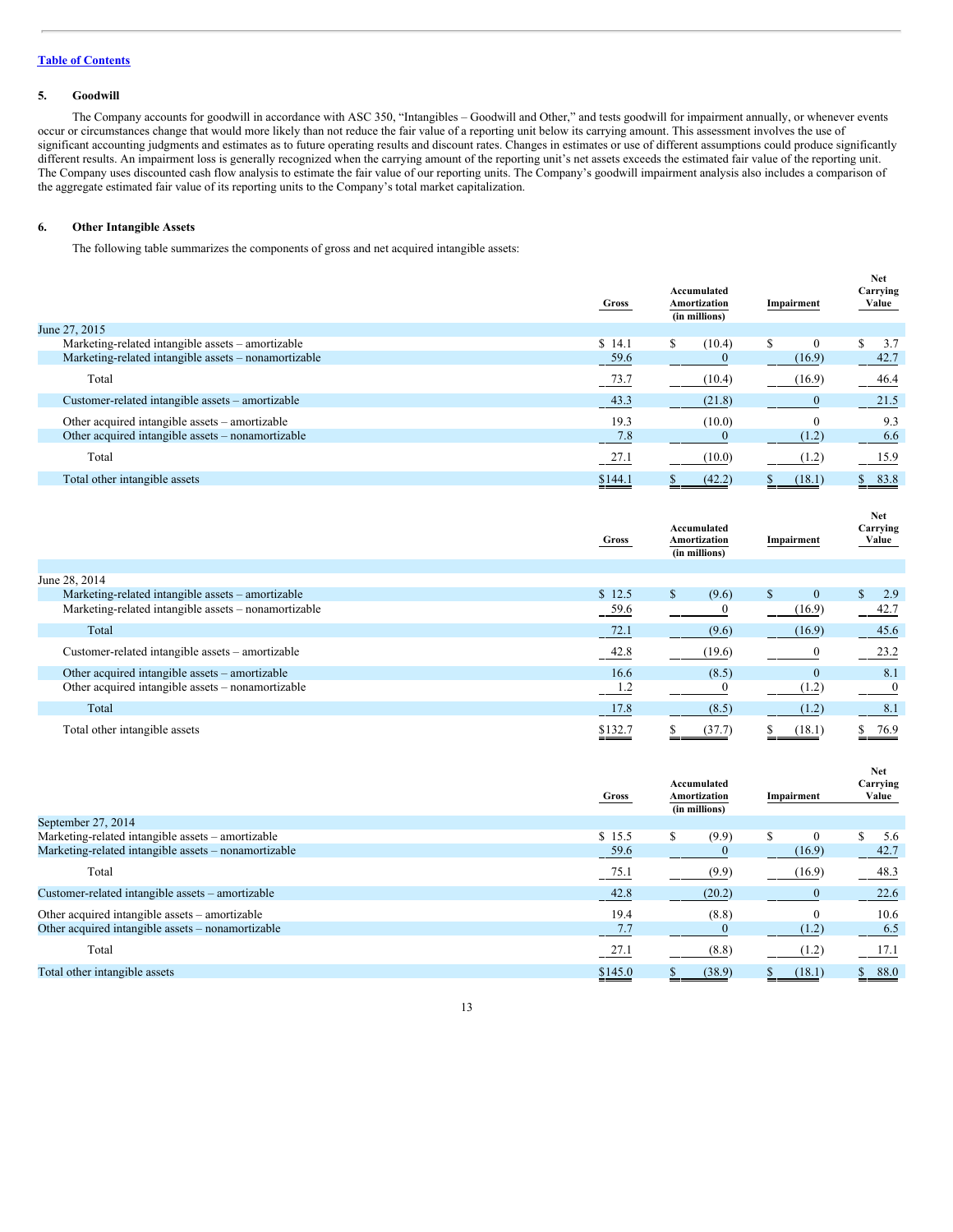[Table of Contents](#)

## 5. Goodwill

The Company accounts for goodwill in accordance with ASC 350, "Intangibles – Goodwill and Other," and tests goodwill for impairment annually, or whenever events occur or circumstances change that would more likely than not reduce the fair value of a reporting unit below its carrying amount. This assessment involves the use of significant accounting judgments and estimates as to future operating results and discount rates. Changes in estimates or use of different assumptions could produce significantly different results. An impairment loss is generally recognized when the carrying amount of the reporting unit's net assets exceeds the estimated fair value of the reporting unit. The Company uses discounted cash flow analysis to estimate the fair value of our reporting units. The Company's goodwill impairment analysis also includes a comparison of the aggregate estimated fair value of its reporting units to the Company's total market capitalization.

## 6. Other Intangible Assets

The following table summarizes the components of gross and net acquired intangible assets:

| | Gross | Accumulated Amortization (in millions) | Impairment | Net Carrying Value |
|---|---|---|---|---|
| June 27, 2015 | | | | |
| Marketing-related intangible assets – amortizable | $ 14.1 | $ (10.4) | $ 0 | $ 3.7 |
| Marketing-related intangible assets – nonamortizable | 59.6 | 0 | (16.9) | 42.7 |
| Total | 73.7 | (10.4) | (16.9) | 46.4 |
| Customer-related intangible assets – amortizable | 43.3 | (21.8) | 0 | 21.5 |
| Other acquired intangible assets – amortizable | 19.3 | (10.0) | 0 | 9.3 |
| Other acquired intangible assets – nonamortizable | 7.8 | 0 | (1.2) | 6.6 |
| Total | 27.1 | (10.0) | (1.2) | 15.9 |
| Total other intangible assets | $144.1 | $ (42.2) | $ (18.1) | $ 83.8 |

| | Gross | Accumulated Amortization (in millions) | Impairment | Net Carrying Value |
|---|---|---|---|---|
| June 28, 2014 | | | | |
| Marketing-related intangible assets – amortizable | $ 12.5 | $ (9.6) | $ 0 | $ 2.9 |
| Marketing-related intangible assets – nonamortizable | 59.6 | 0 | (16.9) | 42.7 |
| Total | 72.1 | (9.6) | (16.9) | 45.6 |
| Customer-related intangible assets – amortizable | 42.8 | (19.6) | 0 | 23.2 |
| Other acquired intangible assets – amortizable | 16.6 | (8.5) | 0 | 8.1 |
| Other acquired intangible assets – nonamortizable | 1.2 | 0 | (1.2) | 0 |
| Total | 17.8 | (8.5) | (1.2) | 8.1 |
| Total other intangible assets | $132.7 | $ (37.7) | $ (18.1) | $ 76.9 |

| | Gross | Accumulated Amortization (in millions) | Impairment | Net Carrying Value |
|---|---|---|---|---|
| September 27, 2014 | | | | |
| Marketing-related intangible assets – amortizable | $ 15.5 | $ (9.9) | $ 0 | $ 5.6 |
| Marketing-related intangible assets – nonamortizable | 59.6 | 0 | (16.9) | 42.7 |
| Total | 75.1 | (9.9) | (16.9) | 48.3 |
| Customer-related intangible assets – amortizable | 42.8 | (20.2) | 0 | 22.6 |
| Other acquired intangible assets – amortizable | 19.4 | (8.8) | 0 | 10.6 |
| Other acquired intangible assets – nonamortizable | 7.7 | 0 | (1.2) | 6.5 |
| Total | 27.1 | (8.8) | (1.2) | 17.1 |
| Total other intangible assets | $145.0 | $ (38.9) | $ (18.1) | $ 88.0 |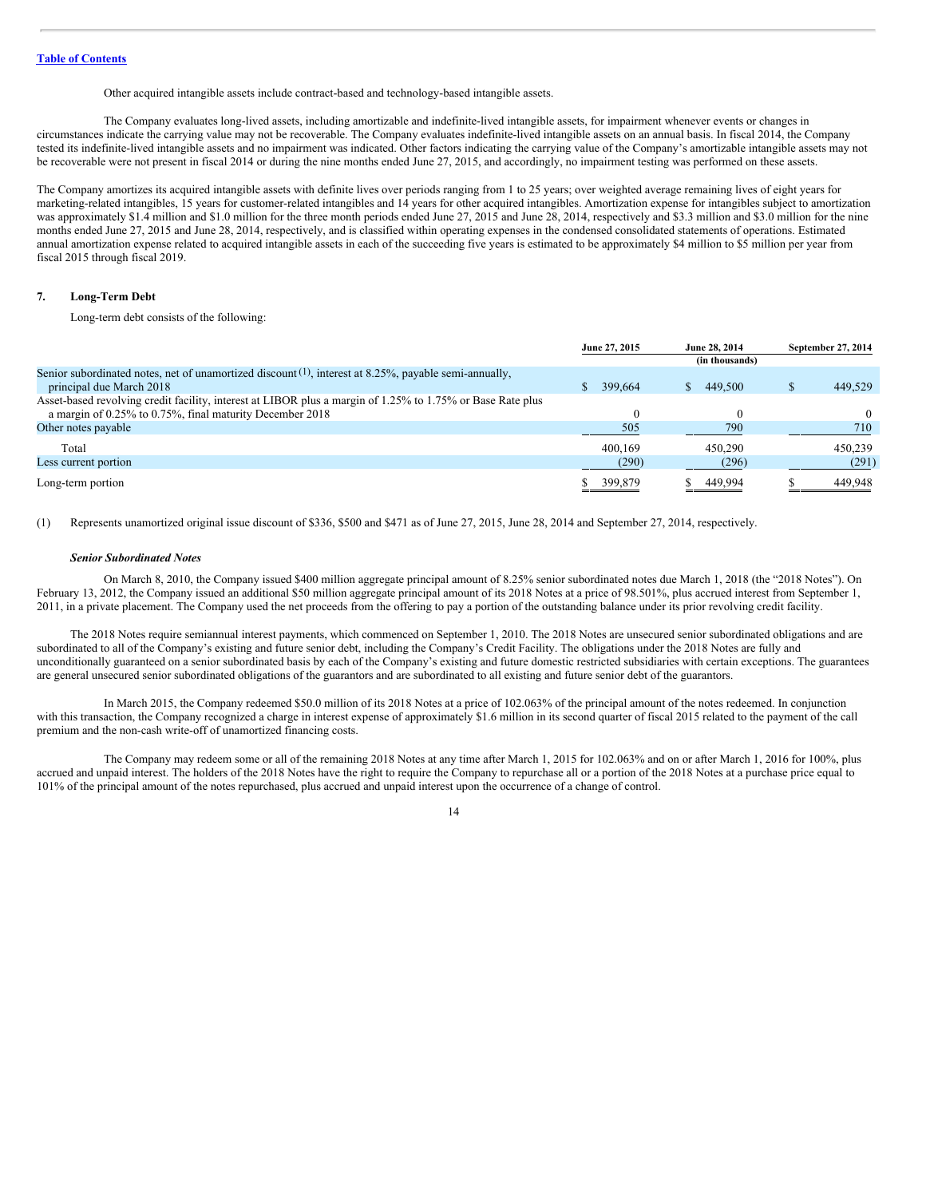Table of Contents

Other acquired intangible assets include contract-based and technology-based intangible assets.

The Company evaluates long-lived assets, including amortizable and indefinite-lived intangible assets, for impairment whenever events or changes in circumstances indicate the carrying value may not be recoverable. The Company evaluates indefinite-lived intangible assets on an annual basis. In fiscal 2014, the Company tested its indefinite-lived intangible assets and no impairment was indicated. Other factors indicating the carrying value of the Company's amortizable intangible assets may not be recoverable were not present in fiscal 2014 or during the nine months ended June 27, 2015, and accordingly, no impairment testing was performed on these assets.

The Company amortizes its acquired intangible assets with definite lives over periods ranging from 1 to 25 years; over weighted average remaining lives of eight years for marketing-related intangibles, 15 years for customer-related intangibles and 14 years for other acquired intangibles. Amortization expense for intangibles subject to amortization was approximately $1.4 million and $1.0 million for the three month periods ended June 27, 2015 and June 28, 2014, respectively and $3.3 million and $3.0 million for the nine months ended June 27, 2015 and June 28, 2014, respectively, and is classified within operating expenses in the condensed consolidated statements of operations. Estimated annual amortization expense related to acquired intangible assets in each of the succeeding five years is estimated to be approximately $4 million to $5 million per year from fiscal 2015 through fiscal 2019.

## 7. Long-Term Debt

Long-term debt consists of the following:

| | June 27, 2015 | June 28, 2014 | September 27, 2014 |
|---|---|---|---|
| | | (in thousands) | |
| Senior subordinated notes, net of unamortized discount [(1)], interest at 8.25%, payable semi-annually, principal due March 2018 | $ 399,664 | $ 449,500 | $ 449,529 |
| Asset-based revolving credit facility, interest at LIBOR plus a margin of 1.25% to 1.75% or Base Rate plus a margin of 0.25% to 0.75%, final maturity December 2018 | 0 | 0 | 0 |
| Other notes payable | 505 | 790 | 710 |
| Total | 400,169 | 450,290 | 450,239 |
| Less current portion | (290) | (296) | (291) |
| Long-term portion | $ 399,879 | $ 449,994 | $ 449,948 |

(1) Represents unamortized original issue discount of $336, $500 and $471 as of June 27, 2015, June 28, 2014 and September 27, 2014, respectively.

### *Senior Subordinated Notes*

On March 8, 2010, the Company issued $400 million aggregate principal amount of 8.25% senior subordinated notes due March 1, 2018 (the "2018 Notes"). On February 13, 2012, the Company issued an additional $50 million aggregate principal amount of its 2018 Notes at a price of 98.501%, plus accrued interest from September 1, 2011, in a private placement. The Company used the net proceeds from the offering to pay a portion of the outstanding balance under its prior revolving credit facility.

The 2018 Notes require semiannual interest payments, which commenced on September 1, 2010. The 2018 Notes are unsecured senior subordinated obligations and are subordinated to all of the Company's existing and future senior debt, including the Company's Credit Facility. The obligations under the 2018 Notes are fully and unconditionally guaranteed on a senior subordinated basis by each of the Company's existing and future domestic restricted subsidiaries with certain exceptions. The guarantees are general unsecured senior subordinated obligations of the guarantors and are subordinated to all existing and future senior debt of the guarantors.

In March 2015, the Company redeemed $50.0 million of its 2018 Notes at a price of 102.063% of the principal amount of the notes redeemed. In conjunction with this transaction, the Company recognized a charge in interest expense of approximately $1.6 million in its second quarter of fiscal 2015 related to the payment of the call premium and the non-cash write-off of unamortized financing costs.

The Company may redeem some or all of the remaining 2018 Notes at any time after March 1, 2015 for 102.063% and on or after March 1, 2016 for 100%, plus accrued and unpaid interest. The holders of the 2018 Notes have the right to require the Company to repurchase all or a portion of the 2018 Notes at a purchase price equal to 101% of the principal amount of the notes repurchased, plus accrued and unpaid interest upon the occurrence of a change of control.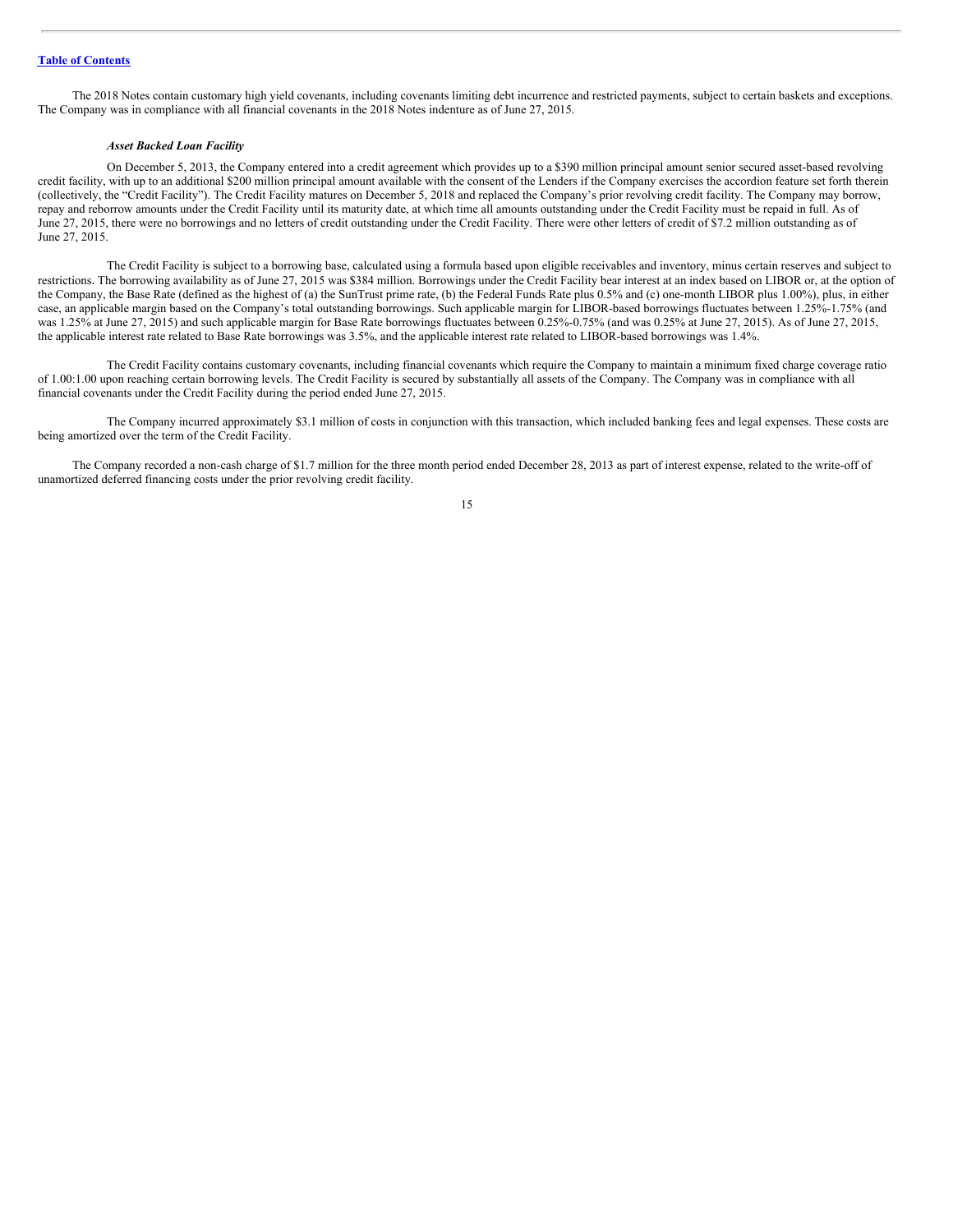The 2018 Notes contain customary high yield covenants, including covenants limiting debt incurrence and restricted payments, subject to certain baskets and exceptions. The Company was in compliance with all financial covenants in the 2018 Notes indenture as of June 27, 2015.

***Asset Backed Loan Facility***

On December 5, 2013, the Company entered into a credit agreement which provides up to a $390 million principal amount senior secured asset-based revolving credit facility, with up to an additional $200 million principal amount available with the consent of the Lenders if the Company exercises the accordion feature set forth therein (collectively, the "Credit Facility"). The Credit Facility matures on December 5, 2018 and replaced the Company's prior revolving credit facility. The Company may borrow, repay and reborrow amounts under the Credit Facility until its maturity date, at which time all amounts outstanding under the Credit Facility must be repaid in full. As of June 27, 2015, there were no borrowings and no letters of credit outstanding under the Credit Facility. There were other letters of credit of $7.2 million outstanding as of June 27, 2015.

The Credit Facility is subject to a borrowing base, calculated using a formula based upon eligible receivables and inventory, minus certain reserves and subject to restrictions. The borrowing availability as of June 27, 2015 was $384 million. Borrowings under the Credit Facility bear interest at an index based on LIBOR or, at the option of the Company, the Base Rate (defined as the highest of (a) the SunTrust prime rate, (b) the Federal Funds Rate plus 0.5% and (c) one-month LIBOR plus 1.00%), plus, in either case, an applicable margin based on the Company's total outstanding borrowings. Such applicable margin for LIBOR-based borrowings fluctuates between 1.25%-1.75% (and was 1.25% at June 27, 2015) and such applicable margin for Base Rate borrowings fluctuates between 0.25%-0.75% (and was 0.25% at June 27, 2015). As of June 27, 2015, the applicable interest rate related to Base Rate borrowings was 3.5%, and the applicable interest rate related to LIBOR-based borrowings was 1.4%.

The Credit Facility contains customary covenants, including financial covenants which require the Company to maintain a minimum fixed charge coverage ratio of 1.00:1.00 upon reaching certain borrowing levels. The Credit Facility is secured by substantially all assets of the Company. The Company was in compliance with all financial covenants under the Credit Facility during the period ended June 27, 2015.

The Company incurred approximately $3.1 million of costs in conjunction with this transaction, which included banking fees and legal expenses. These costs are being amortized over the term of the Credit Facility.

The Company recorded a non-cash charge of $1.7 million for the three month period ended December 28, 2013 as part of interest expense, related to the write-off of unamortized deferred financing costs under the prior revolving credit facility.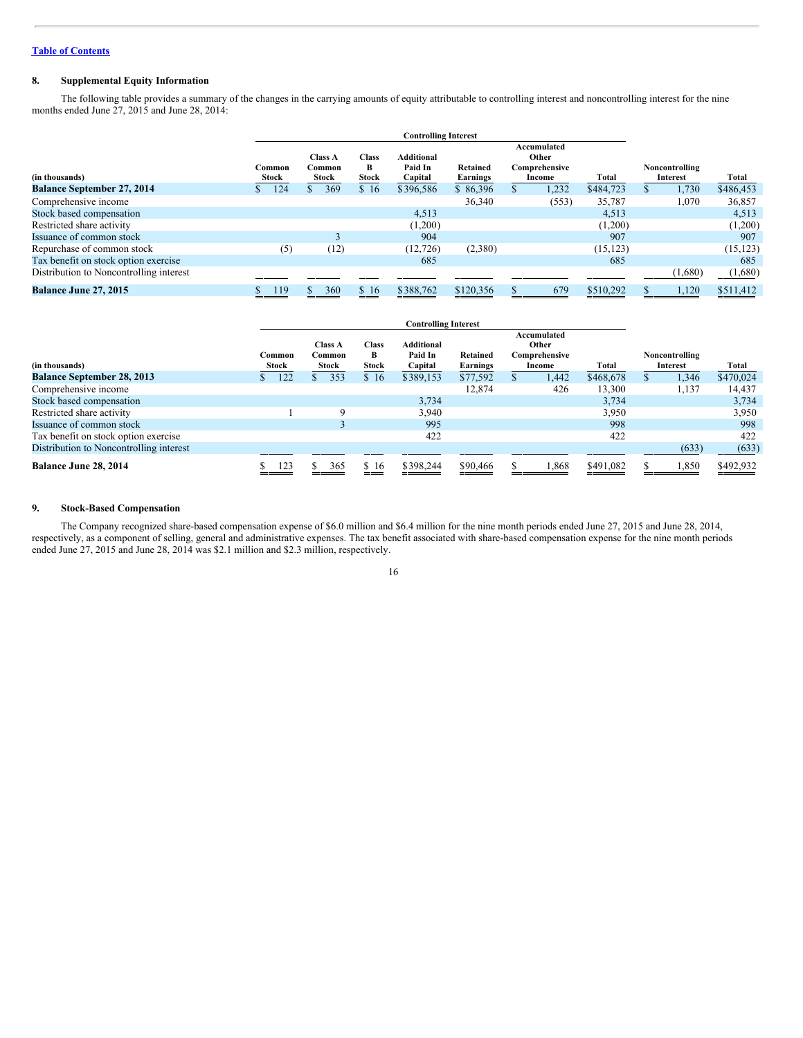[Table of Contents](#)

## 8. Supplemental Equity Information

The following table provides a summary of the changes in the carrying amounts of equity attributable to controlling interest and noncontrolling interest for the nine months ended June 27, 2015 and June 28, 2014:

| | Controlling Interest | | | | | | | | |
|---|---|---|---|---|---|---|---|---|---|
| (in thousands) | Common Stock | Class A Common Stock | Class B Stock | Additional Paid In Capital | Retained Earnings | Accumulated Other Comprehensive Income | Total | Noncontrolling Interest | Total |
| **Balance September 27, 2014** | $ 124 | $ 369 | $ 16 | $396,586 | $ 86,396 | $ 1,232 | $484,723 | $ 1,730 | $486,453 |
| Comprehensive income | | | | | 36,340 | (553) | 35,787 | 1,070 | 36,857 |
| Stock based compensation | | | | 4,513 | | | 4,513 | | 4,513 |
| Restricted share activity | | | | (1,200) | | | (1,200) | | (1,200) |
| Issuance of common stock | | 3 | | 904 | | | 907 | | 907 |
| Repurchase of common stock | (5) | (12) | | (12,726) | (2,380) | | (15,123) | | (15,123) |
| Tax benefit on stock option exercise | | | | 685 | | | 685 | | 685 |
| Distribution to Noncontrolling interest | | | | | | | | (1,680) | (1,680) |
| **Balance June 27, 2015** | $ 119 | $ 360 | $ 16 | $388,762 | $120,356 | $ 679 | $510,292 | $ 1,120 | $511,412 |

| | Controlling Interest | | | | | | | | |
|---|---|---|---|---|---|---|---|---|---|
| (in thousands) | Common Stock | Class A Common Stock | Class B Stock | Additional Paid In Capital | Retained Earnings | Accumulated Other Comprehensive Income | Total | Noncontrolling Interest | Total |
| **Balance September 28, 2013** | $ 122 | $ 353 | $ 16 | $389,153 | $77,592 | $ 1,442 | $468,678 | $ 1,346 | $470,024 |
| Comprehensive income | | | | | 12,874 | 426 | 13,300 | 1,137 | 14,437 |
| Stock based compensation | | | | 3,734 | | | 3,734 | | 3,734 |
| Restricted share activity | 1 | 9 | | 3,940 | | | 3,950 | | 3,950 |
| Issuance of common stock | | 3 | | 995 | | | 998 | | 998 |
| Tax benefit on stock option exercise | | | | 422 | | | 422 | | 422 |
| Distribution to Noncontrolling interest | | | | | | | | (633) | (633) |
| **Balance June 28, 2014** | $ 123 | $ 365 | $ 16 | $398,244 | $90,466 | $ 1,868 | $491,082 | $ 1,850 | $492,932 |

## 9. Stock-Based Compensation

The Company recognized share-based compensation expense of $6.0 million and $6.4 million for the nine month periods ended June 27, 2015 and June 28, 2014, respectively, as a component of selling, general and administrative expenses. The tax benefit associated with share-based compensation expense for the nine month periods ended June 27, 2015 and June 28, 2014 was $2.1 million and $2.3 million, respectively.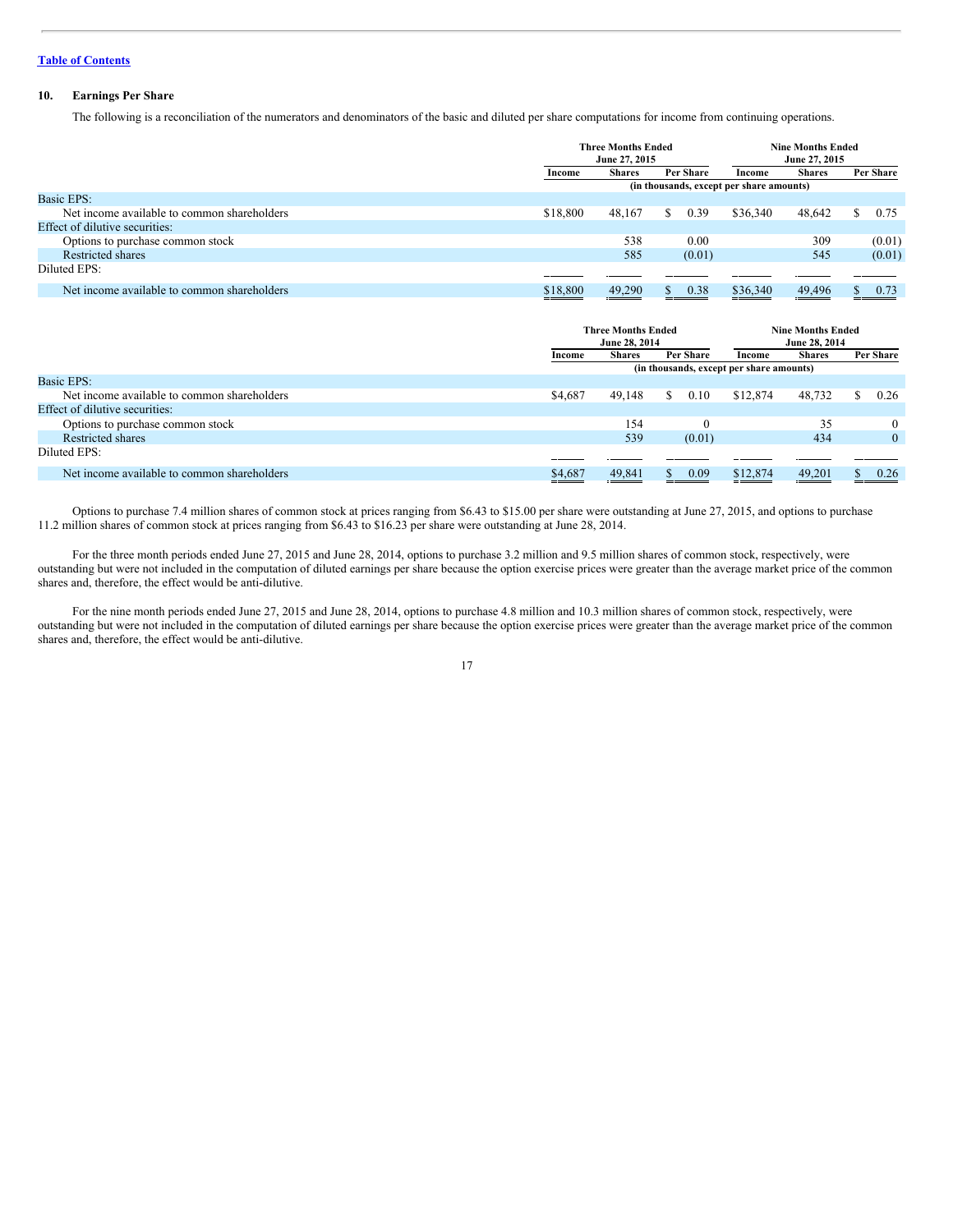[Table of Contents](#)

## 10. Earnings Per Share

The following is a reconciliation of the numerators and denominators of the basic and diluted per share computations for income from continuing operations.

| | Three Months Ended June 27, 2015 | | | Nine Months Ended June 27, 2015 | | |
|---|---|---|---|---|---|---|
| | Income | Shares | Per Share | Income | Shares | Per Share |
| | (in thousands, except per share amounts) | | | | | |
| Basic EPS: | | | | | | |
| Net income available to common shareholders | $18,800 | 48,167 | $ 0.39 | $36,340 | 48,642 | $ 0.75 |
| Effect of dilutive securities: | | | | | | |
| Options to purchase common stock | | 538 | 0.00 | | 309 | (0.01) |
| Restricted shares | | 585 | (0.01) | | 545 | (0.01) |
| Diluted EPS: | | | | | | |
| Net income available to common shareholders | $18,800 | 49,290 | $ 0.38 | $36,340 | 49,496 | $ 0.73 |

| | Three Months Ended June 28, 2014 | | | Nine Months Ended June 28, 2014 | | |
|---|---|---|---|---|---|---|
| | Income | Shares | Per Share | Income | Shares | Per Share |
| | (in thousands, except per share amounts) | | | | | |
| Basic EPS: | | | | | | |
| Net income available to common shareholders | $4,687 | 49,148 | $ 0.10 | $12,874 | 48,732 | $ 0.26 |
| Effect of dilutive securities: | | | | | | |
| Options to purchase common stock | | 154 | 0 | | 35 | 0 |
| Restricted shares | | 539 | (0.01) | | 434 | 0 |
| Diluted EPS: | | | | | | |
| Net income available to common shareholders | $4,687 | 49,841 | $ 0.09 | $12,874 | 49,201 | $ 0.26 |

Options to purchase 7.4 million shares of common stock at prices ranging from $6.43 to $15.00 per share were outstanding at June 27, 2015, and options to purchase 11.2 million shares of common stock at prices ranging from $6.43 to $16.23 per share were outstanding at June 28, 2014.

For the three month periods ended June 27, 2015 and June 28, 2014, options to purchase 3.2 million and 9.5 million shares of common stock, respectively, were outstanding but were not included in the computation of diluted earnings per share because the option exercise prices were greater than the average market price of the common shares and, therefore, the effect would be anti-dilutive.

For the nine month periods ended June 27, 2015 and June 28, 2014, options to purchase 4.8 million and 10.3 million shares of common stock, respectively, were outstanding but were not included in the computation of diluted earnings per share because the option exercise prices were greater than the average market price of the common shares and, therefore, the effect would be anti-dilutive.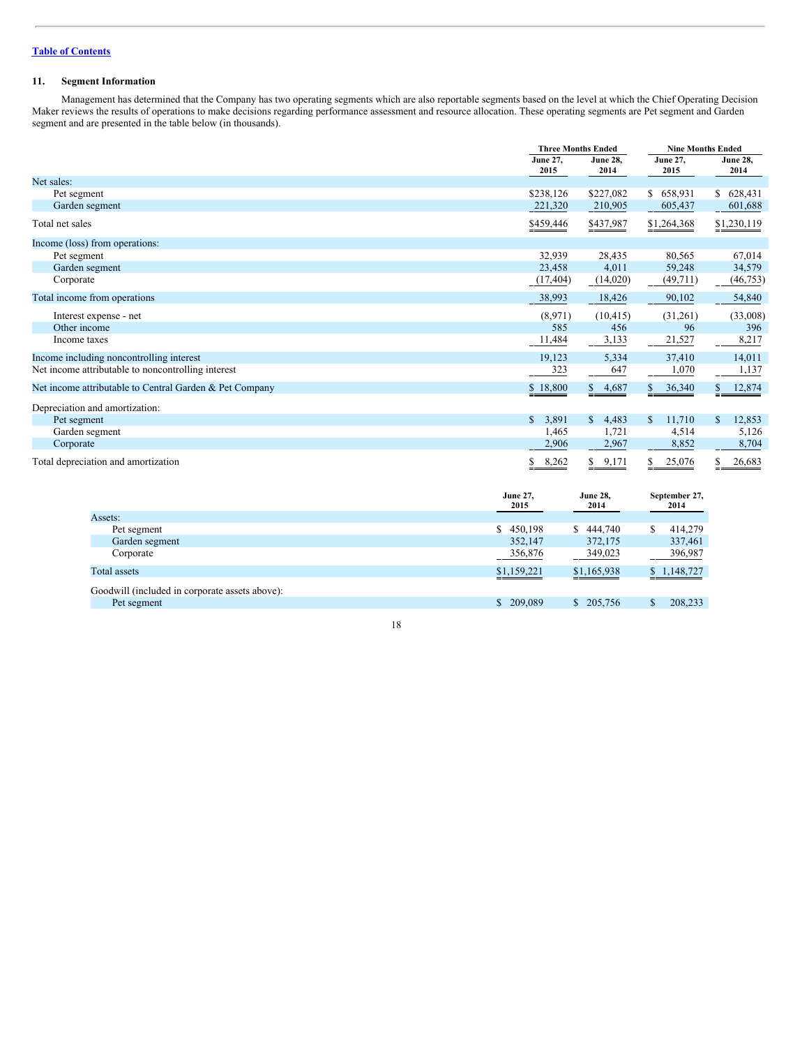[Table of Contents](#)

## 11. Segment Information

Management has determined that the Company has two operating segments which are also reportable segments based on the level at which the Chief Operating Decision Maker reviews the results of operations to make decisions regarding performance assessment and resource allocation. These operating segments are Pet segment and Garden segment and are presented in the table below (in thousands).

| | Three Months Ended | | Nine Months Ended | |
|---|---|---|---|---|
| | June 27, 2015 | June 28, 2014 | June 27, 2015 | June 28, 2014 |
| Net sales: | | | | |
| Pet segment | $238,126 | $227,082 | $ 658,931 | $ 628,431 |
| Garden segment | 221,320 | 210,905 | 605,437 | 601,688 |
| Total net sales | $459,446 | $437,987 | $1,264,368 | $1,230,119 |
| Income (loss) from operations: | | | | |
| Pet segment | 32,939 | 28,435 | 80,565 | 67,014 |
| Garden segment | 23,458 | 4,011 | 59,248 | 34,579 |
| Corporate | (17,404) | (14,020) | (49,711) | (46,753) |
| Total income from operations | 38,993 | 18,426 | 90,102 | 54,840 |
| Interest expense - net | (8,971) | (10,415) | (31,261) | (33,008) |
| Other income | 585 | 456 | 96 | 396 |
| Income taxes | 11,484 | 3,133 | 21,527 | 8,217 |
| Income including noncontrolling interest | 19,123 | 5,334 | 37,410 | 14,011 |
| Net income attributable to noncontrolling interest | 323 | 647 | 1,070 | 1,137 |
| Net income attributable to Central Garden & Pet Company | $ 18,800 | $ 4,687 | $ 36,340 | $ 12,874 |
| Depreciation and amortization: | | | | |
| Pet segment | $ 3,891 | $ 4,483 | $ 11,710 | $ 12,853 |
| Garden segment | 1,465 | 1,721 | 4,514 | 5,126 |
| Corporate | 2,906 | 2,967 | 8,852 | 8,704 |
| Total depreciation and amortization | $ 8,262 | $ 9,171 | $ 25,076 | $ 26,683 |

| | June 27, 2015 | June 28, 2014 | September 27, 2014 |
|---|---|---|---|
| Assets: | | | |
| Pet segment | $ 450,198 | $ 444,740 | $ 414,279 |
| Garden segment | 352,147 | 372,175 | 337,461 |
| Corporate | 356,876 | 349,023 | 396,987 |
| Total assets | $1,159,221 | $1,165,938 | $ 1,148,727 |
| Goodwill (included in corporate assets above): | | | |
| Pet segment | $ 209,089 | $ 205,756 | $ 208,233 |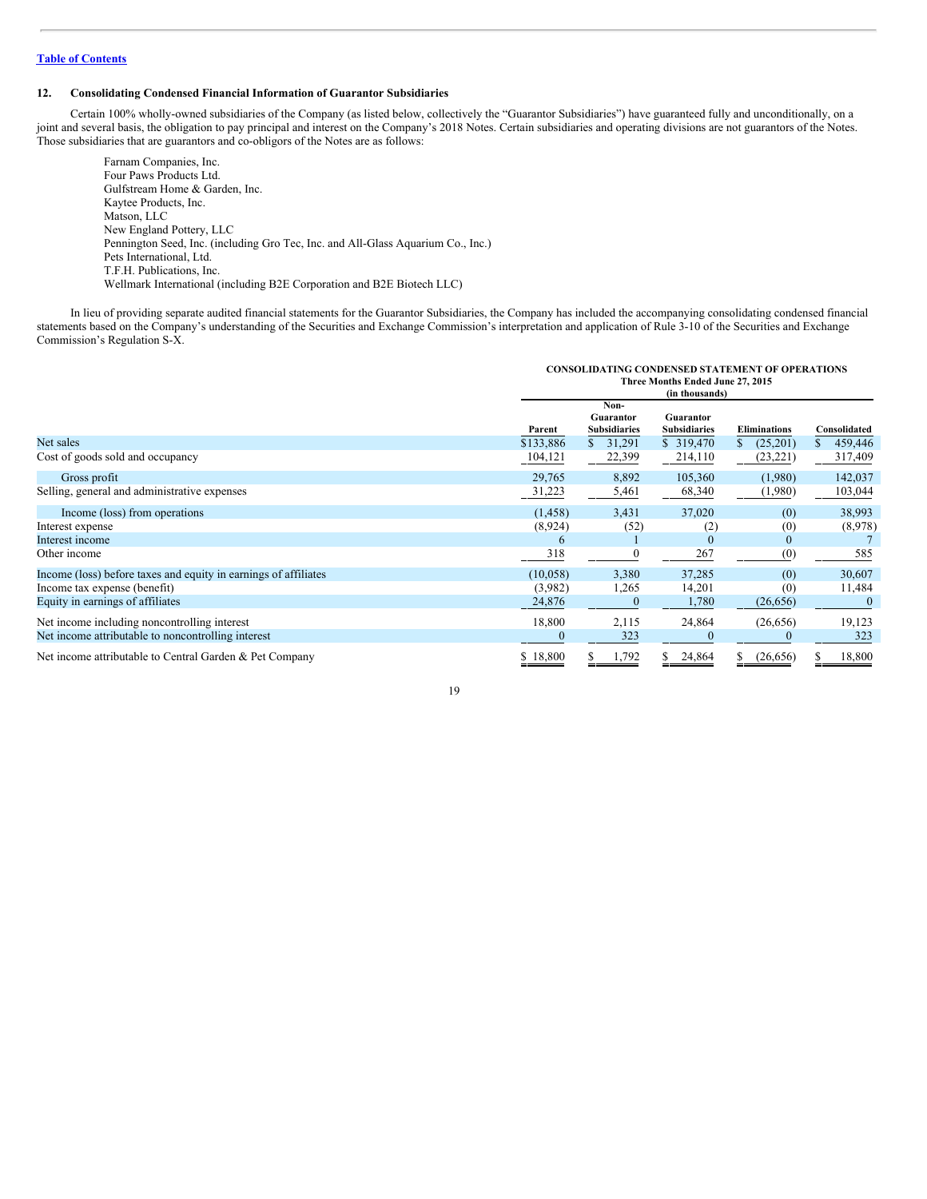## 12. Consolidating Condensed Financial Information of Guarantor Subsidiaries

Certain 100% wholly-owned subsidiaries of the Company (as listed below, collectively the "Guarantor Subsidiaries") have guaranteed fully and unconditionally, on a joint and several basis, the obligation to pay principal and interest on the Company's 2018 Notes. Certain subsidiaries and operating divisions are not guarantors of the Notes. Those subsidiaries that are guarantors and co-obligors of the Notes are as follows:

Farnam Companies, Inc.
Four Paws Products Ltd.
Gulfstream Home & Garden, Inc.
Kaytee Products, Inc.
Matson, LLC
New England Pottery, LLC
Pennington Seed, Inc. (including Gro Tec, Inc. and All-Glass Aquarium Co., Inc.)
Pets International, Ltd.
T.F.H. Publications, Inc.
Wellmark International (including B2E Corporation and B2E Biotech LLC)

In lieu of providing separate audited financial statements for the Guarantor Subsidiaries, the Company has included the accompanying consolidating condensed financial statements based on the Company's understanding of the Securities and Exchange Commission's interpretation and application of Rule 3-10 of the Securities and Exchange Commission's Regulation S-X.

**CONSOLIDATING CONDENSED STATEMENT OF OPERATIONS**
**Three Months Ended June 27, 2015**
**(in thousands)**

| | Parent | Non-Guarantor Subsidiaries | Guarantor Subsidiaries | Eliminations | Consolidated |
|---|---|---|---|---|---|
| Net sales | $133,886 | $ 31,291 | $ 319,470 | $ (25,201) | $ 459,446 |
| Cost of goods sold and occupancy | 104,121 | 22,399 | 214,110 | (23,221) | 317,409 |
| Gross profit | 29,765 | 8,892 | 105,360 | (1,980) | 142,037 |
| Selling, general and administrative expenses | 31,223 | 5,461 | 68,340 | (1,980) | 103,044 |
| Income (loss) from operations | (1,458) | 3,431 | 37,020 | (0) | 38,993 |
| Interest expense | (8,924) | (52) | (2) | (0) | (8,978) |
| Interest income | 6 | 1 | 0 | 0 | 7 |
| Other income | 318 | 0 | 267 | (0) | 585 |
| Income (loss) before taxes and equity in earnings of affiliates | (10,058) | 3,380 | 37,285 | (0) | 30,607 |
| Income tax expense (benefit) | (3,982) | 1,265 | 14,201 | (0) | 11,484 |
| Equity in earnings of affiliates | 24,876 | 0 | 1,780 | (26,656) | 0 |
| Net income including noncontrolling interest | 18,800 | 2,115 | 24,864 | (26,656) | 19,123 |
| Net income attributable to noncontrolling interest | 0 | 323 | 0 | 0 | 323 |
| Net income attributable to Central Garden & Pet Company | $ 18,800 | $ 1,792 | $ 24,864 | $ (26,656) | $ 18,800 |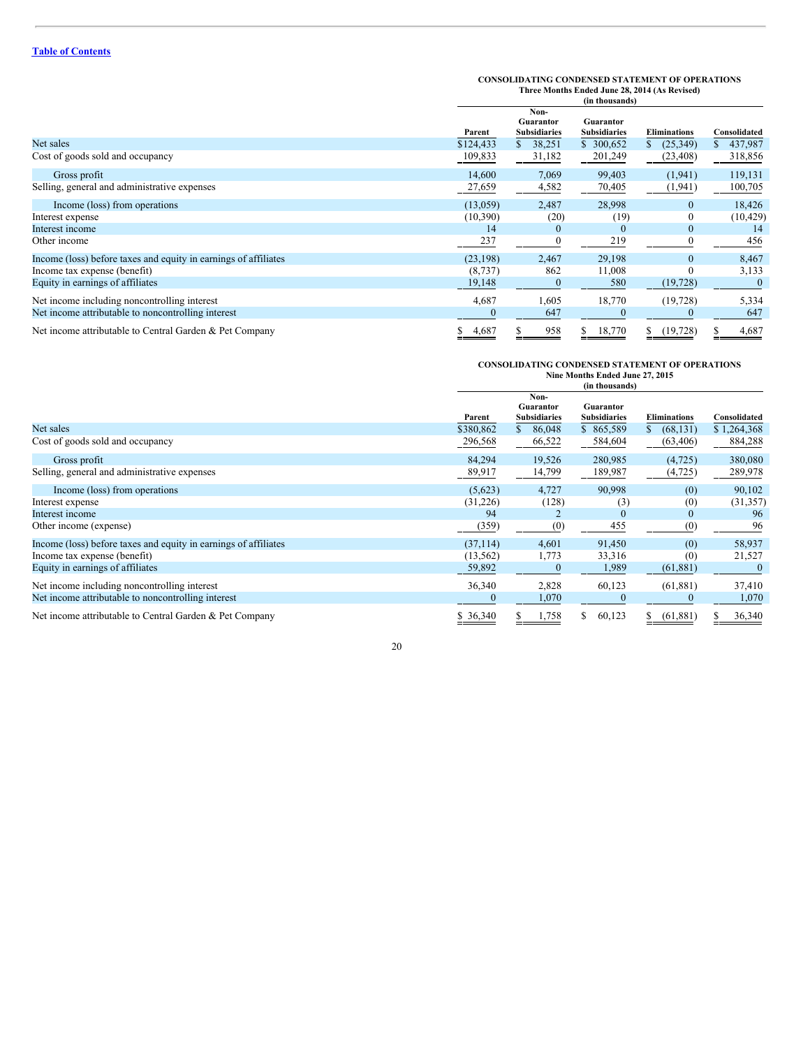[Table of Contents](#)

**CONSOLIDATING CONDENSED STATEMENT OF OPERATIONS**
**Three Months Ended June 28, 2014 (As Revised)**
**(in thousands)**

| | Parent | Non-Guarantor Subsidiaries | Guarantor Subsidiaries | Eliminations | Consolidated |
|---|---|---|---|---|---|
| Net sales | $124,433 | $ 38,251 | $ 300,652 | $ (25,349) | $ 437,987 |
| Cost of goods sold and occupancy | 109,833 | 31,182 | 201,249 | (23,408) | 318,856 |
| Gross profit | 14,600 | 7,069 | 99,403 | (1,941) | 119,131 |
| Selling, general and administrative expenses | 27,659 | 4,582 | 70,405 | (1,941) | 100,705 |
| Income (loss) from operations | (13,059) | 2,487 | 28,998 | 0 | 18,426 |
| Interest expense | (10,390) | (20) | (19) | 0 | (10,429) |
| Interest income | 14 | 0 | 0 | 0 | 14 |
| Other income | 237 | 0 | 219 | 0 | 456 |
| Income (loss) before taxes and equity in earnings of affiliates | (23,198) | 2,467 | 29,198 | 0 | 8,467 |
| Income tax expense (benefit) | (8,737) | 862 | 11,008 | 0 | 3,133 |
| Equity in earnings of affiliates | 19,148 | 0 | 580 | (19,728) | 0 |
| Net income including noncontrolling interest | 4,687 | 1,605 | 18,770 | (19,728) | 5,334 |
| Net income attributable to noncontrolling interest | 0 | 647 | 0 | 0 | 647 |
| Net income attributable to Central Garden & Pet Company | $ 4,687 | $ 958 | $ 18,770 | $ (19,728) | $ 4,687 |

**CONSOLIDATING CONDENSED STATEMENT OF OPERATIONS**
**Nine Months Ended June 27, 2015**
**(in thousands)**

| | Parent | Non-Guarantor Subsidiaries | Guarantor Subsidiaries | Eliminations | Consolidated |
|---|---|---|---|---|---|
| Net sales | $380,862 | $ 86,048 | $ 865,589 | $ (68,131) | $ 1,264,368 |
| Cost of goods sold and occupancy | 296,568 | 66,522 | 584,604 | (63,406) | 884,288 |
| Gross profit | 84,294 | 19,526 | 280,985 | (4,725) | 380,080 |
| Selling, general and administrative expenses | 89,917 | 14,799 | 189,987 | (4,725) | 289,978 |
| Income (loss) from operations | (5,623) | 4,727 | 90,998 | (0) | 90,102 |
| Interest expense | (31,226) | (128) | (3) | (0) | (31,357) |
| Interest income | 94 | 2 | 0 | 0 | 96 |
| Other income (expense) | (359) | (0) | 455 | (0) | 96 |
| Income (loss) before taxes and equity in earnings of affiliates | (37,114) | 4,601 | 91,450 | (0) | 58,937 |
| Income tax expense (benefit) | (13,562) | 1,773 | 33,316 | (0) | 21,527 |
| Equity in earnings of affiliates | 59,892 | 0 | 1,989 | (61,881) | 0 |
| Net income including noncontrolling interest | 36,340 | 2,828 | 60,123 | (61,881) | 37,410 |
| Net income attributable to noncontrolling interest | 0 | 1,070 | 0 | 0 | 1,070 |
| Net income attributable to Central Garden & Pet Company | $ 36,340 | $ 1,758 | $ 60,123 | $ (61,881) | $ 36,340 |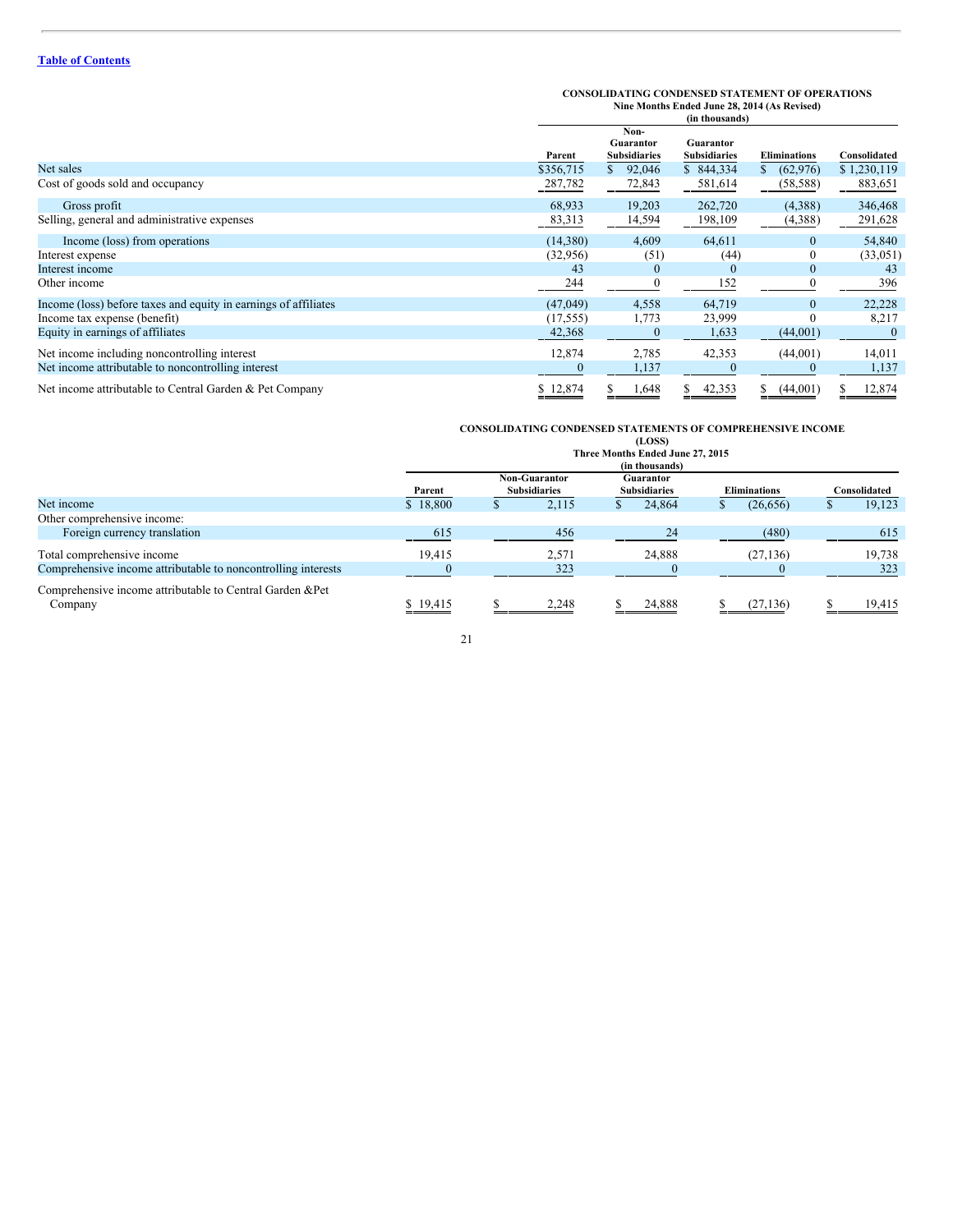[Table of Contents](#)

**CONSOLIDATING CONDENSED STATEMENT OF OPERATIONS**
**Nine Months Ended June 28, 2014 (As Revised)**
**(in thousands)**

| | Parent | Non-Guarantor Subsidiaries | Guarantor Subsidiaries | Eliminations | Consolidated |
|---|---|---|---|---|---|
| Net sales | $356,715 | $ 92,046 | $ 844,334 | $ (62,976) | $ 1,230,119 |
| Cost of goods sold and occupancy | 287,782 | 72,843 | 581,614 | (58,588) | 883,651 |
| Gross profit | 68,933 | 19,203 | 262,720 | (4,388) | 346,468 |
| Selling, general and administrative expenses | 83,313 | 14,594 | 198,109 | (4,388) | 291,628 |
| Income (loss) from operations | (14,380) | 4,609 | 64,611 | 0 | 54,840 |
| Interest expense | (32,956) | (51) | (44) | 0 | (33,051) |
| Interest income | 43 | 0 | 0 | 0 | 43 |
| Other income | 244 | 0 | 152 | 0 | 396 |
| Income (loss) before taxes and equity in earnings of affiliates | (47,049) | 4,558 | 64,719 | 0 | 22,228 |
| Income tax expense (benefit) | (17,555) | 1,773 | 23,999 | 0 | 8,217 |
| Equity in earnings of affiliates | 42,368 | 0 | 1,633 | (44,001) | 0 |
| Net income including noncontrolling interest | 12,874 | 2,785 | 42,353 | (44,001) | 14,011 |
| Net income attributable to noncontrolling interest | 0 | 1,137 | 0 | 0 | 1,137 |
| Net income attributable to Central Garden & Pet Company | $ 12,874 | $ 1,648 | $ 42,353 | $ (44,001) | $ 12,874 |

**CONSOLIDATING CONDENSED STATEMENTS OF COMPREHENSIVE INCOME (LOSS)**
**Three Months Ended June 27, 2015**
**(in thousands)**

| | Parent | Non-Guarantor Subsidiaries | Guarantor Subsidiaries | Eliminations | Consolidated |
|---|---|---|---|---|---|
| Net income | $ 18,800 | $ 2,115 | $ 24,864 | $ (26,656) | $ 19,123 |
| Other comprehensive income: | | | | | |
| Foreign currency translation | 615 | 456 | 24 | (480) | 615 |
| Total comprehensive income | 19,415 | 2,571 | 24,888 | (27,136) | 19,738 |
| Comprehensive income attributable to noncontrolling interests | 0 | 323 | 0 | 0 | 323 |
| Comprehensive income attributable to Central Garden &Pet Company | $ 19,415 | $ 2,248 | $ 24,888 | $ (27,136) | $ 19,415 |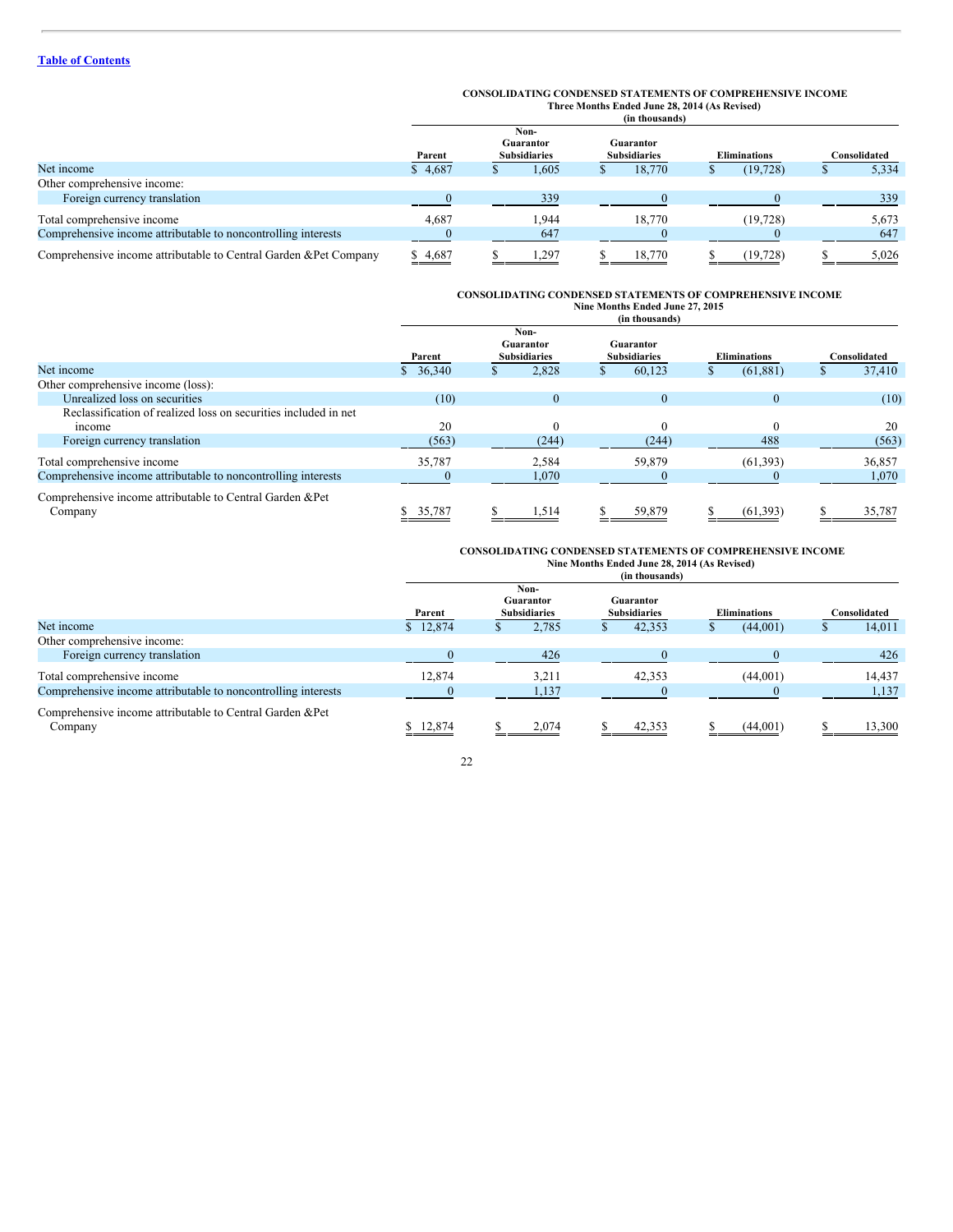[Table of Contents](#)

**CONSOLIDATING CONDENSED STATEMENTS OF COMPREHENSIVE INCOME**
**Three Months Ended June 28, 2014 (As Revised)**
**(in thousands)**

| | Parent | Non-Guarantor Subsidiaries | Guarantor Subsidiaries | Eliminations | Consolidated |
|---|---|---|---|---|---|
| Net income | $ 4,687 | $ 1,605 | $ 18,770 | $ (19,728) | $ 5,334 |
| Other comprehensive income: | | | | | |
| Foreign currency translation | 0 | 339 | 0 | 0 | 339 |
| Total comprehensive income | 4,687 | 1,944 | 18,770 | (19,728) | 5,673 |
| Comprehensive income attributable to noncontrolling interests | 0 | 647 | 0 | 0 | 647 |
| Comprehensive income attributable to Central Garden &Pet Company | $ 4,687 | $ 1,297 | $ 18,770 | $ (19,728) | $ 5,026 |

**CONSOLIDATING CONDENSED STATEMENTS OF COMPREHENSIVE INCOME**
**Nine Months Ended June 27, 2015**
**(in thousands)**

| | Parent | Non-Guarantor Subsidiaries | Guarantor Subsidiaries | Eliminations | Consolidated |
|---|---|---|---|---|---|
| Net income | $ 36,340 | $ 2,828 | $ 60,123 | $ (61,881) | $ 37,410 |
| Other comprehensive income (loss): | | | | | |
| Unrealized loss on securities | (10) | 0 | 0 | 0 | (10) |
| Reclassification of realized loss on securities included in net income | 20 | 0 | 0 | 0 | 20 |
| Foreign currency translation | (563) | (244) | (244) | 488 | (563) |
| Total comprehensive income | 35,787 | 2,584 | 59,879 | (61,393) | 36,857 |
| Comprehensive income attributable to noncontrolling interests | 0 | 1,070 | 0 | 0 | 1,070 |
| Comprehensive income attributable to Central Garden &Pet Company | $ 35,787 | $ 1,514 | $ 59,879 | $ (61,393) | $ 35,787 |

**CONSOLIDATING CONDENSED STATEMENTS OF COMPREHENSIVE INCOME**
**Nine Months Ended June 28, 2014 (As Revised)**
**(in thousands)**

| | Parent | Non-Guarantor Subsidiaries | Guarantor Subsidiaries | Eliminations | Consolidated |
|---|---|---|---|---|---|
| Net income | $ 12,874 | $ 2,785 | $ 42,353 | $ (44,001) | $ 14,011 |
| Other comprehensive income: | | | | | |
| Foreign currency translation | 0 | 426 | 0 | 0 | 426 |
| Total comprehensive income | 12,874 | 3,211 | 42,353 | (44,001) | 14,437 |
| Comprehensive income attributable to noncontrolling interests | 0 | 1,137 | 0 | 0 | 1,137 |
| Comprehensive income attributable to Central Garden &Pet Company | $ 12,874 | $ 2,074 | $ 42,353 | $ (44,001) | $ 13,300 |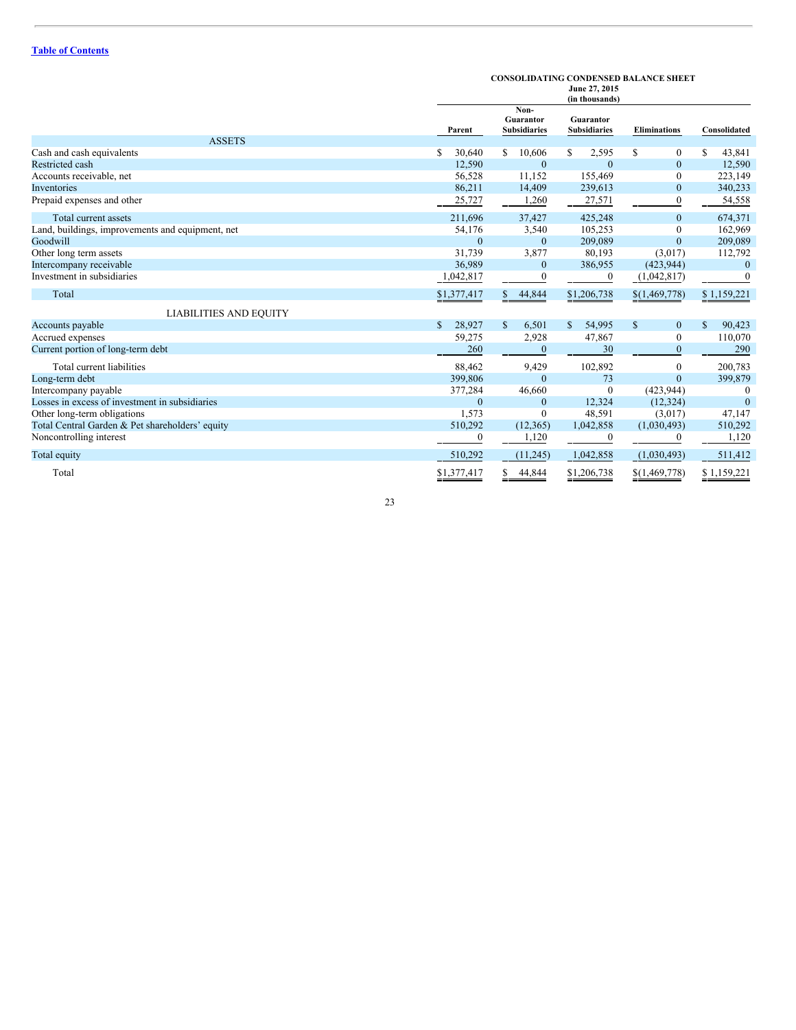[Table of Contents](#)

**CONSOLIDATING CONDENSED BALANCE SHEET**
**June 27, 2015**
**(in thousands)**

| | Parent | Non-Guarantor Subsidiaries | Guarantor Subsidiaries | Eliminations | Consolidated |
|---|---|---|---|---|---|
| **ASSETS** | | | | | |
| Cash and cash equivalents | $ 30,640 | $ 10,606 | $ 2,595 | $ 0 | $ 43,841 |
| Restricted cash | 12,590 | 0 | 0 | 0 | 12,590 |
| Accounts receivable, net | 56,528 | 11,152 | 155,469 | 0 | 223,149 |
| Inventories | 86,211 | 14,409 | 239,613 | 0 | 340,233 |
| Prepaid expenses and other | 25,727 | 1,260 | 27,571 | 0 | 54,558 |
| Total current assets | 211,696 | 37,427 | 425,248 | 0 | 674,371 |
| Land, buildings, improvements and equipment, net | 54,176 | 3,540 | 105,253 | 0 | 162,969 |
| Goodwill | 0 | 0 | 209,089 | 0 | 209,089 |
| Other long term assets | 31,739 | 3,877 | 80,193 | (3,017) | 112,792 |
| Intercompany receivable | 36,989 | 0 | 386,955 | (423,944) | 0 |
| Investment in subsidiaries | 1,042,817 | 0 | 0 | (1,042,817) | 0 |
| Total | $1,377,417 | $ 44,844 | $1,206,738 | $(1,469,778) | $ 1,159,221 |
| **LIABILITIES AND EQUITY** | | | | | |
| Accounts payable | $ 28,927 | $ 6,501 | $ 54,995 | $ 0 | $ 90,423 |
| Accrued expenses | 59,275 | 2,928 | 47,867 | 0 | 110,070 |
| Current portion of long-term debt | 260 | 0 | 30 | 0 | 290 |
| Total current liabilities | 88,462 | 9,429 | 102,892 | 0 | 200,783 |
| Long-term debt | 399,806 | 0 | 73 | 0 | 399,879 |
| Intercompany payable | 377,284 | 46,660 | 0 | (423,944) | 0 |
| Losses in excess of investment in subsidiaries | 0 | 0 | 12,324 | (12,324) | 0 |
| Other long-term obligations | 1,573 | 0 | 48,591 | (3,017) | 47,147 |
| Total Central Garden & Pet shareholders' equity | 510,292 | (12,365) | 1,042,858 | (1,030,493) | 510,292 |
| Noncontrolling interest | 0 | 1,120 | 0 | 0 | 1,120 |
| Total equity | 510,292 | (11,245) | 1,042,858 | (1,030,493) | 511,412 |
| Total | $1,377,417 | $ 44,844 | $1,206,738 | $(1,469,778) | $ 1,159,221 |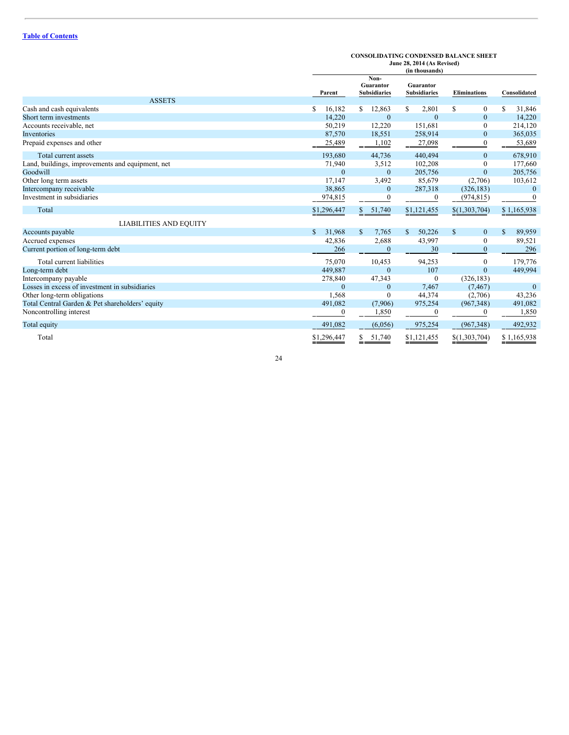[Table of Contents](#)

**CONSOLIDATING CONDENSED BALANCE SHEET**
**June 28, 2014 (As Revised)**
**(in thousands)**

| | Parent | Non-Guarantor Subsidiaries | Guarantor Subsidiaries | Eliminations | Consolidated |
|---|---|---|---|---|---|
| ASSETS | | | | | |
| Cash and cash equivalents | $ 16,182 | $ 12,863 | $ 2,801 | $ 0 | $ 31,846 |
| Short term investments | 14,220 | 0 | 0 | 0 | 14,220 |
| Accounts receivable, net | 50,219 | 12,220 | 151,681 | 0 | 214,120 |
| Inventories | 87,570 | 18,551 | 258,914 | 0 | 365,035 |
| Prepaid expenses and other | 25,489 | 1,102 | 27,098 | 0 | 53,689 |
| Total current assets | 193,680 | 44,736 | 440,494 | 0 | 678,910 |
| Land, buildings, improvements and equipment, net | 71,940 | 3,512 | 102,208 | 0 | 177,660 |
| Goodwill | 0 | 0 | 205,756 | 0 | 205,756 |
| Other long term assets | 17,147 | 3,492 | 85,679 | (2,706) | 103,612 |
| Intercompany receivable | 38,865 | 0 | 287,318 | (326,183) | 0 |
| Investment in subsidiaries | 974,815 | 0 | 0 | (974,815) | 0 |
| Total | $1,296,447 | $ 51,740 | $1,121,455 | $(1,303,704) | $ 1,165,938 |
| LIABILITIES AND EQUITY | | | | | |
| Accounts payable | $ 31,968 | $ 7,765 | $ 50,226 | $ 0 | $ 89,959 |
| Accrued expenses | 42,836 | 2,688 | 43,997 | 0 | 89,521 |
| Current portion of long-term debt | 266 | 0 | 30 | 0 | 296 |
| Total current liabilities | 75,070 | 10,453 | 94,253 | 0 | 179,776 |
| Long-term debt | 449,887 | 0 | 107 | 0 | 449,994 |
| Intercompany payable | 278,840 | 47,343 | 0 | (326,183) | |
| Losses in excess of investment in subsidiaries | 0 | 0 | 7,467 | (7,467) | 0 |
| Other long-term obligations | 1,568 | 0 | 44,374 | (2,706) | 43,236 |
| Total Central Garden & Pet shareholders' equity | 491,082 | (7,906) | 975,254 | (967,348) | 491,082 |
| Noncontrolling interest | 0 | 1,850 | 0 | 0 | 1,850 |
| Total equity | 491,082 | (6,056) | 975,254 | (967,348) | 492,932 |
| Total | $1,296,447 | $ 51,740 | $1,121,455 | $(1,303,704) | $ 1,165,938 |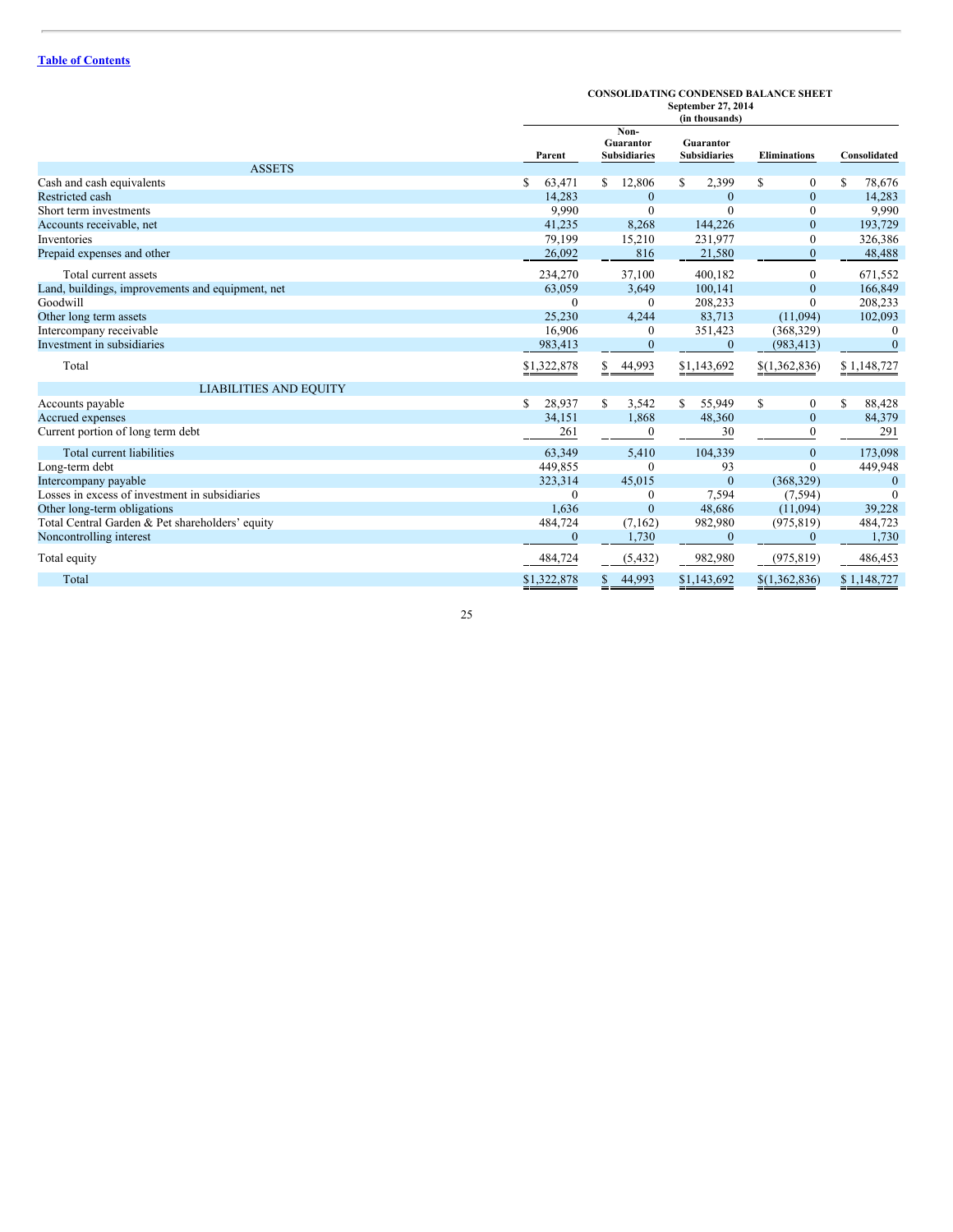[Table of Contents](#)

**CONSOLIDATING CONDENSED BALANCE SHEET**
**September 27, 2014**
**(in thousands)**

| | Parent | Non-Guarantor Subsidiaries | Guarantor Subsidiaries | Eliminations | Consolidated |
|---|---|---|---|---|---|
| **ASSETS** | | | | | |
| Cash and cash equivalents | $ 63,471 | $ 12,806 | $ 2,399 | $ 0 | $ 78,676 |
| Restricted cash | 14,283 | 0 | 0 | 0 | 14,283 |
| Short term investments | 9,990 | 0 | 0 | 0 | 9,990 |
| Accounts receivable, net | 41,235 | 8,268 | 144,226 | 0 | 193,729 |
| Inventories | 79,199 | 15,210 | 231,977 | 0 | 326,386 |
| Prepaid expenses and other | 26,092 | 816 | 21,580 | 0 | 48,488 |
| Total current assets | 234,270 | 37,100 | 400,182 | 0 | 671,552 |
| Land, buildings, improvements and equipment, net | 63,059 | 3,649 | 100,141 | 0 | 166,849 |
| Goodwill | 0 | 0 | 208,233 | 0 | 208,233 |
| Other long term assets | 25,230 | 4,244 | 83,713 | (11,094) | 102,093 |
| Intercompany receivable | 16,906 | 0 | 351,423 | (368,329) | 0 |
| Investment in subsidiaries | 983,413 | 0 | 0 | (983,413) | 0 |
| Total | $1,322,878 | $ 44,993 | $1,143,692 | $(1,362,836) | $ 1,148,727 |
| **LIABILITIES AND EQUITY** | | | | | |
| Accounts payable | $ 28,937 | $ 3,542 | $ 55,949 | $ 0 | $ 88,428 |
| Accrued expenses | 34,151 | 1,868 | 48,360 | 0 | 84,379 |
| Current portion of long term debt | 261 | 0 | 30 | 0 | 291 |
| Total current liabilities | 63,349 | 5,410 | 104,339 | 0 | 173,098 |
| Long-term debt | 449,855 | 0 | 93 | 0 | 449,948 |
| Intercompany payable | 323,314 | 45,015 | 0 | (368,329) | 0 |
| Losses in excess of investment in subsidiaries | 0 | 0 | 7,594 | (7,594) | 0 |
| Other long-term obligations | 1,636 | 0 | 48,686 | (11,094) | 39,228 |
| Total Central Garden & Pet shareholders' equity | 484,724 | (7,162) | 982,980 | (975,819) | 484,723 |
| Noncontrolling interest | 0 | 1,730 | 0 | 0 | 1,730 |
| Total equity | 484,724 | (5,432) | 982,980 | (975,819) | 486,453 |
| Total | $1,322,878 | $ 44,993 | $1,143,692 | $(1,362,836) | $ 1,148,727 |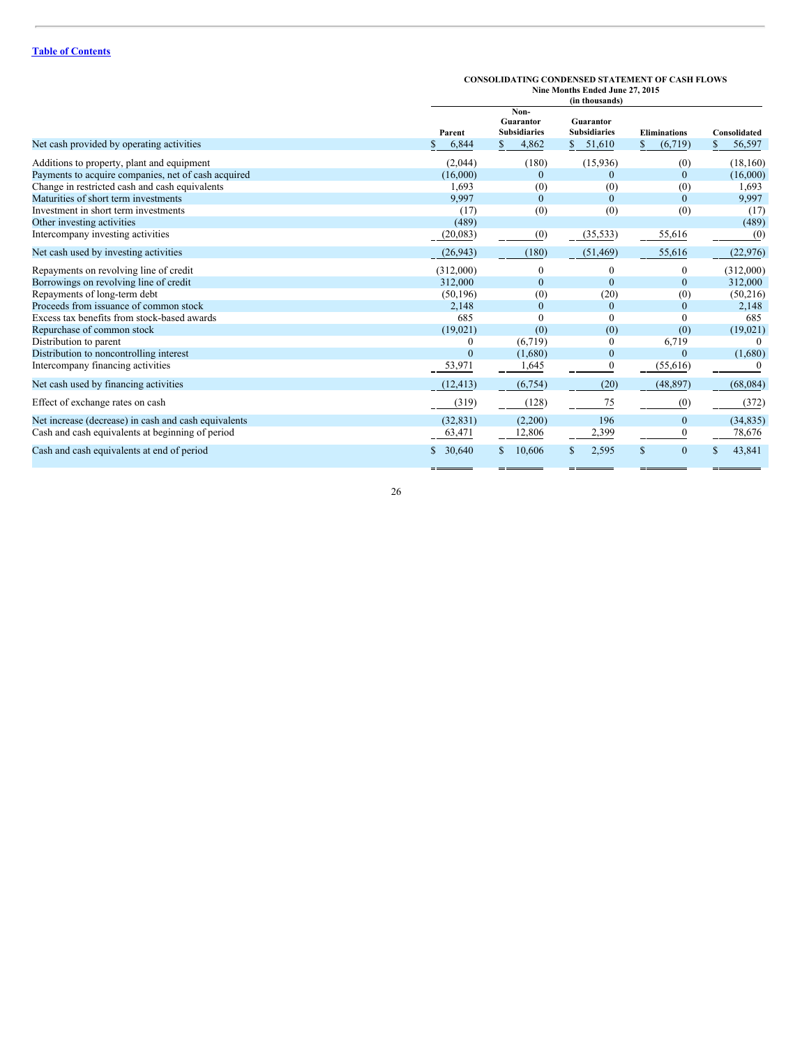[Table of Contents](#)

**CONSOLIDATING CONDENSED STATEMENT OF CASH FLOWS**
**Nine Months Ended June 27, 2015**
**(in thousands)**

| | Parent | Non-Guarantor Subsidiaries | Guarantor Subsidiaries | Eliminations | Consolidated |
|---|---|---|---|---|---|
| Net cash provided by operating activities | $ 6,844 | $ 4,862 | $ 51,610 | $ (6,719) | $ 56,597 |
| Additions to property, plant and equipment | (2,044) | (180) | (15,936) | (0) | (18,160) |
| Payments to acquire companies, net of cash acquired | (16,000) | 0 | 0 | 0 | (16,000) |
| Change in restricted cash and cash equivalents | 1,693 | (0) | (0) | (0) | 1,693 |
| Maturities of short term investments | 9,997 | 0 | 0 | 0 | 9,997 |
| Investment in short term investments | (17) | (0) | (0) | (0) | (17) |
| Other investing activities | (489) | | | | (489) |
| Intercompany investing activities | (20,083) | (0) | (35,533) | 55,616 | (0) |
| Net cash used by investing activities | (26,943) | (180) | (51,469) | 55,616 | (22,976) |
| Repayments on revolving line of credit | (312,000) | 0 | 0 | 0 | (312,000) |
| Borrowings on revolving line of credit | 312,000 | 0 | 0 | 0 | 312,000 |
| Repayments of long-term debt | (50,196) | (0) | (20) | (0) | (50,216) |
| Proceeds from issuance of common stock | 2,148 | 0 | 0 | 0 | 2,148 |
| Excess tax benefits from stock-based awards | 685 | 0 | 0 | 0 | 685 |
| Repurchase of common stock | (19,021) | (0) | (0) | (0) | (19,021) |
| Distribution to parent | 0 | (6,719) | 0 | 6,719 | 0 |
| Distribution to noncontrolling interest | 0 | (1,680) | 0 | 0 | (1,680) |
| Intercompany financing activities | 53,971 | 1,645 | 0 | (55,616) | 0 |
| Net cash used by financing activities | (12,413) | (6,754) | (20) | (48,897) | (68,084) |
| Effect of exchange rates on cash | (319) | (128) | 75 | (0) | (372) |
| Net increase (decrease) in cash and cash equivalents | (32,831) | (2,200) | 196 | 0 | (34,835) |
| Cash and cash equivalents at beginning of period | 63,471 | 12,806 | 2,399 | 0 | 78,676 |
| Cash and cash equivalents at end of period | $ 30,640 | $ 10,606 | $ 2,595 | $ 0 | $ 43,841 |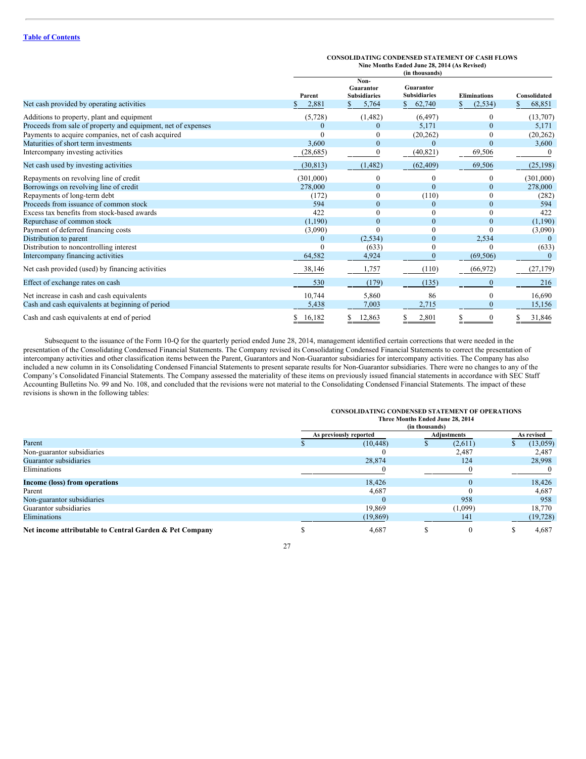**CONSOLIDATING CONDENSED STATEMENT OF CASH FLOWS**
**Nine Months Ended June 28, 2014 (As Revised)**
**(in thousands)**

| | Parent | Non-Guarantor Subsidiaries | Guarantor Subsidiaries | Eliminations | Consolidated |
|---|---|---|---|---|---|
| Net cash provided by operating activities | $ 2,881 | $ 5,764 | $ 62,740 | $ (2,534) | $ 68,851 |
| Additions to property, plant and equipment | (5,728) | (1,482) | (6,497) | 0 | (13,707) |
| Proceeds from sale of property and equipment, net of expenses | 0 | 0 | 5,171 | 0 | 5,171 |
| Payments to acquire companies, net of cash acquired | 0 | 0 | (20,262) | 0 | (20,262) |
| Maturities of short term investments | 3,600 | 0 | 0 | 0 | 3,600 |
| Intercompany investing activities | (28,685) | 0 | (40,821) | 69,506 | 0 |
| Net cash used by investing activities | (30,813) | (1,482) | (62,409) | 69,506 | (25,198) |
| Repayments on revolving line of credit | (301,000) | 0 | 0 | 0 | (301,000) |
| Borrowings on revolving line of credit | 278,000 | 0 | 0 | 0 | 278,000 |
| Repayments of long-term debt | (172) | 0 | (110) | 0 | (282) |
| Proceeds from issuance of common stock | 594 | 0 | 0 | 0 | 594 |
| Excess tax benefits from stock-based awards | 422 | 0 | 0 | 0 | 422 |
| Repurchase of common stock | (1,190) | 0 | 0 | 0 | (1,190) |
| Payment of deferred financing costs | (3,090) | 0 | 0 | 0 | (3,090) |
| Distribution to parent | 0 | (2,534) | 0 | 2,534 | 0 |
| Distribution to noncontrolling interest | 0 | (633) | 0 | 0 | (633) |
| Intercompany financing activities | 64,582 | 4,924 | 0 | (69,506) | 0 |
| Net cash provided (used) by financing activities | 38,146 | 1,757 | (110) | (66,972) | (27,179) |
| Effect of exchange rates on cash | 530 | (179) | (135) | 0 | 216 |
| Net increase in cash and cash equivalents | 10,744 | 5,860 | 86 | 0 | 16,690 |
| Cash and cash equivalents at beginning of period | 5,438 | 7,003 | 2,715 | 0 | 15,156 |
| Cash and cash equivalents at end of period | $ 16,182 | $ 12,863 | $ 2,801 | $ 0 | $ 31,846 |

Subsequent to the issuance of the Form 10-Q for the quarterly period ended June 28, 2014, management identified certain corrections that were needed in the presentation of the Consolidating Condensed Financial Statements. The Company revised its Consolidating Condensed Financial Statements to correct the presentation of intercompany activities and other classification items between the Parent, Guarantors and Non-Guarantor subsidiaries for intercompany activities. The Company has also included a new column in its Consolidating Condensed Financial Statements to present separate results for Non-Guarantor subsidiaries. There were no changes to any of the Company's Consolidated Financial Statements. The Company assessed the materiality of these items on previously issued financial statements in accordance with SEC Staff Accounting Bulletins No. 99 and No. 108, and concluded that the revisions were not material to the Consolidating Condensed Financial Statements. The impact of these revisions is shown in the following tables:

**CONSOLIDATING CONDENSED STATEMENT OF OPERATIONS**
**Three Months Ended June 28, 2014**
**(in thousands)**

| | As previously reported | Adjustments | As revised |
|---|---|---|---|
| Parent | $ (10,448) | $ (2,611) | $ (13,059) |
| Non-guarantor subsidiaries | 0 | 2,487 | 2,487 |
| Guarantor subsidiaries | 28,874 | 124 | 28,998 |
| Eliminations | 0 | 0 | 0 |
| **Income (loss) from operations** | 18,426 | 0 | 18,426 |
| Parent | 4,687 | 0 | 4,687 |
| Non-guarantor subsidiaries | 0 | 958 | 958 |
| Guarantor subsidiaries | 19,869 | (1,099) | 18,770 |
| Eliminations | (19,869) | 141 | (19,728) |
| **Net income attributable to Central Garden & Pet Company** | $ 4,687 | $ 0 | $ 4,687 |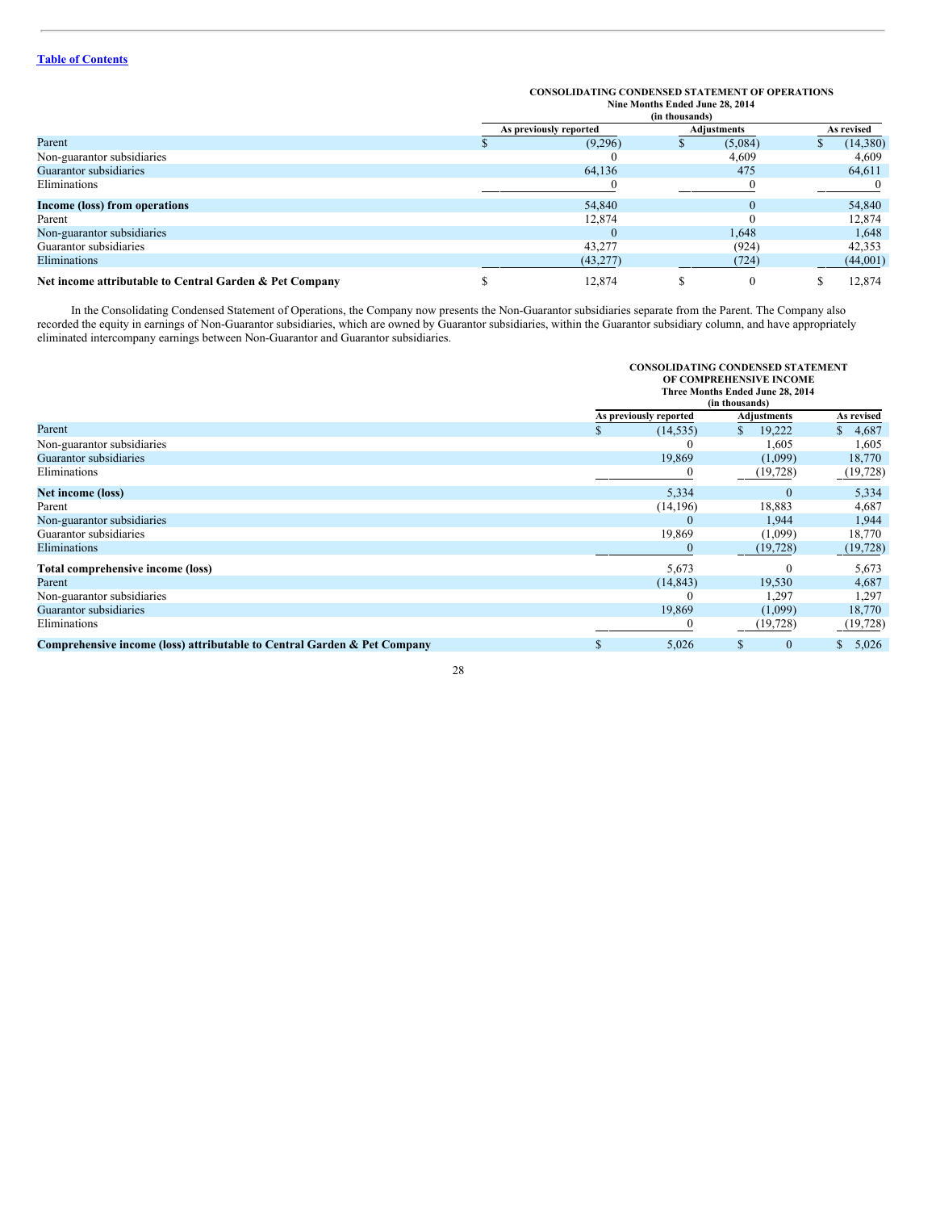[Table of Contents](#)

**CONSOLIDATING CONDENSED STATEMENT OF OPERATIONS**
**Nine Months Ended June 28, 2014**
**(in thousands)**

| | As previously reported | Adjustments | As revised |
|---|---|---|---|
| Parent | $ (9,296) | $ (5,084) | $ (14,380) |
| Non-guarantor subsidiaries | 0 | 4,609 | 4,609 |
| Guarantor subsidiaries | 64,136 | 475 | 64,611 |
| Eliminations | 0 | 0 | 0 |
| **Income (loss) from operations** | 54,840 | 0 | 54,840 |
| Parent | 12,874 | 0 | 12,874 |
| Non-guarantor subsidiaries | 0 | 1,648 | 1,648 |
| Guarantor subsidiaries | 43,277 | (924) | 42,353 |
| Eliminations | (43,277) | (724) | (44,001) |
| **Net income attributable to Central Garden & Pet Company** | $ 12,874 | $ 0 | $ 12,874 |

In the Consolidating Condensed Statement of Operations, the Company now presents the Non-Guarantor subsidiaries separate from the Parent. The Company also recorded the equity in earnings of Non-Guarantor subsidiaries, which are owned by Guarantor subsidiaries, within the Guarantor subsidiary column, and have appropriately eliminated intercompany earnings between Non-Guarantor and Guarantor subsidiaries.

**CONSOLIDATING CONDENSED STATEMENT OF COMPREHENSIVE INCOME**
**Three Months Ended June 28, 2014**
**(in thousands)**

| | As previously reported | Adjustments | As revised |
|---|---|---|---|
| Parent | $ (14,535) | $ 19,222 | $ 4,687 |
| Non-guarantor subsidiaries | 0 | 1,605 | 1,605 |
| Guarantor subsidiaries | 19,869 | (1,099) | 18,770 |
| Eliminations | 0 | (19,728) | (19,728) |
| **Net income (loss)** | 5,334 | 0 | 5,334 |
| Parent | (14,196) | 18,883 | 4,687 |
| Non-guarantor subsidiaries | 0 | 1,944 | 1,944 |
| Guarantor subsidiaries | 19,869 | (1,099) | 18,770 |
| Eliminations | 0 | (19,728) | (19,728) |
| **Total comprehensive income (loss)** | 5,673 | 0 | 5,673 |
| Parent | (14,843) | 19,530 | 4,687 |
| Non-guarantor subsidiaries | 0 | 1,297 | 1,297 |
| Guarantor subsidiaries | 19,869 | (1,099) | 18,770 |
| Eliminations | 0 | (19,728) | (19,728) |
| **Comprehensive income (loss) attributable to Central Garden & Pet Company** | $ 5,026 | $ 0 | $ 5,026 |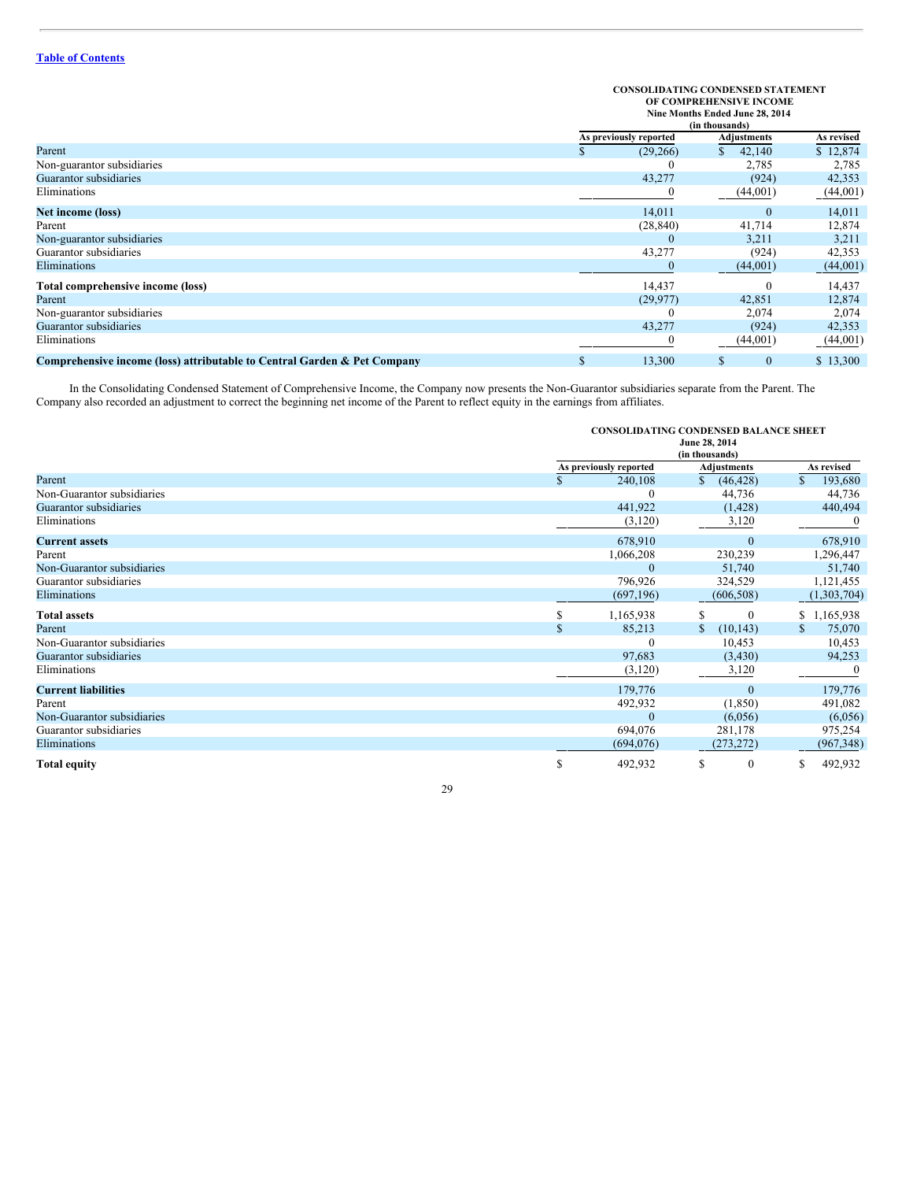[Table of Contents](#)

| | CONSOLIDATING CONDENSED STATEMENT OF COMPREHENSIVE INCOME Nine Months Ended June 28, 2014 (in thousands) | | |
|---|---|---|---|
| | As previously reported | Adjustments | As revised |
| Parent | $ (29,266) | $ 42,140 | $ 12,874 |
| Non-guarantor subsidiaries | 0 | 2,785 | 2,785 |
| Guarantor subsidiaries | 43,277 | (924) | 42,353 |
| Eliminations | 0 | (44,001) | (44,001) |
| **Net income (loss)** | 14,011 | 0 | 14,011 |
| Parent | (28,840) | 41,714 | 12,874 |
| Non-guarantor subsidiaries | 0 | 3,211 | 3,211 |
| Guarantor subsidiaries | 43,277 | (924) | 42,353 |
| Eliminations | 0 | (44,001) | (44,001) |
| **Total comprehensive income (loss)** | 14,437 | 0 | 14,437 |
| Parent | (29,977) | 42,851 | 12,874 |
| Non-guarantor subsidiaries | 0 | 2,074 | 2,074 |
| Guarantor subsidiaries | 43,277 | (924) | 42,353 |
| Eliminations | 0 | (44,001) | (44,001) |
| **Comprehensive income (loss) attributable to Central Garden & Pet Company** | $ 13,300 | $ 0 | $ 13,300 |

In the Consolidating Condensed Statement of Comprehensive Income, the Company now presents the Non-Guarantor subsidiaries separate from the Parent. The Company also recorded an adjustment to correct the beginning net income of the Parent to reflect equity in the earnings from affiliates.

| | CONSOLIDATING CONDENSED BALANCE SHEET June 28, 2014 (in thousands) | | |
|---|---|---|---|
| | As previously reported | Adjustments | As revised |
| Parent | $ 240,108 | $ (46,428) | $ 193,680 |
| Non-Guarantor subsidiaries | 0 | 44,736 | 44,736 |
| Guarantor subsidiaries | 441,922 | (1,428) | 440,494 |
| Eliminations | (3,120) | 3,120 | 0 |
| **Current assets** | 678,910 | 0 | 678,910 |
| Parent | 1,066,208 | 230,239 | 1,296,447 |
| Non-Guarantor subsidiaries | 0 | 51,740 | 51,740 |
| Guarantor subsidiaries | 796,926 | 324,529 | 1,121,455 |
| Eliminations | (697,196) | (606,508) | (1,303,704) |
| **Total assets** | $ 1,165,938 | $ 0 | $ 1,165,938 |
| Parent | $ 85,213 | $ (10,143) | $ 75,070 |
| Non-Guarantor subsidiaries | 0 | 10,453 | 10,453 |
| Guarantor subsidiaries | 97,683 | (3,430) | 94,253 |
| Eliminations | (3,120) | 3,120 | 0 |
| **Current liabilities** | 179,776 | 0 | 179,776 |
| Parent | 492,932 | (1,850) | 491,082 |
| Non-Guarantor subsidiaries | 0 | (6,056) | (6,056) |
| Guarantor subsidiaries | 694,076 | 281,178 | 975,254 |
| Eliminations | (694,076) | (273,272) | (967,348) |
| **Total equity** | $ 492,932 | $ 0 | $ 492,932 |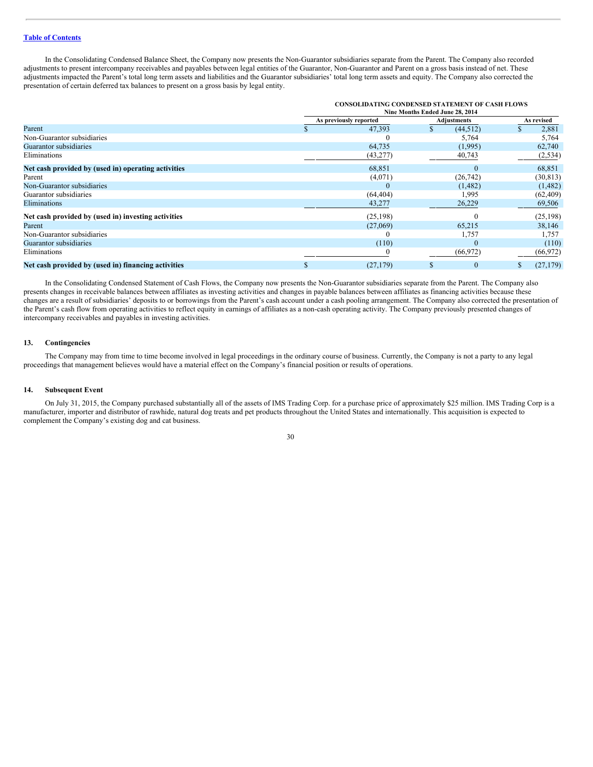In the Consolidating Condensed Balance Sheet, the Company now presents the Non-Guarantor subsidiaries separate from the Parent. The Company also recorded adjustments to present intercompany receivables and payables between legal entities of the Guarantor, Non-Guarantor and Parent on a gross basis instead of net. These adjustments impacted the Parent's total long term assets and liabilities and the Guarantor subsidiaries' total long term assets and equity. The Company also corrected the presentation of certain deferred tax balances to present on a gross basis by legal entity.

| | CONSOLIDATING CONDENSED STATEMENT OF CASH FLOWS Nine Months Ended June 28, 2014 | | |
|---|---|---|---|
| | As previously reported | Adjustments | As revised |
| Parent | $ 47,393 | $ (44,512) | $ 2,881 |
| Non-Guarantor subsidiaries | 0 | 5,764 | 5,764 |
| Guarantor subsidiaries | 64,735 | (1,995) | 62,740 |
| Eliminations | (43,277) | 40,743 | (2,534) |
| **Net cash provided by (used in) operating activities** | 68,851 | 0 | 68,851 |
| Parent | (4,071) | (26,742) | (30,813) |
| Non-Guarantor subsidiaries | 0 | (1,482) | (1,482) |
| Guarantor subsidiaries | (64,404) | 1,995 | (62,409) |
| Eliminations | 43,277 | 26,229 | 69,506 |
| **Net cash provided by (used in) investing activities** | (25,198) | 0 | (25,198) |
| Parent | (27,069) | 65,215 | 38,146 |
| Non-Guarantor subsidiaries | 0 | 1,757 | 1,757 |
| Guarantor subsidiaries | (110) | 0 | (110) |
| Eliminations | 0 | (66,972) | (66,972) |
| **Net cash provided by (used in) financing activities** | $ (27,179) | $ 0 | $ (27,179) |

In the Consolidating Condensed Statement of Cash Flows, the Company now presents the Non-Guarantor subsidiaries separate from the Parent. The Company also presents changes in receivable balances between affiliates as investing activities and changes in payable balances between affiliates as financing activities because these changes are a result of subsidiaries' deposits to or borrowings from the Parent's cash account under a cash pooling arrangement. The Company also corrected the presentation of the Parent's cash flow from operating activities to reflect equity in earnings of affiliates as a non-cash operating activity. The Company previously presented changes of intercompany receivables and payables in investing activities.

## 13. Contingencies

The Company may from time to time become involved in legal proceedings in the ordinary course of business. Currently, the Company is not a party to any legal proceedings that management believes would have a material effect on the Company's financial position or results of operations.

## 14. Subsequent Event

On July 31, 2015, the Company purchased substantially all of the assets of IMS Trading Corp. for a purchase price of approximately $25 million. IMS Trading Corp is a manufacturer, importer and distributor of rawhide, natural dog treats and pet products throughout the United States and internationally. This acquisition is expected to complement the Company's existing dog and cat business.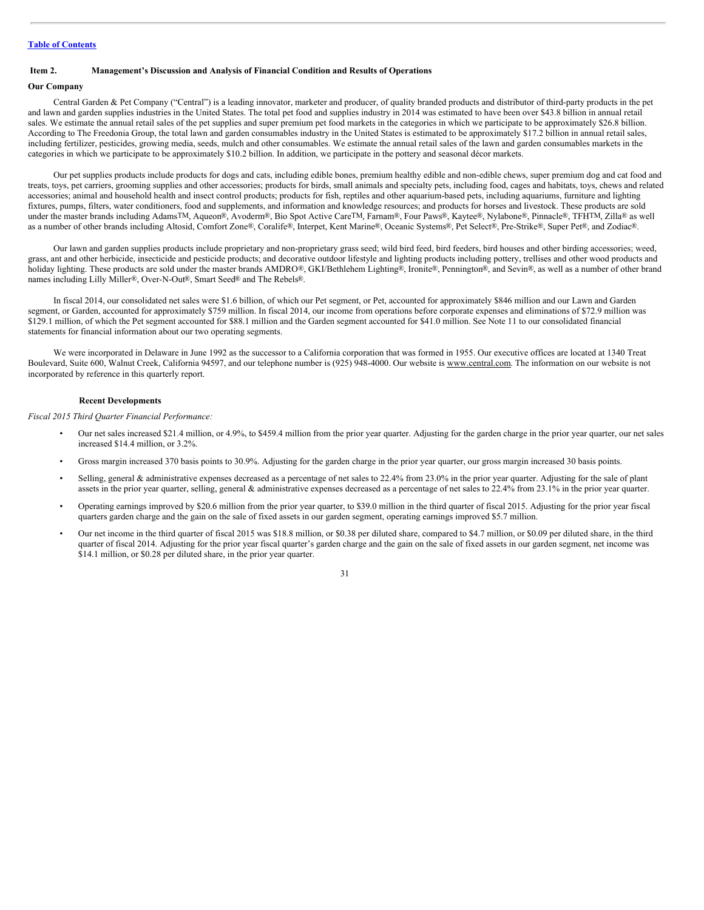Table of Contents

## Item 2. Management's Discussion and Analysis of Financial Condition and Results of Operations

### Our Company

Central Garden & Pet Company ("Central") is a leading innovator, marketer and producer, of quality branded products and distributor of third-party products in the pet and lawn and garden supplies industries in the United States. The total pet food and supplies industry in 2014 was estimated to have been over $43.8 billion in annual retail sales. We estimate the annual retail sales of the pet supplies and super premium pet food markets in the categories in which we participate to be approximately $26.8 billion. According to The Freedonia Group, the total lawn and garden consumables industry in the United States is estimated to be approximately $17.2 billion in annual retail sales, including fertilizer, pesticides, growing media, seeds, mulch and other consumables. We estimate the annual retail sales of the lawn and garden consumables markets in the categories in which we participate to be approximately $10.2 billion. In addition, we participate in the pottery and seasonal décor markets.

Our pet supplies products include products for dogs and cats, including edible bones, premium healthy edible and non-edible chews, super premium dog and cat food and treats, toys, pet carriers, grooming supplies and other accessories; products for birds, small animals and specialty pets, including food, cages and habitats, toys, chews and related accessories; animal and household health and insect control products; products for fish, reptiles and other aquarium-based pets, including aquariums, furniture and lighting fixtures, pumps, filters, water conditioners, food and supplements, and information and knowledge resources; and products for horses and livestock. These products are sold under the master brands including Adams™, Aqueon®, Avoderm®, Bio Spot Active Care™, Farnam®, Four Paws®, Kaytee®, Nylabone®, Pinnacle®, TFH™, Zilla® as well as a number of other brands including Altosid, Comfort Zone®, Coralife®, Interpet, Kent Marine®, Oceanic Systems®, Pet Select®, Pre-Strike®, Super Pet®, and Zodiac®.

Our lawn and garden supplies products include proprietary and non-proprietary grass seed; wild bird feed, bird feeders, bird houses and other birding accessories; weed, grass, ant and other herbicide, insecticide and pesticide products; and decorative outdoor lifestyle and lighting products including pottery, trellises and other wood products and holiday lighting. These products are sold under the master brands AMDRO®, GKI/Bethlehem Lighting®, Ironite®, Pennington®, and Sevin®, as well as a number of other brand names including Lilly Miller®, Over-N-Out®, Smart Seed® and The Rebels®.

In fiscal 2014, our consolidated net sales were $1.6 billion, of which our Pet segment, or Pet, accounted for approximately $846 million and our Lawn and Garden segment, or Garden, accounted for approximately $759 million. In fiscal 2014, our income from operations before corporate expenses and eliminations of $72.9 million was $129.1 million, of which the Pet segment accounted for $88.1 million and the Garden segment accounted for $41.0 million. See Note 11 to our consolidated financial statements for financial information about our two operating segments.

We were incorporated in Delaware in June 1992 as the successor to a California corporation that was formed in 1955. Our executive offices are located at 1340 Treat Boulevard, Suite 600, Walnut Creek, California 94597, and our telephone number is (925) 948-4000. Our website is www.central.com. The information on our website is not incorporated by reference in this quarterly report.

#### Recent Developments

*Fiscal 2015 Third Quarter Financial Performance:*

- Our net sales increased $21.4 million, or 4.9%, to $459.4 million from the prior year quarter. Adjusting for the garden charge in the prior year quarter, our net sales increased $14.4 million, or 3.2%.
- Gross margin increased 370 basis points to 30.9%. Adjusting for the garden charge in the prior year quarter, our gross margin increased 30 basis points.
- Selling, general & administrative expenses decreased as a percentage of net sales to 22.4% from 23.0% in the prior year quarter. Adjusting for the sale of plant assets in the prior year quarter, selling, general & administrative expenses decreased as a percentage of net sales to 22.4% from 23.1% in the prior year quarter.
- Operating earnings improved by $20.6 million from the prior year quarter, to $39.0 million in the third quarter of fiscal 2015. Adjusting for the prior year fiscal quarters garden charge and the gain on the sale of fixed assets in our garden segment, operating earnings improved $5.7 million.
- Our net income in the third quarter of fiscal 2015 was $18.8 million, or $0.38 per diluted share, compared to $4.7 million, or $0.09 per diluted share, in the third quarter of fiscal 2014. Adjusting for the prior year fiscal quarter's garden charge and the gain on the sale of fixed assets in our garden segment, net income was $14.1 million, or $0.28 per diluted share, in the prior year quarter.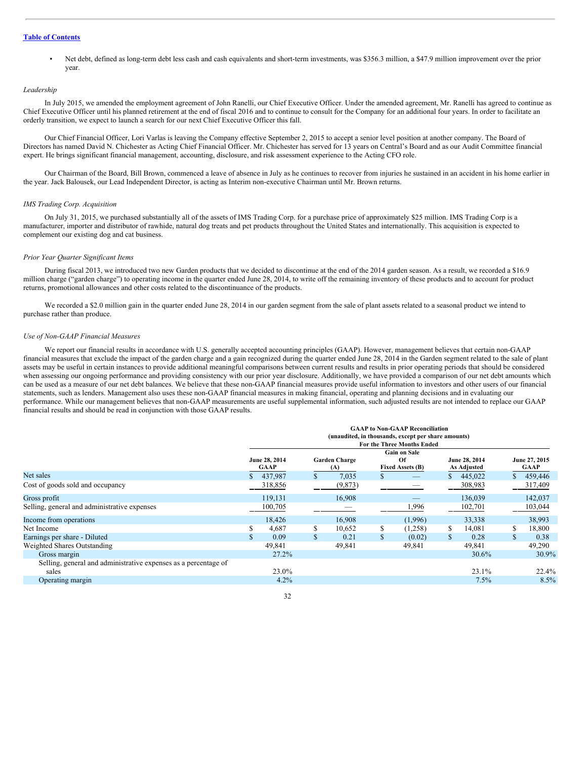- Net debt, defined as long-term debt less cash and cash equivalents and short-term investments, was $356.3 million, a $47.9 million improvement over the prior year.

*Leadership*

In July 2015, we amended the employment agreement of John Ranelli, our Chief Executive Officer. Under the amended agreement, Mr. Ranelli has agreed to continue as Chief Executive Officer until his planned retirement at the end of fiscal 2016 and to continue to consult for the Company for an additional four years. In order to facilitate an orderly transition, we expect to launch a search for our next Chief Executive Officer this fall.

Our Chief Financial Officer, Lori Varlas is leaving the Company effective September 2, 2015 to accept a senior level position at another company. The Board of Directors has named David N. Chichester as Acting Chief Financial Officer. Mr. Chichester has served for 13 years on Central's Board and as our Audit Committee financial expert. He brings significant financial management, accounting, disclosure, and risk assessment experience to the Acting CFO role.

Our Chairman of the Board, Bill Brown, commenced a leave of absence in July as he continues to recover from injuries he sustained in an accident in his home earlier in the year. Jack Balousek, our Lead Independent Director, is acting as Interim non-executive Chairman until Mr. Brown returns.

*IMS Trading Corp. Acquisition*

On July 31, 2015, we purchased substantially all of the assets of IMS Trading Corp. for a purchase price of approximately $25 million. IMS Trading Corp is a manufacturer, importer and distributor of rawhide, natural dog treats and pet products throughout the United States and internationally. This acquisition is expected to complement our existing dog and cat business.

*Prior Year Quarter Significant Items*

During fiscal 2013, we introduced two new Garden products that we decided to discontinue at the end of the 2014 garden season. As a result, we recorded a $16.9 million charge ("garden charge") to operating income in the quarter ended June 28, 2014, to write off the remaining inventory of these products and to account for product returns, promotional allowances and other costs related to the discontinuance of the products.

We recorded a $2.0 million gain in the quarter ended June 28, 2014 in our garden segment from the sale of plant assets related to a seasonal product we intend to purchase rather than produce.

*Use of Non-GAAP Financial Measures*

We report our financial results in accordance with U.S. generally accepted accounting principles (GAAP). However, management believes that certain non-GAAP financial measures that exclude the impact of the garden charge and a gain recognized during the quarter ended June 28, 2014 in the Garden segment related to the sale of plant assets may be useful in certain instances to provide additional meaningful comparisons between current results and results in prior operating periods that should be considered when assessing our ongoing performance and providing consistency with our prior year disclosure. Additionally, we have provided a comparison of our net debt amounts which can be used as a measure of our net debt balances. We believe that these non-GAAP financial measures provide useful information to investors and other users of our financial statements, such as lenders. Management also uses these non-GAAP financial measures in making financial, operating and planning decisions and in evaluating our performance. While our management believes that non-GAAP measurements are useful supplemental information, such adjusted results are not intended to replace our GAAP financial results and should be read in conjunction with those GAAP results.

**GAAP to Non-GAAP Reconciliation**
**(unaudited, in thousands, except per share amounts)**
**For the Three Months Ended**

| | June 28, 2014 GAAP | Garden Charge (A) | Gain on Sale Of Fixed Assets (B) | June 28, 2014 As Adjusted | June 27, 2015 GAAP |
|---|---|---|---|---|---|
| Net sales | $ 437,987 | $ 7,035 | $ — | $ 445,022 | $ 459,446 |
| Cost of goods sold and occupancy | 318,856 | (9,873) | — | 308,983 | 317,409 |
| Gross profit | 119,131 | 16,908 | — | 136,039 | 142,037 |
| Selling, general and administrative expenses | 100,705 | — | 1,996 | 102,701 | 103,044 |
| Income from operations | 18,426 | 16,908 | (1,996) | 33,338 | 38,993 |
| Net Income | $ 4,687 | $ 10,652 | $ (1,258) | $ 14,081 | $ 18,800 |
| Earnings per share - Diluted | $ 0.09 | $ 0.21 | $ (0.02) | $ 0.28 | $ 0.38 |
| Weighted Shares Outstanding | 49,841 | 49,841 | 49,841 | 49,841 | 49,290 |
| Gross margin | 27.2% | | | 30.6% | 30.9% |
| Selling, general and administrative expenses as a percentage of sales | 23.0% | | | 23.1% | 22.4% |
| Operating margin | 4.2% | | | 7.5% | 8.5% |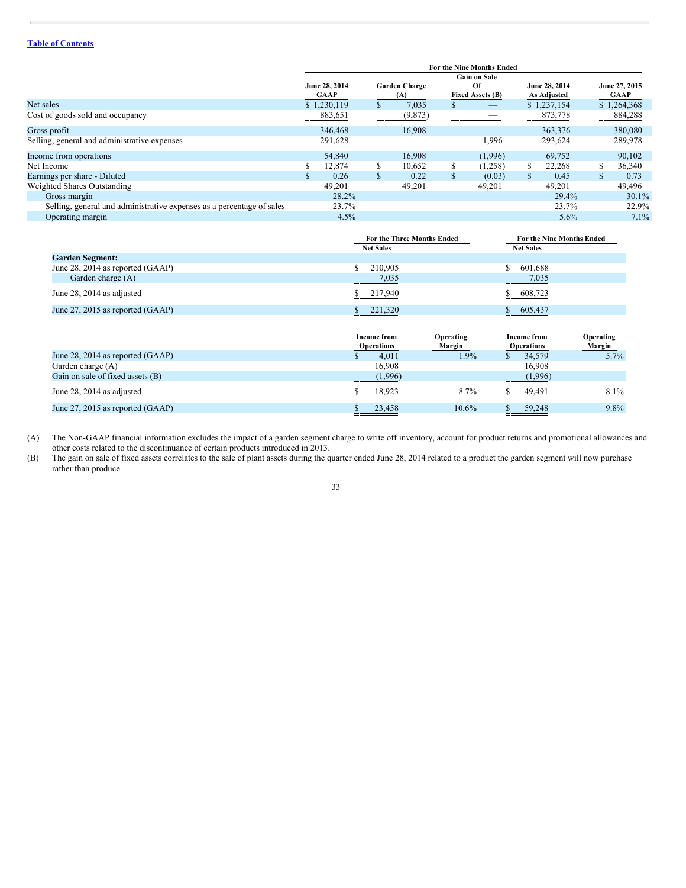| | For the Nine Months Ended | | | | |
|---|---|---|---|---|---|
| | June 28, 2014 GAAP | Garden Charge (A) | Gain on Sale Of Fixed Assets (B) | June 28, 2014 As Adjusted | June 27, 2015 GAAP |
| Net sales | $ 1,230,119 | $ 7,035 | $ — | $ 1,237,154 | $ 1,264,368 |
| Cost of goods sold and occupancy | 883,651 | (9,873) | — | 873,778 | 884,288 |
| Gross profit | 346,468 | 16,908 | — | 363,376 | 380,080 |
| Selling, general and administrative expenses | 291,628 | — | 1,996 | 293,624 | 289,978 |
| Income from operations | 54,840 | 16,908 | (1,996) | 69,752 | 90,102 |
| Net Income | $ 12,874 | $ 10,652 | $ (1,258) | $ 22,268 | $ 36,340 |
| Earnings per share - Diluted | $ 0.26 | $ 0.22 | $ (0.03) | $ 0.45 | $ 0.73 |
| Weighted Shares Outstanding | 49,201 | 49,201 | 49,201 | 49,201 | 49,496 |
| Gross margin | 28.2% | | | 29.4% | 30.1% |
| Selling, general and administrative expenses as a percentage of sales | 23.7% | | | 23.7% | 22.9% |
| Operating margin | 4.5% | | | 5.6% | 7.1% |

| | For the Three Months Ended | For the Nine Months Ended |
|---|---|---|
| | Net Sales | Net Sales |
| **Garden Segment:** | | |
| June 28, 2014 as reported (GAAP) | $ 210,905 | $ 601,688 |
| Garden charge (A) | 7,035 | 7,035 |
| June 28, 2014 as adjusted | $ 217,940 | $ 608,723 |
| June 27, 2015 as reported (GAAP) | $ 221,320 | $ 605,437 |

| | Income from Operations | Operating Margin | Income from Operations | Operating Margin |
|---|---|---|---|---|
| June 28, 2014 as reported (GAAP) | $ 4,011 | 1.9% | $ 34,579 | 5.7% |
| Garden charge (A) | 16,908 | | 16,908 | |
| Gain on sale of fixed assets (B) | (1,996) | | (1,996) | |
| June 28, 2014 as adjusted | $ 18,923 | 8.7% | $ 49,491 | 8.1% |
| June 27, 2015 as reported (GAAP) | $ 23,458 | 10.6% | $ 59,248 | 9.8% |

(A) The Non-GAAP financial information excludes the impact of a garden segment charge to write off inventory, account for product returns and promotional allowances and other costs related to the discontinuance of certain products introduced in 2013.

(B) The gain on sale of fixed assets correlates to the sale of plant assets during the quarter ended June 28, 2014 related to a product the garden segment will now purchase rather than produce.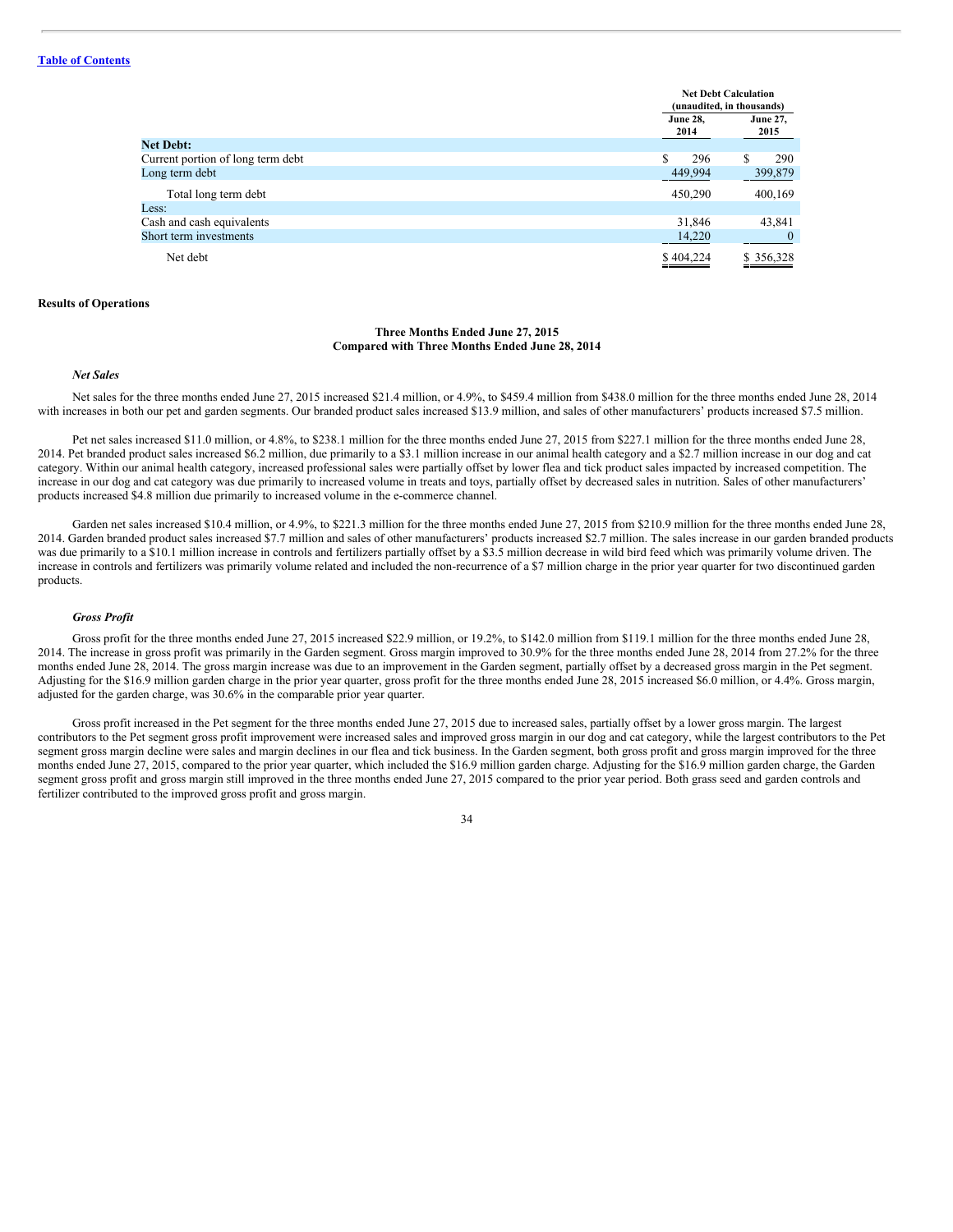[Table of Contents](#)

| | Net Debt Calculation (unaudited, in thousands) | |
|---|---|---|
| | June 28, 2014 | June 27, 2015 |
| **Net Debt:** | | |
| Current portion of long term debt | $ 296 | $ 290 |
| Long term debt | 449,994 | 399,879 |
| Total long term debt | 450,290 | 400,169 |
| Less: | | |
| Cash and cash equivalents | 31,846 | 43,841 |
| Short term investments | 14,220 | 0 |
| Net debt | $ 404,224 | $ 356,328 |

**Results of Operations**

**Three Months Ended June 27, 2015**
**Compared with Three Months Ended June 28, 2014**

***Net Sales***

Net sales for the three months ended June 27, 2015 increased $21.4 million, or 4.9%, to $459.4 million from $438.0 million for the three months ended June 28, 2014 with increases in both our pet and garden segments. Our branded product sales increased $13.9 million, and sales of other manufacturers' products increased $7.5 million.

Pet net sales increased $11.0 million, or 4.8%, to $238.1 million for the three months ended June 27, 2015 from $227.1 million for the three months ended June 28, 2014. Pet branded product sales increased $6.2 million, due primarily to a $3.1 million increase in our animal health category and a $2.7 million increase in our dog and cat category. Within our animal health category, increased professional sales were partially offset by lower flea and tick product sales impacted by increased competition. The increase in our dog and cat category was due primarily to increased volume in treats and toys, partially offset by decreased sales in nutrition. Sales of other manufacturers' products increased $4.8 million due primarily to increased volume in the e-commerce channel.

Garden net sales increased $10.4 million, or 4.9%, to $221.3 million for the three months ended June 27, 2015 from $210.9 million for the three months ended June 28, 2014. Garden branded product sales increased $7.7 million and sales of other manufacturers' products increased $2.7 million. The sales increase in our garden branded products was due primarily to a $10.1 million increase in controls and fertilizers partially offset by a $3.5 million decrease in wild bird feed which was primarily volume driven. The increase in controls and fertilizers was primarily volume related and included the non-recurrence of a $7 million charge in the prior year quarter for two discontinued garden products.

***Gross Profit***

Gross profit for the three months ended June 27, 2015 increased $22.9 million, or 19.2%, to $142.0 million from $119.1 million for the three months ended June 28, 2014. The increase in gross profit was primarily in the Garden segment. Gross margin improved to 30.9% for the three months ended June 28, 2014 from 27.2% for the three months ended June 28, 2014. The gross margin increase was due to an improvement in the Garden segment, partially offset by a decreased gross margin in the Pet segment. Adjusting for the $16.9 million garden charge in the prior year quarter, gross profit for the three months ended June 28, 2015 increased $6.0 million, or 4.4%. Gross margin, adjusted for the garden charge, was 30.6% in the comparable prior year quarter.

Gross profit increased in the Pet segment for the three months ended June 27, 2015 due to increased sales, partially offset by a lower gross margin. The largest contributors to the Pet segment gross profit improvement were increased sales and improved gross margin in our dog and cat category, while the largest contributors to the Pet segment gross margin decline were sales and margin declines in our flea and tick business. In the Garden segment, both gross profit and gross margin improved for the three months ended June 27, 2015, compared to the prior year quarter, which included the $16.9 million garden charge. Adjusting for the $16.9 million garden charge, the Garden segment gross profit and gross margin still improved in the three months ended June 27, 2015 compared to the prior year period. Both grass seed and garden controls and fertilizer contributed to the improved gross profit and gross margin.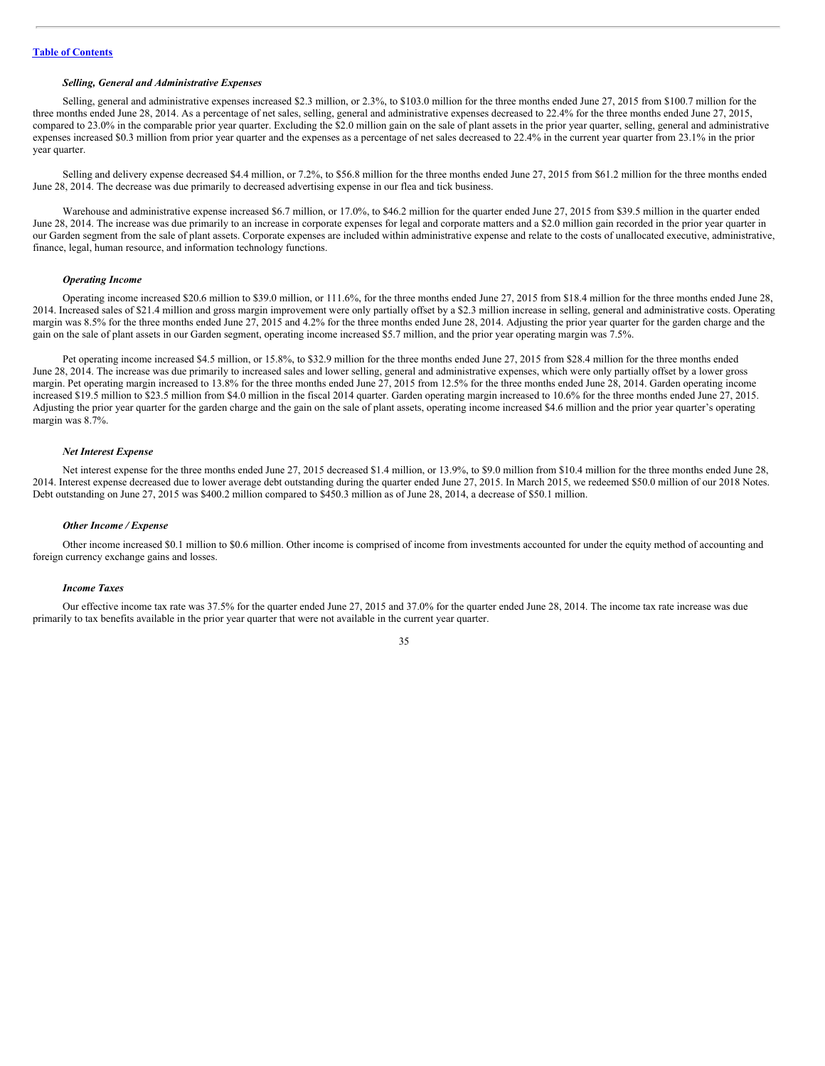*Selling, General and Administrative Expenses*

Selling, general and administrative expenses increased $2.3 million, or 2.3%, to $103.0 million for the three months ended June 27, 2015 from $100.7 million for the three months ended June 28, 2014. As a percentage of net sales, selling, general and administrative expenses decreased to 22.4% for the three months ended June 27, 2015, compared to 23.0% in the comparable prior year quarter. Excluding the $2.0 million gain on the sale of plant assets in the prior year quarter, selling, general and administrative expenses increased $0.3 million from prior year quarter and the expenses as a percentage of net sales decreased to 22.4% in the current year quarter from 23.1% in the prior year quarter.

Selling and delivery expense decreased $4.4 million, or 7.2%, to $56.8 million for the three months ended June 27, 2015 from $61.2 million for the three months ended June 28, 2014. The decrease was due primarily to decreased advertising expense in our flea and tick business.

Warehouse and administrative expense increased $6.7 million, or 17.0%, to $46.2 million for the quarter ended June 27, 2015 from $39.5 million in the quarter ended June 28, 2014. The increase was due primarily to an increase in corporate expenses for legal and corporate matters and a $2.0 million gain recorded in the prior year quarter in our Garden segment from the sale of plant assets. Corporate expenses are included within administrative expense and relate to the costs of unallocated executive, administrative, finance, legal, human resource, and information technology functions.

*Operating Income*

Operating income increased $20.6 million to $39.0 million, or 111.6%, for the three months ended June 27, 2015 from $18.4 million for the three months ended June 28, 2014. Increased sales of $21.4 million and gross margin improvement were only partially offset by a $2.3 million increase in selling, general and administrative costs. Operating margin was 8.5% for the three months ended June 27, 2015 and 4.2% for the three months ended June 28, 2014. Adjusting the prior year quarter for the garden charge and the gain on the sale of plant assets in our Garden segment, operating income increased $5.7 million, and the prior year operating margin was 7.5%.

Pet operating income increased $4.5 million, or 15.8%, to $32.9 million for the three months ended June 27, 2015 from $28.4 million for the three months ended June 28, 2014. The increase was due primarily to increased sales and lower selling, general and administrative expenses, which were only partially offset by a lower gross margin. Pet operating margin increased to 13.8% for the three months ended June 27, 2015 from 12.5% for the three months ended June 28, 2014. Garden operating income increased $19.5 million to $23.5 million from $4.0 million in the fiscal 2014 quarter. Garden operating margin increased to 10.6% for the three months ended June 27, 2015. Adjusting the prior year quarter for the garden charge and the gain on the sale of plant assets, operating income increased $4.6 million and the prior year quarter's operating margin was 8.7%.

*Net Interest Expense*

Net interest expense for the three months ended June 27, 2015 decreased $1.4 million, or 13.9%, to $9.0 million from $10.4 million for the three months ended June 28, 2014. Interest expense decreased due to lower average debt outstanding during the quarter ended June 27, 2015. In March 2015, we redeemed $50.0 million of our 2018 Notes. Debt outstanding on June 27, 2015 was $400.2 million compared to $450.3 million as of June 28, 2014, a decrease of $50.1 million.

*Other Income / Expense*

Other income increased $0.1 million to $0.6 million. Other income is comprised of income from investments accounted for under the equity method of accounting and foreign currency exchange gains and losses.

*Income Taxes*

Our effective income tax rate was 37.5% for the quarter ended June 27, 2015 and 37.0% for the quarter ended June 28, 2014. The income tax rate increase was due primarily to tax benefits available in the prior year quarter that were not available in the current year quarter.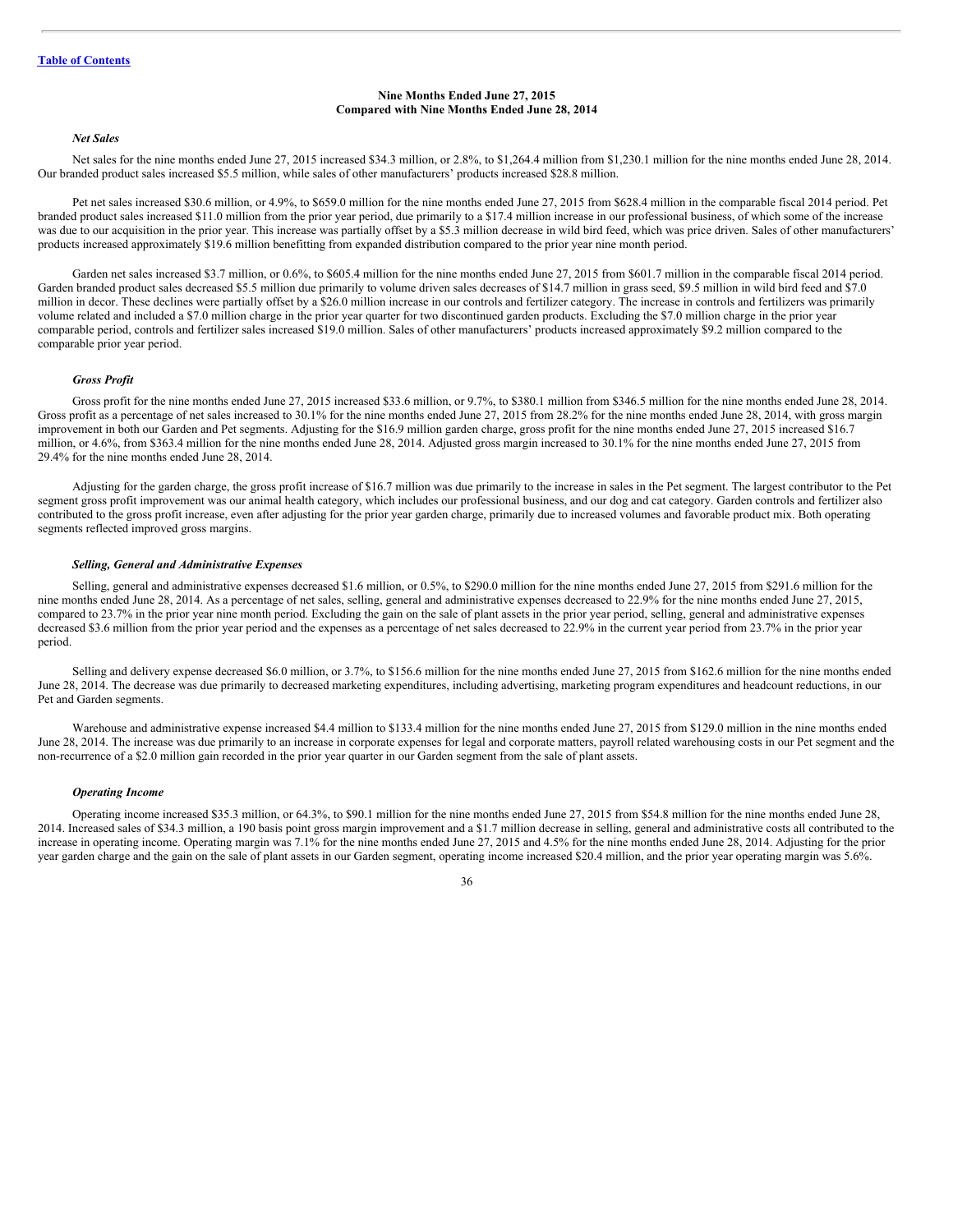[Table of Contents](#)

**Nine Months Ended June 27, 2015**
**Compared with Nine Months Ended June 28, 2014**

***Net Sales***

Net sales for the nine months ended June 27, 2015 increased $34.3 million, or 2.8%, to $1,264.4 million from $1,230.1 million for the nine months ended June 28, 2014. Our branded product sales increased $5.5 million, while sales of other manufacturers' products increased $28.8 million.

Pet net sales increased $30.6 million, or 4.9%, to $659.0 million for the nine months ended June 27, 2015 from $628.4 million in the comparable fiscal 2014 period. Pet branded product sales increased $11.0 million from the prior year period, due primarily to a $17.4 million increase in our professional business, of which some of the increase was due to our acquisition in the prior year. This increase was partially offset by a $5.3 million decrease in wild bird feed, which was price driven. Sales of other manufacturers' products increased approximately $19.6 million benefitting from expanded distribution compared to the prior year nine month period.

Garden net sales increased $3.7 million, or 0.6%, to $605.4 million for the nine months ended June 27, 2015 from $601.7 million in the comparable fiscal 2014 period. Garden branded product sales decreased $5.5 million due primarily to volume driven sales decreases of $14.7 million in grass seed, $9.5 million in wild bird feed and $7.0 million in decor. These declines were partially offset by a $26.0 million increase in our controls and fertilizer category. The increase in controls and fertilizers was primarily volume related and included a $7.0 million charge in the prior year quarter for two discontinued garden products. Excluding the $7.0 million charge in the prior year comparable period, controls and fertilizer sales increased $19.0 million. Sales of other manufacturers' products increased approximately $9.2 million compared to the comparable prior year period.

***Gross Profit***

Gross profit for the nine months ended June 27, 2015 increased $33.6 million, or 9.7%, to $380.1 million from $346.5 million for the nine months ended June 28, 2014. Gross profit as a percentage of net sales increased to 30.1% for the nine months ended June 27, 2015 from 28.2% for the nine months ended June 28, 2014, with gross margin improvement in both our Garden and Pet segments. Adjusting for the $16.9 million garden charge, gross profit for the nine months ended June 27, 2015 increased $16.7 million, or 4.6%, from $363.4 million for the nine months ended June 28, 2014. Adjusted gross margin increased to 30.1% for the nine months ended June 27, 2015 from 29.4% for the nine months ended June 28, 2014.

Adjusting for the garden charge, the gross profit increase of $16.7 million was due primarily to the increase in sales in the Pet segment. The largest contributor to the Pet segment gross profit improvement was our animal health category, which includes our professional business, and our dog and cat category. Garden controls and fertilizer also contributed to the gross profit increase, even after adjusting for the prior year garden charge, primarily due to increased volumes and favorable product mix. Both operating segments reflected improved gross margins.

***Selling, General and Administrative Expenses***

Selling, general and administrative expenses decreased $1.6 million, or 0.5%, to $290.0 million for the nine months ended June 27, 2015 from $291.6 million for the nine months ended June 28, 2014. As a percentage of net sales, selling, general and administrative expenses decreased to 22.9% for the nine months ended June 27, 2015, compared to 23.7% in the prior year nine month period. Excluding the gain on the sale of plant assets in the prior year period, selling, general and administrative expenses decreased $3.6 million from the prior year period and the expenses as a percentage of net sales decreased to 22.9% in the current year period from 23.7% in the prior year period.

Selling and delivery expense decreased $6.0 million, or 3.7%, to $156.6 million for the nine months ended June 27, 2015 from $162.6 million for the nine months ended June 28, 2014. The decrease was due primarily to decreased marketing expenditures, including advertising, marketing program expenditures and headcount reductions, in our Pet and Garden segments.

Warehouse and administrative expense increased $4.4 million to $133.4 million for the nine months ended June 27, 2015 from $129.0 million in the nine months ended June 28, 2014. The increase was due primarily to an increase in corporate expenses for legal and corporate matters, payroll related warehousing costs in our Pet segment and the non-recurrence of a $2.0 million gain recorded in the prior year quarter in our Garden segment from the sale of plant assets.

***Operating Income***

Operating income increased $35.3 million, or 64.3%, to $90.1 million for the nine months ended June 27, 2015 from $54.8 million for the nine months ended June 28, 2014. Increased sales of $34.3 million, a 190 basis point gross margin improvement and a $1.7 million decrease in selling, general and administrative costs all contributed to the increase in operating income. Operating margin was 7.1% for the nine months ended June 27, 2015 and 4.5% for the nine months ended June 28, 2014. Adjusting for the prior year garden charge and the gain on the sale of plant assets in our Garden segment, operating income increased $20.4 million, and the prior year operating margin was 5.6%.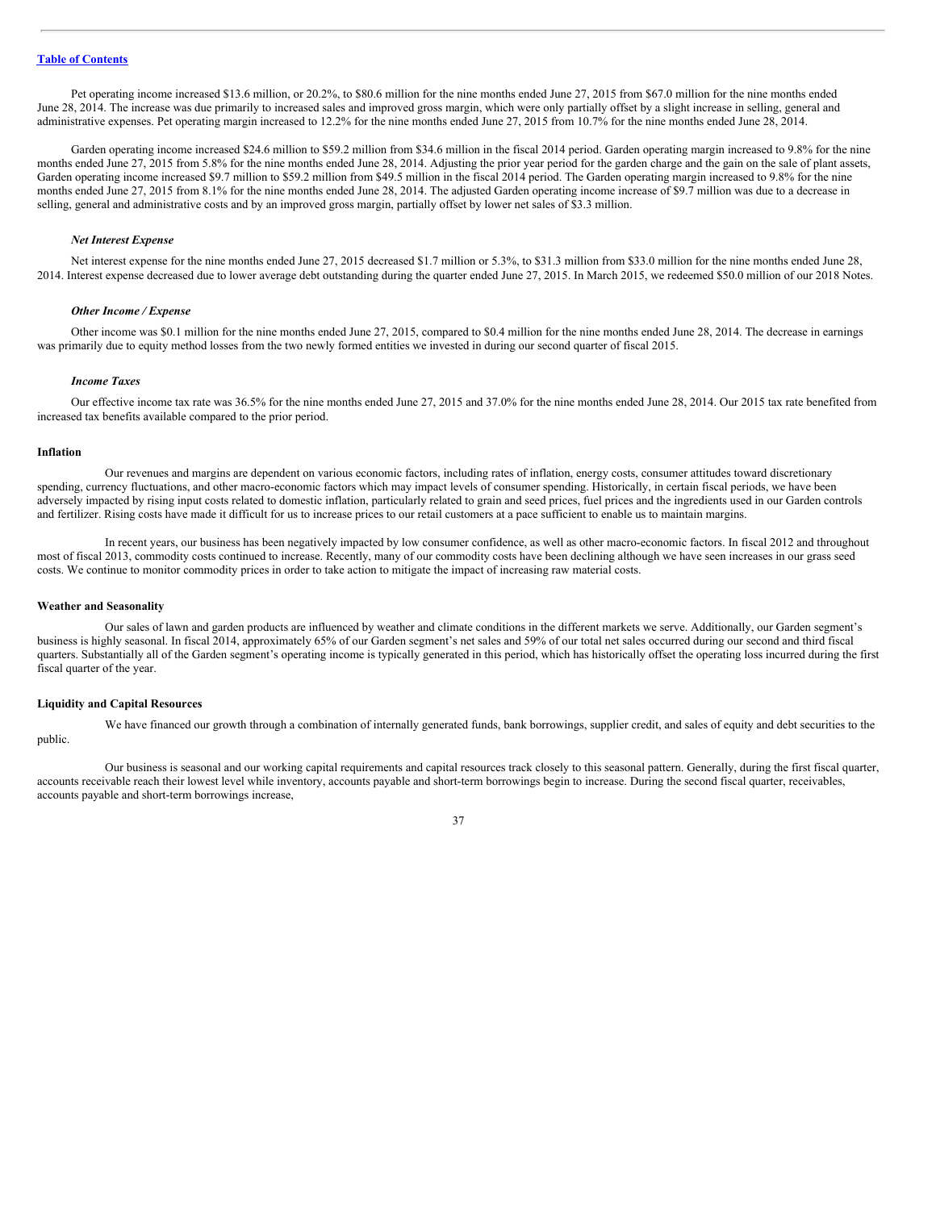Pet operating income increased $13.6 million, or 20.2%, to $80.6 million for the nine months ended June 27, 2015 from $67.0 million for the nine months ended June 28, 2014. The increase was due primarily to increased sales and improved gross margin, which were only partially offset by a slight increase in selling, general and administrative expenses. Pet operating margin increased to 12.2% for the nine months ended June 27, 2015 from 10.7% for the nine months ended June 28, 2014.

Garden operating income increased $24.6 million to $59.2 million from $34.6 million in the fiscal 2014 period. Garden operating margin increased to 9.8% for the nine months ended June 27, 2015 from 5.8% for the nine months ended June 28, 2014. Adjusting the prior year period for the garden charge and the gain on the sale of plant assets, Garden operating income increased $9.7 million to $59.2 million from $49.5 million in the fiscal 2014 period. The Garden operating margin increased to 9.8% for the nine months ended June 27, 2015 from 8.1% for the nine months ended June 28, 2014. The adjusted Garden operating income increase of $9.7 million was due to a decrease in selling, general and administrative costs and by an improved gross margin, partially offset by lower net sales of $3.3 million.

#### *Net Interest Expense*

Net interest expense for the nine months ended June 27, 2015 decreased $1.7 million or 5.3%, to $31.3 million from $33.0 million for the nine months ended June 28, 2014. Interest expense decreased due to lower average debt outstanding during the quarter ended June 27, 2015. In March 2015, we redeemed $50.0 million of our 2018 Notes.

#### *Other Income / Expense*

Other income was $0.1 million for the nine months ended June 27, 2015, compared to $0.4 million for the nine months ended June 28, 2014. The decrease in earnings was primarily due to equity method losses from the two newly formed entities we invested in during our second quarter of fiscal 2015.

#### *Income Taxes*

Our effective income tax rate was 36.5% for the nine months ended June 27, 2015 and 37.0% for the nine months ended June 28, 2014. Our 2015 tax rate benefited from increased tax benefits available compared to the prior period.

### Inflation

Our revenues and margins are dependent on various economic factors, including rates of inflation, energy costs, consumer attitudes toward discretionary spending, currency fluctuations, and other macro-economic factors which may impact levels of consumer spending. Historically, in certain fiscal periods, we have been adversely impacted by rising input costs related to domestic inflation, particularly related to grain and seed prices, fuel prices and the ingredients used in our Garden controls and fertilizer. Rising costs have made it difficult for us to increase prices to our retail customers at a pace sufficient to enable us to maintain margins.

In recent years, our business has been negatively impacted by low consumer confidence, as well as other macro-economic factors. In fiscal 2012 and throughout most of fiscal 2013, commodity costs continued to increase. Recently, many of our commodity costs have been declining although we have seen increases in our grass seed costs. We continue to monitor commodity prices in order to take action to mitigate the impact of increasing raw material costs.

### Weather and Seasonality

Our sales of lawn and garden products are influenced by weather and climate conditions in the different markets we serve. Additionally, our Garden segment's business is highly seasonal. In fiscal 2014, approximately 65% of our Garden segment's net sales and 59% of our total net sales occurred during our second and third fiscal quarters. Substantially all of the Garden segment's operating income is typically generated in this period, which has historically offset the operating loss incurred during the first fiscal quarter of the year.

### Liquidity and Capital Resources

We have financed our growth through a combination of internally generated funds, bank borrowings, supplier credit, and sales of equity and debt securities to the public.

Our business is seasonal and our working capital requirements and capital resources track closely to this seasonal pattern. Generally, during the first fiscal quarter, accounts receivable reach their lowest level while inventory, accounts payable and short-term borrowings begin to increase. During the second fiscal quarter, receivables, accounts payable and short-term borrowings increase,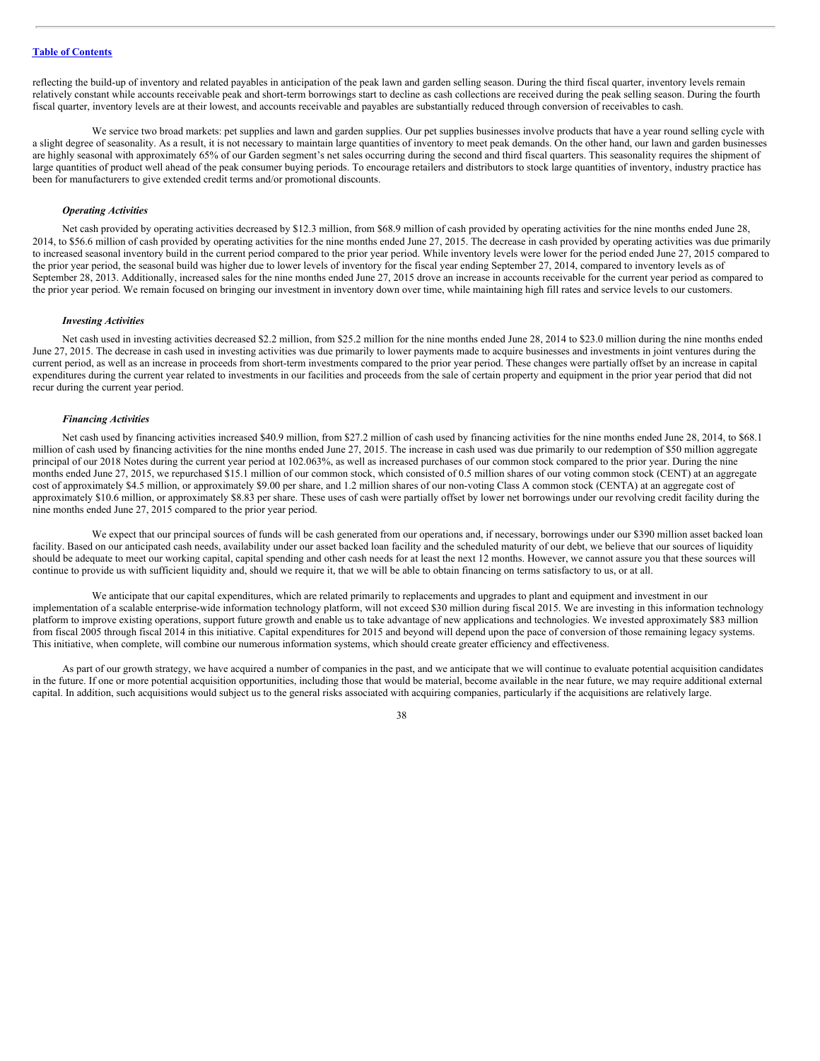reflecting the build-up of inventory and related payables in anticipation of the peak lawn and garden selling season. During the third fiscal quarter, inventory levels remain relatively constant while accounts receivable peak and short-term borrowings start to decline as cash collections are received during the peak selling season. During the fourth fiscal quarter, inventory levels are at their lowest, and accounts receivable and payables are substantially reduced through conversion of receivables to cash.

We service two broad markets: pet supplies and lawn and garden supplies. Our pet supplies businesses involve products that have a year round selling cycle with a slight degree of seasonality. As a result, it is not necessary to maintain large quantities of inventory to meet peak demands. On the other hand, our lawn and garden businesses are highly seasonal with approximately 65% of our Garden segment's net sales occurring during the second and third fiscal quarters. This seasonality requires the shipment of large quantities of product well ahead of the peak consumer buying periods. To encourage retailers and distributors to stock large quantities of inventory, industry practice has been for manufacturers to give extended credit terms and/or promotional discounts.

### *Operating Activities*

Net cash provided by operating activities decreased by $12.3 million, from $68.9 million of cash provided by operating activities for the nine months ended June 28, 2014, to $56.6 million of cash provided by operating activities for the nine months ended June 27, 2015. The decrease in cash provided by operating activities was due primarily to increased seasonal inventory build in the current period compared to the prior year period. While inventory levels were lower for the period ended June 27, 2015 compared to the prior year period, the seasonal build was higher due to lower levels of inventory for the fiscal year ending September 27, 2014, compared to inventory levels as of September 28, 2013. Additionally, increased sales for the nine months ended June 27, 2015 drove an increase in accounts receivable for the current year period as compared to the prior year period. We remain focused on bringing our investment in inventory down over time, while maintaining high fill rates and service levels to our customers.

### *Investing Activities*

Net cash used in investing activities decreased $2.2 million, from $25.2 million for the nine months ended June 28, 2014 to $23.0 million during the nine months ended June 27, 2015. The decrease in cash used in investing activities was due primarily to lower payments made to acquire businesses and investments in joint ventures during the current period, as well as an increase in proceeds from short-term investments compared to the prior year period. These changes were partially offset by an increase in capital expenditures during the current year related to investments in our facilities and proceeds from the sale of certain property and equipment in the prior year period that did not recur during the current year period.

### *Financing Activities*

Net cash used by financing activities increased $40.9 million, from $27.2 million of cash used by financing activities for the nine months ended June 28, 2014, to $68.1 million of cash used by financing activities for the nine months ended June 27, 2015. The increase in cash used was due primarily to our redemption of $50 million aggregate principal of our 2018 Notes during the current year period at 102.063%, as well as increased purchases of our common stock compared to the prior year. During the nine months ended June 27, 2015, we repurchased $15.1 million of our common stock, which consisted of 0.5 million shares of our voting common stock (CENT) at an aggregate cost of approximately $4.5 million, or approximately $9.00 per share, and 1.2 million shares of our non-voting Class A common stock (CENTA) at an aggregate cost of approximately $10.6 million, or approximately $8.83 per share. These uses of cash were partially offset by lower net borrowings under our revolving credit facility during the nine months ended June 27, 2015 compared to the prior year period.

We expect that our principal sources of funds will be cash generated from our operations and, if necessary, borrowings under our $390 million asset backed loan facility. Based on our anticipated cash needs, availability under our asset backed loan facility and the scheduled maturity of our debt, we believe that our sources of liquidity should be adequate to meet our working capital, capital spending and other cash needs for at least the next 12 months. However, we cannot assure you that these sources will continue to provide us with sufficient liquidity and, should we require it, that we will be able to obtain financing on terms satisfactory to us, or at all.

We anticipate that our capital expenditures, which are related primarily to replacements and upgrades to plant and equipment and investment in our implementation of a scalable enterprise-wide information technology platform, will not exceed $30 million during fiscal 2015. We are investing in this information technology platform to improve existing operations, support future growth and enable us to take advantage of new applications and technologies. We invested approximately $83 million from fiscal 2005 through fiscal 2014 in this initiative. Capital expenditures for 2015 and beyond will depend upon the pace of conversion of those remaining legacy systems. This initiative, when complete, will combine our numerous information systems, which should create greater efficiency and effectiveness.

As part of our growth strategy, we have acquired a number of companies in the past, and we anticipate that we will continue to evaluate potential acquisition candidates in the future. If one or more potential acquisition opportunities, including those that would be material, become available in the near future, we may require additional external capital. In addition, such acquisitions would subject us to the general risks associated with acquiring companies, particularly if the acquisitions are relatively large.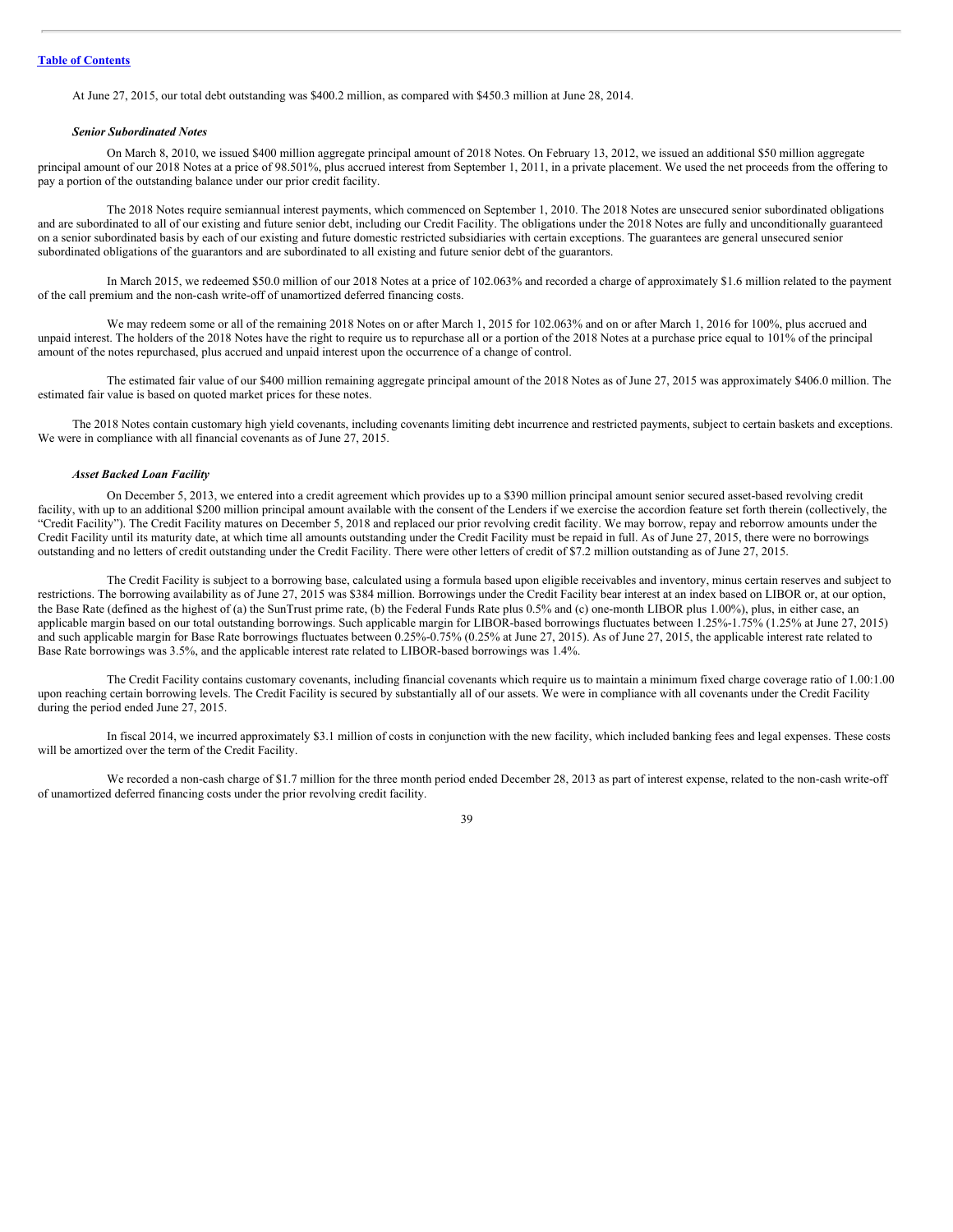At June 27, 2015, our total debt outstanding was $400.2 million, as compared with $450.3 million at June 28, 2014.

***Senior Subordinated Notes***

On March 8, 2010, we issued $400 million aggregate principal amount of 2018 Notes. On February 13, 2012, we issued an additional $50 million aggregate principal amount of our 2018 Notes at a price of 98.501%, plus accrued interest from September 1, 2011, in a private placement. We used the net proceeds from the offering to pay a portion of the outstanding balance under our prior credit facility.

The 2018 Notes require semiannual interest payments, which commenced on September 1, 2010. The 2018 Notes are unsecured senior subordinated obligations and are subordinated to all of our existing and future senior debt, including our Credit Facility. The obligations under the 2018 Notes are fully and unconditionally guaranteed on a senior subordinated basis by each of our existing and future domestic restricted subsidiaries with certain exceptions. The guarantees are general unsecured senior subordinated obligations of the guarantors and are subordinated to all existing and future senior debt of the guarantors.

In March 2015, we redeemed $50.0 million of our 2018 Notes at a price of 102.063% and recorded a charge of approximately $1.6 million related to the payment of the call premium and the non-cash write-off of unamortized deferred financing costs.

We may redeem some or all of the remaining 2018 Notes on or after March 1, 2015 for 102.063% and on or after March 1, 2016 for 100%, plus accrued and unpaid interest. The holders of the 2018 Notes have the right to require us to repurchase all or a portion of the 2018 Notes at a purchase price equal to 101% of the principal amount of the notes repurchased, plus accrued and unpaid interest upon the occurrence of a change of control.

The estimated fair value of our $400 million remaining aggregate principal amount of the 2018 Notes as of June 27, 2015 was approximately $406.0 million. The estimated fair value is based on quoted market prices for these notes.

The 2018 Notes contain customary high yield covenants, including covenants limiting debt incurrence and restricted payments, subject to certain baskets and exceptions. We were in compliance with all financial covenants as of June 27, 2015.

***Asset Backed Loan Facility***

On December 5, 2013, we entered into a credit agreement which provides up to a $390 million principal amount senior secured asset-based revolving credit facility, with up to an additional $200 million principal amount available with the consent of the Lenders if we exercise the accordion feature set forth therein (collectively, the "Credit Facility"). The Credit Facility matures on December 5, 2018 and replaced our prior revolving credit facility. We may borrow, repay and reborrow amounts under the Credit Facility until its maturity date, at which time all amounts outstanding under the Credit Facility must be repaid in full. As of June 27, 2015, there were no borrowings outstanding and no letters of credit outstanding under the Credit Facility. There were other letters of credit of $7.2 million outstanding as of June 27, 2015.

The Credit Facility is subject to a borrowing base, calculated using a formula based upon eligible receivables and inventory, minus certain reserves and subject to restrictions. The borrowing availability as of June 27, 2015 was $384 million. Borrowings under the Credit Facility bear interest at an index based on LIBOR or, at our option, the Base Rate (defined as the highest of (a) the SunTrust prime rate, (b) the Federal Funds Rate plus 0.5% and (c) one-month LIBOR plus 1.00%), plus, in either case, an applicable margin based on our total outstanding borrowings. Such applicable margin for LIBOR-based borrowings fluctuates between 1.25%-1.75% (1.25% at June 27, 2015) and such applicable margin for Base Rate borrowings fluctuates between 0.25%-0.75% (0.25% at June 27, 2015). As of June 27, 2015, the applicable interest rate related to Base Rate borrowings was 3.5%, and the applicable interest rate related to LIBOR-based borrowings was 1.4%.

The Credit Facility contains customary covenants, including financial covenants which require us to maintain a minimum fixed charge coverage ratio of 1.00:1.00 upon reaching certain borrowing levels. The Credit Facility is secured by substantially all of our assets. We were in compliance with all covenants under the Credit Facility during the period ended June 27, 2015.

In fiscal 2014, we incurred approximately $3.1 million of costs in conjunction with the new facility, which included banking fees and legal expenses. These costs will be amortized over the term of the Credit Facility.

We recorded a non-cash charge of $1.7 million for the three month period ended December 28, 2013 as part of interest expense, related to the non-cash write-off of unamortized deferred financing costs under the prior revolving credit facility.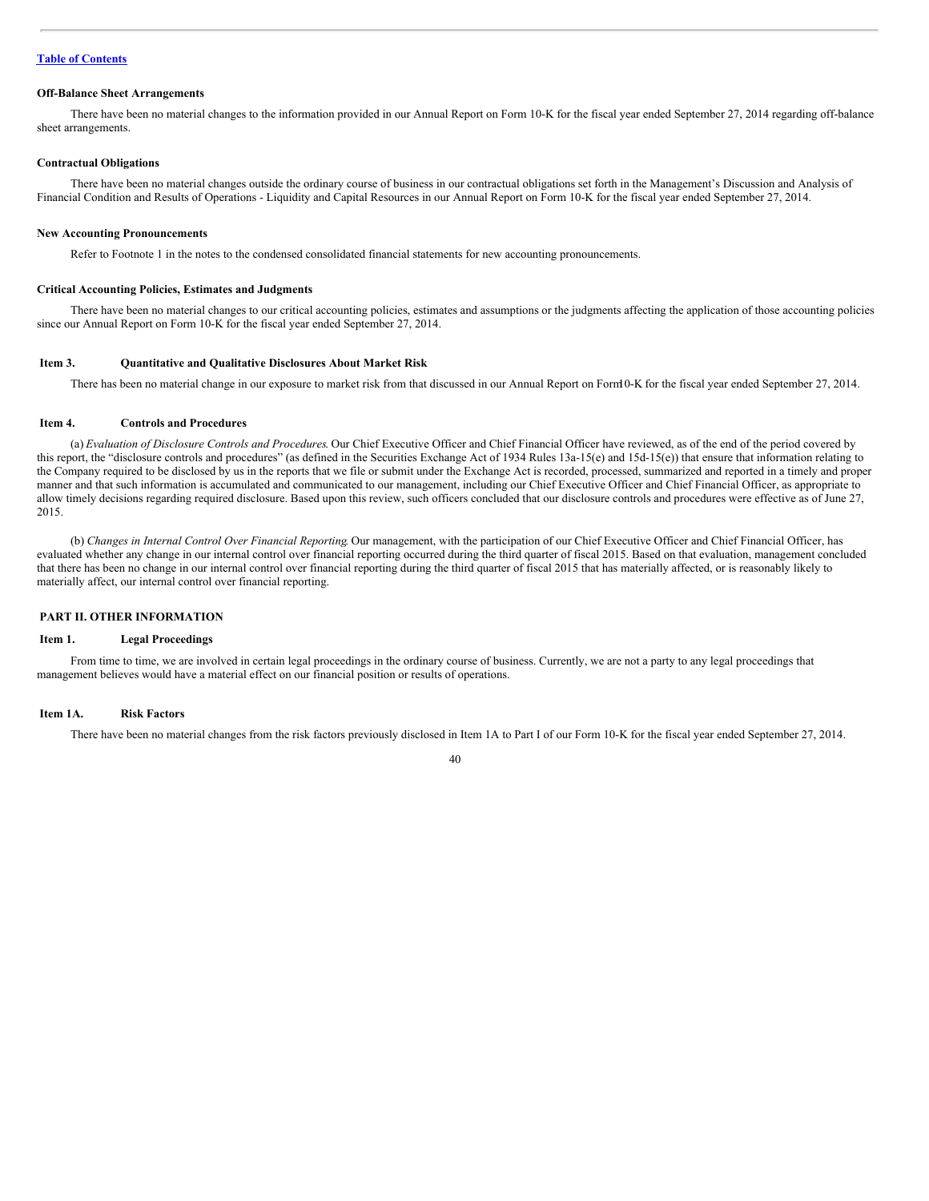[Table of Contents](#)

**Off-Balance Sheet Arrangements**

There have been no material changes to the information provided in our Annual Report on Form 10-K for the fiscal year ended September 27, 2014 regarding off-balance sheet arrangements.

**Contractual Obligations**

There have been no material changes outside the ordinary course of business in our contractual obligations set forth in the Management's Discussion and Analysis of Financial Condition and Results of Operations - Liquidity and Capital Resources in our Annual Report on Form 10-K for the fiscal year ended September 27, 2014.

**New Accounting Pronouncements**

Refer to Footnote 1 in the notes to the condensed consolidated financial statements for new accounting pronouncements.

**Critical Accounting Policies, Estimates and Judgments**

There have been no material changes to our critical accounting policies, estimates and assumptions or the judgments affecting the application of those accounting policies since our Annual Report on Form 10-K for the fiscal year ended September 27, 2014.

## Item 3. Quantitative and Qualitative Disclosures About Market Risk

There has been no material change in our exposure to market risk from that discussed in our Annual Report on Form 10-K for the fiscal year ended September 27, 2014.

## Item 4. Controls and Procedures

(a) *Evaluation of Disclosure Controls and Procedures*. Our Chief Executive Officer and Chief Financial Officer have reviewed, as of the end of the period covered by this report, the "disclosure controls and procedures" (as defined in the Securities Exchange Act of 1934 Rules 13a-15(e) and 15d-15(e)) that ensure that information relating to the Company required to be disclosed by us in the reports that we file or submit under the Exchange Act is recorded, processed, summarized and reported in a timely and proper manner and that such information is accumulated and communicated to our management, including our Chief Executive Officer and Chief Financial Officer, as appropriate to allow timely decisions regarding required disclosure. Based upon this review, such officers concluded that our disclosure controls and procedures were effective as of June 27, 2015.

(b) *Changes in Internal Control Over Financial Reporting*. Our management, with the participation of our Chief Executive Officer and Chief Financial Officer, has evaluated whether any change in our internal control over financial reporting occurred during the third quarter of fiscal 2015. Based on that evaluation, management concluded that there has been no change in our internal control over financial reporting during the third quarter of fiscal 2015 that has materially affected, or is reasonably likely to materially affect, our internal control over financial reporting.

# PART II. OTHER INFORMATION

## Item 1. Legal Proceedings

From time to time, we are involved in certain legal proceedings in the ordinary course of business. Currently, we are not a party to any legal proceedings that management believes would have a material effect on our financial position or results of operations.

## Item 1A. Risk Factors

There have been no material changes from the risk factors previously disclosed in Item 1A to Part I of our Form 10-K for the fiscal year ended September 27, 2014.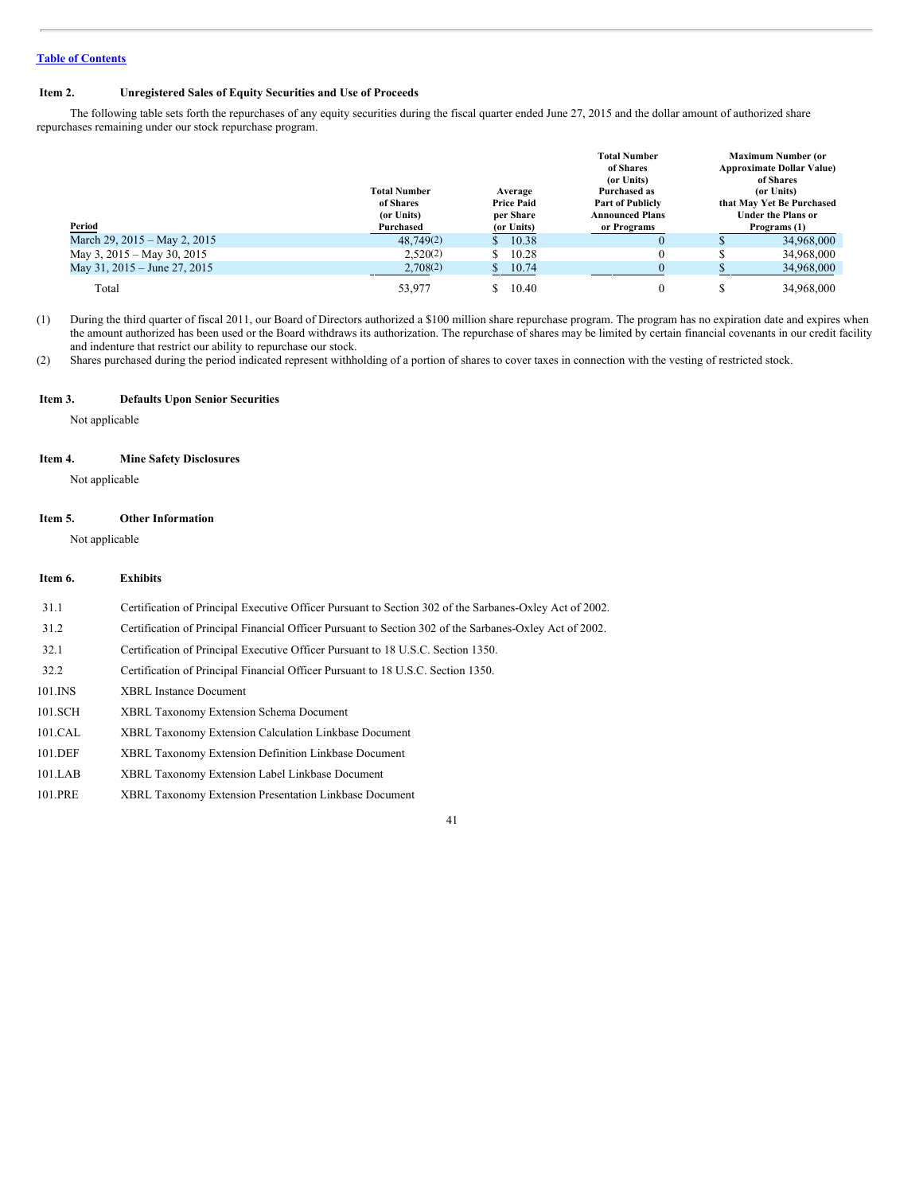[Table of Contents](#)

**Item 2. Unregistered Sales of Equity Securities and Use of Proceeds**

The following table sets forth the repurchases of any equity securities during the fiscal quarter ended June 27, 2015 and the dollar amount of authorized share repurchases remaining under our stock repurchase program.

| Period | Total Number of Shares (or Units) Purchased | Average Price Paid per Share (or Units) | Total Number of Shares (or Units) Purchased as Part of Publicly Announced Plans or Programs | Maximum Number (or Approximate Dollar Value) of Shares (or Units) that May Yet Be Purchased Under the Plans or Programs (1) |
|---|---|---|---|---|
| March 29, 2015 – May 2, 2015 | 48,749(2) | $ 10.38 | 0 | $ 34,968,000 |
| May 3, 2015 – May 30, 2015 | 2,520(2) | $ 10.28 | 0 | $ 34,968,000 |
| May 31, 2015 – June 27, 2015 | 2,708(2) | $ 10.74 | 0 | $ 34,968,000 |
| Total | 53,977 | $ 10.40 | 0 | $ 34,968,000 |

(1) During the third quarter of fiscal 2011, our Board of Directors authorized a $100 million share repurchase program. The program has no expiration date and expires when the amount authorized has been used or the Board withdraws its authorization. The repurchase of shares may be limited by certain financial covenants in our credit facility and indenture that restrict our ability to repurchase our stock.

(2) Shares purchased during the period indicated represent withholding of a portion of shares to cover taxes in connection with the vesting of restricted stock.

**Item 3. Defaults Upon Senior Securities**

Not applicable

**Item 4. Mine Safety Disclosures**

Not applicable

**Item 5. Other Information**

Not applicable

**Item 6. Exhibits**

| | |
|---|---|
| 31.1 | Certification of Principal Executive Officer Pursuant to Section 302 of the Sarbanes-Oxley Act of 2002. |
| 31.2 | Certification of Principal Financial Officer Pursuant to Section 302 of the Sarbanes-Oxley Act of 2002. |
| 32.1 | Certification of Principal Executive Officer Pursuant to 18 U.S.C. Section 1350. |
| 32.2 | Certification of Principal Financial Officer Pursuant to 18 U.S.C. Section 1350. |
| 101.INS | XBRL Instance Document |
| 101.SCH | XBRL Taxonomy Extension Schema Document |
| 101.CAL | XBRL Taxonomy Extension Calculation Linkbase Document |
| 101.DEF | XBRL Taxonomy Extension Definition Linkbase Document |
| 101.LAB | XBRL Taxonomy Extension Label Linkbase Document |
| 101.PRE | XBRL Taxonomy Extension Presentation Linkbase Document |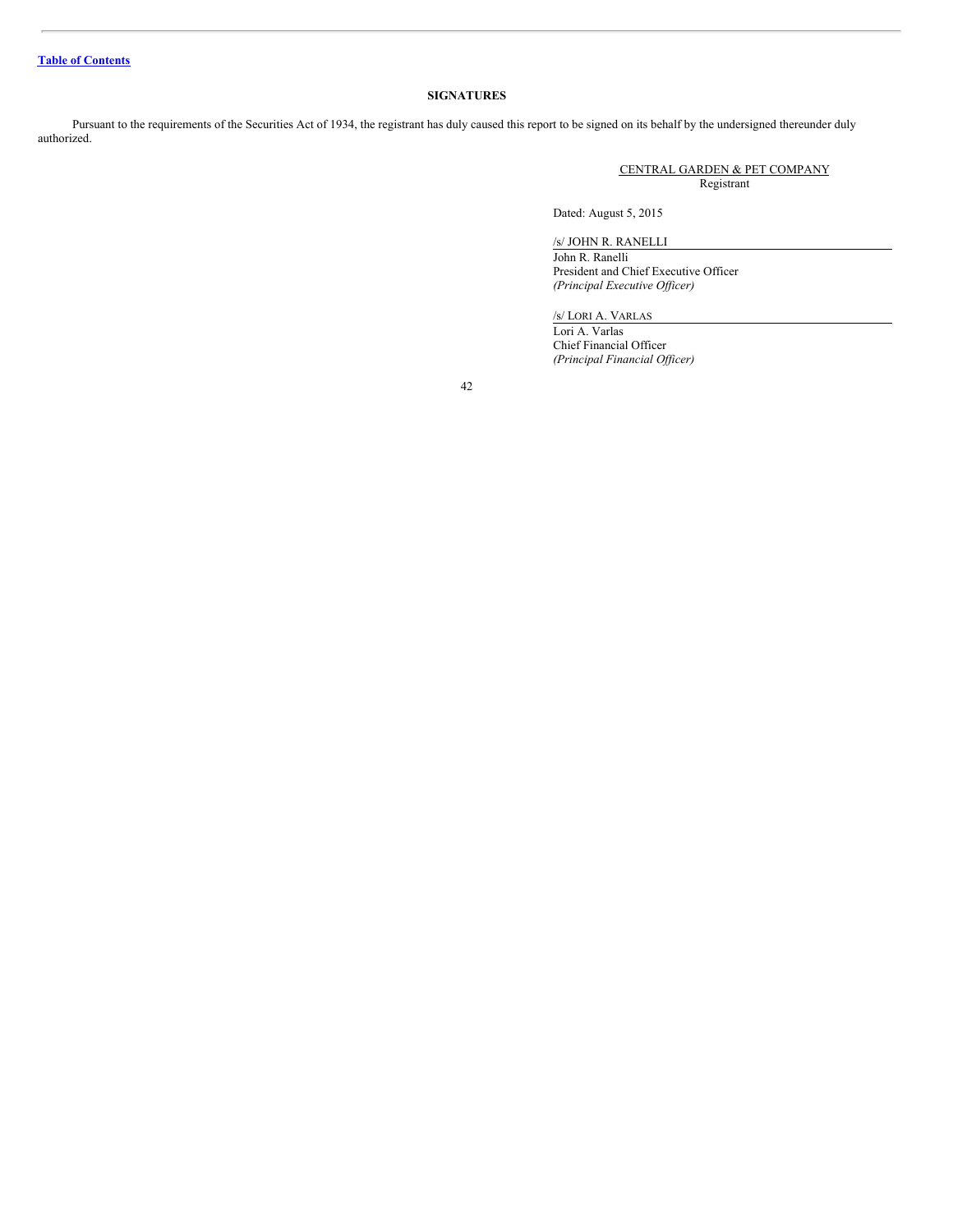[Table of Contents](#)

## SIGNATURES

Pursuant to the requirements of the Securities Act of 1934, the registrant has duly caused this report to be signed on its behalf by the undersigned thereunder duly authorized.

CENTRAL GARDEN & PET COMPANY
Registrant

Dated: August 5, 2015

/s/ JOHN R. RANELLI
John R. Ranelli
President and Chief Executive Officer
*(Principal Executive Officer)*

/s/ LORI A. VARLAS
Lori A. Varlas
Chief Financial Officer
*(Principal Financial Officer)*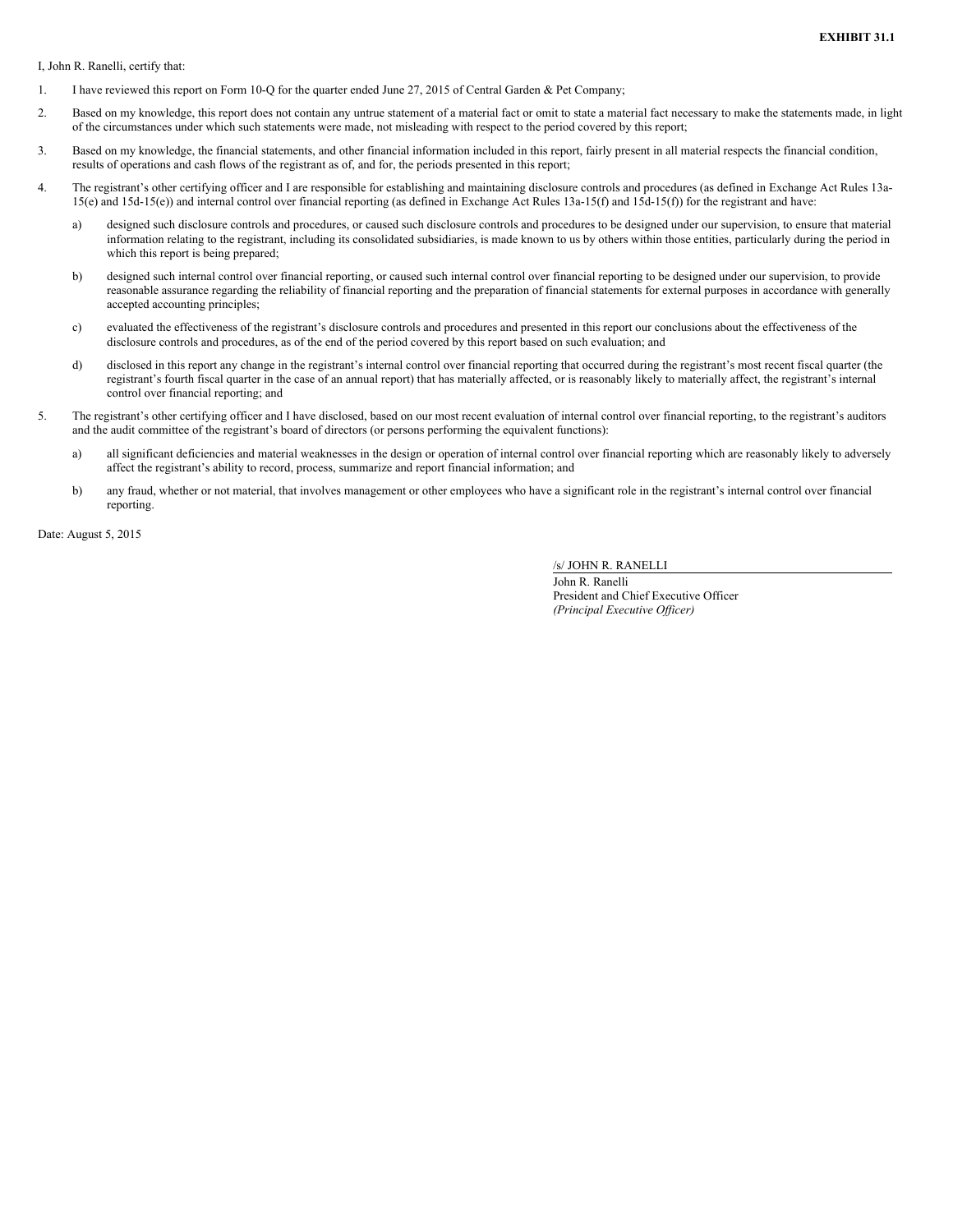**EXHIBIT 31.1**

I, John R. Ranelli, certify that:

1. I have reviewed this report on Form 10-Q for the quarter ended June 27, 2015 of Central Garden & Pet Company;

2. Based on my knowledge, this report does not contain any untrue statement of a material fact or omit to state a material fact necessary to make the statements made, in light of the circumstances under which such statements were made, not misleading with respect to the period covered by this report;

3. Based on my knowledge, the financial statements, and other financial information included in this report, fairly present in all material respects the financial condition, results of operations and cash flows of the registrant as of, and for, the periods presented in this report;

4. The registrant's other certifying officer and I are responsible for establishing and maintaining disclosure controls and procedures (as defined in Exchange Act Rules 13a-15(e) and 15d-15(e)) and internal control over financial reporting (as defined in Exchange Act Rules 13a-15(f) and 15d-15(f)) for the registrant and have:

   a) designed such disclosure controls and procedures, or caused such disclosure controls and procedures to be designed under our supervision, to ensure that material information relating to the registrant, including its consolidated subsidiaries, is made known to us by others within those entities, particularly during the period in which this report is being prepared;

   b) designed such internal control over financial reporting, or caused such internal control over financial reporting to be designed under our supervision, to provide reasonable assurance regarding the reliability of financial reporting and the preparation of financial statements for external purposes in accordance with generally accepted accounting principles;

   c) evaluated the effectiveness of the registrant's disclosure controls and procedures and presented in this report our conclusions about the effectiveness of the disclosure controls and procedures, as of the end of the period covered by this report based on such evaluation; and

   d) disclosed in this report any change in the registrant's internal control over financial reporting that occurred during the registrant's most recent fiscal quarter (the registrant's fourth fiscal quarter in the case of an annual report) that has materially affected, or is reasonably likely to materially affect, the registrant's internal control over financial reporting; and

5. The registrant's other certifying officer and I have disclosed, based on our most recent evaluation of internal control over financial reporting, to the registrant's auditors and the audit committee of the registrant's board of directors (or persons performing the equivalent functions):

   a) all significant deficiencies and material weaknesses in the design or operation of internal control over financial reporting which are reasonably likely to adversely affect the registrant's ability to record, process, summarize and report financial information; and

   b) any fraud, whether or not material, that involves management or other employees who have a significant role in the registrant's internal control over financial reporting.

Date: August 5, 2015

/s/ JOHN R. RANELLI

John R. Ranelli
President and Chief Executive Officer
*(Principal Executive Officer)*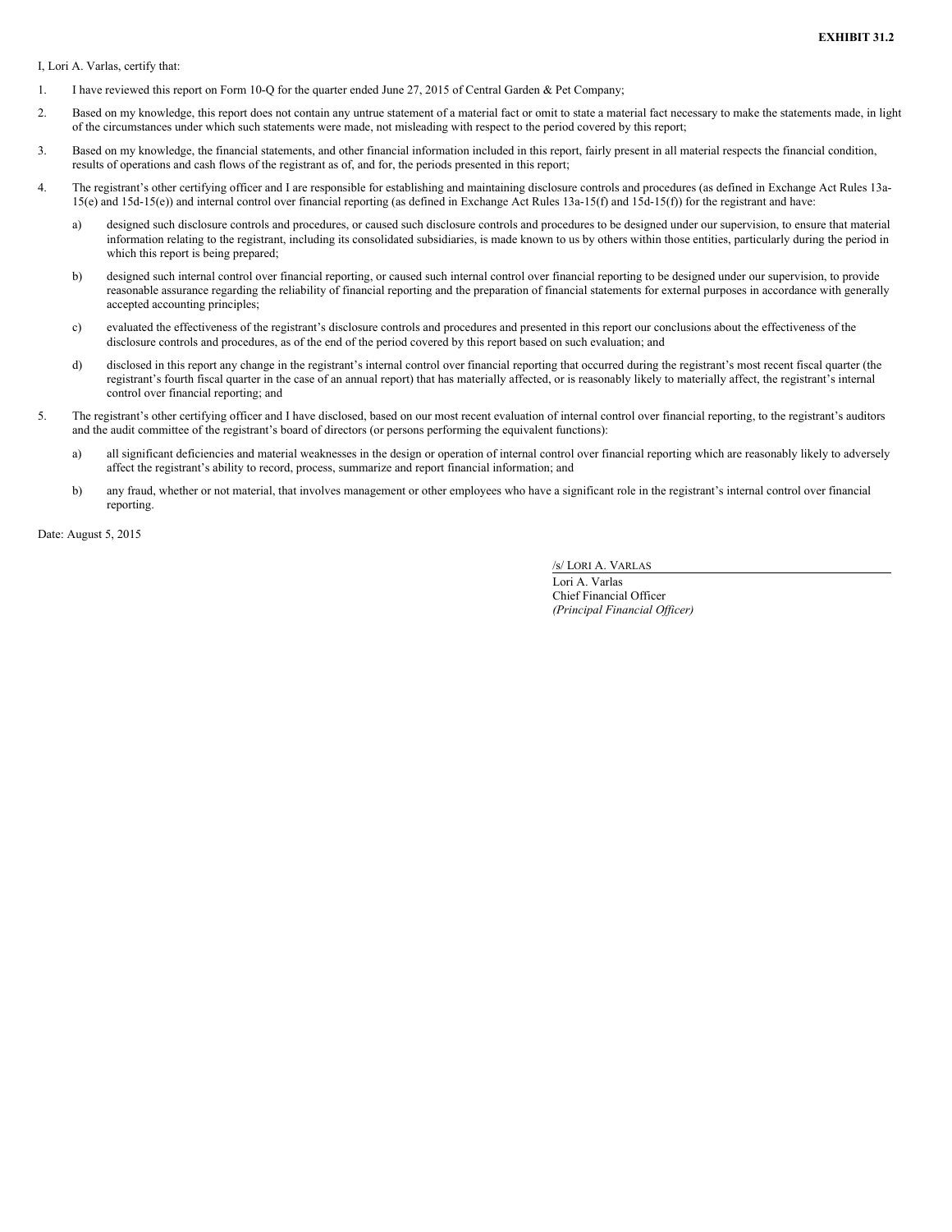**EXHIBIT 31.2**

I, Lori A. Varlas, certify that:

1. I have reviewed this report on Form 10-Q for the quarter ended June 27, 2015 of Central Garden & Pet Company;

2. Based on my knowledge, this report does not contain any untrue statement of a material fact or omit to state a material fact necessary to make the statements made, in light of the circumstances under which such statements were made, not misleading with respect to the period covered by this report;

3. Based on my knowledge, the financial statements, and other financial information included in this report, fairly present in all material respects the financial condition, results of operations and cash flows of the registrant as of, and for, the periods presented in this report;

4. The registrant's other certifying officer and I are responsible for establishing and maintaining disclosure controls and procedures (as defined in Exchange Act Rules 13a-15(e) and 15d-15(e)) and internal control over financial reporting (as defined in Exchange Act Rules 13a-15(f) and 15d-15(f)) for the registrant and have:

   a) designed such disclosure controls and procedures, or caused such disclosure controls and procedures to be designed under our supervision, to ensure that material information relating to the registrant, including its consolidated subsidiaries, is made known to us by others within those entities, particularly during the period in which this report is being prepared;

   b) designed such internal control over financial reporting, or caused such internal control over financial reporting to be designed under our supervision, to provide reasonable assurance regarding the reliability of financial reporting and the preparation of financial statements for external purposes in accordance with generally accepted accounting principles;

   c) evaluated the effectiveness of the registrant's disclosure controls and procedures and presented in this report our conclusions about the effectiveness of the disclosure controls and procedures, as of the end of the period covered by this report based on such evaluation; and

   d) disclosed in this report any change in the registrant's internal control over financial reporting that occurred during the registrant's most recent fiscal quarter (the registrant's fourth fiscal quarter in the case of an annual report) that has materially affected, or is reasonably likely to materially affect, the registrant's internal control over financial reporting; and

5. The registrant's other certifying officer and I have disclosed, based on our most recent evaluation of internal control over financial reporting, to the registrant's auditors and the audit committee of the registrant's board of directors (or persons performing the equivalent functions):

   a) all significant deficiencies and material weaknesses in the design or operation of internal control over financial reporting which are reasonably likely to adversely affect the registrant's ability to record, process, summarize and report financial information; and

   b) any fraud, whether or not material, that involves management or other employees who have a significant role in the registrant's internal control over financial reporting.

Date: August 5, 2015

/s/ LORI A. VARLAS
Lori A. Varlas
Chief Financial Officer
*(Principal Financial Officer)*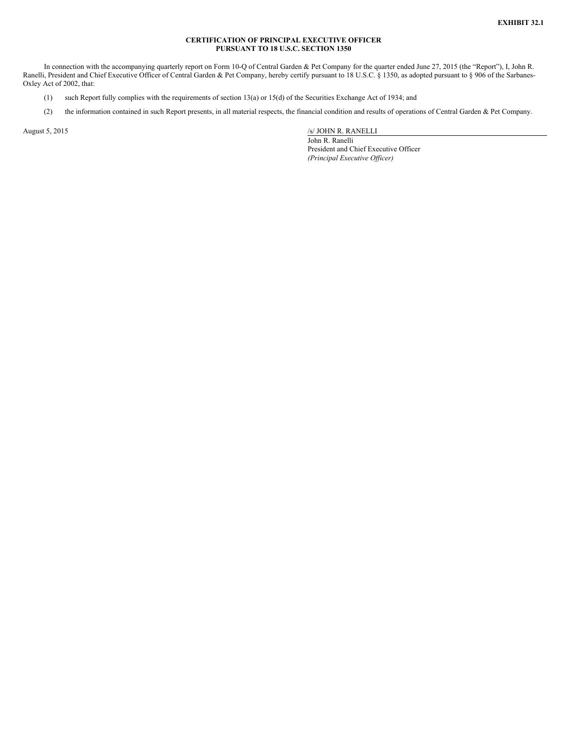**EXHIBIT 32.1**

**CERTIFICATION OF PRINCIPAL EXECUTIVE OFFICER
PURSUANT TO 18 U.S.C. SECTION 1350**

In connection with the accompanying quarterly report on Form 10-Q of Central Garden & Pet Company for the quarter ended June 27, 2015 (the "Report"), I, John R. Ranelli, President and Chief Executive Officer of Central Garden & Pet Company, hereby certify pursuant to 18 U.S.C. § 1350, as adopted pursuant to § 906 of the Sarbanes-Oxley Act of 2002, that:

(1) such Report fully complies with the requirements of section 13(a) or 15(d) of the Securities Exchange Act of 1934; and

(2) the information contained in such Report presents, in all material respects, the financial condition and results of operations of Central Garden & Pet Company.

August 5, 2015

/s/ JOHN R. RANELLI
John R. Ranelli
President and Chief Executive Officer
*(Principal Executive Officer)*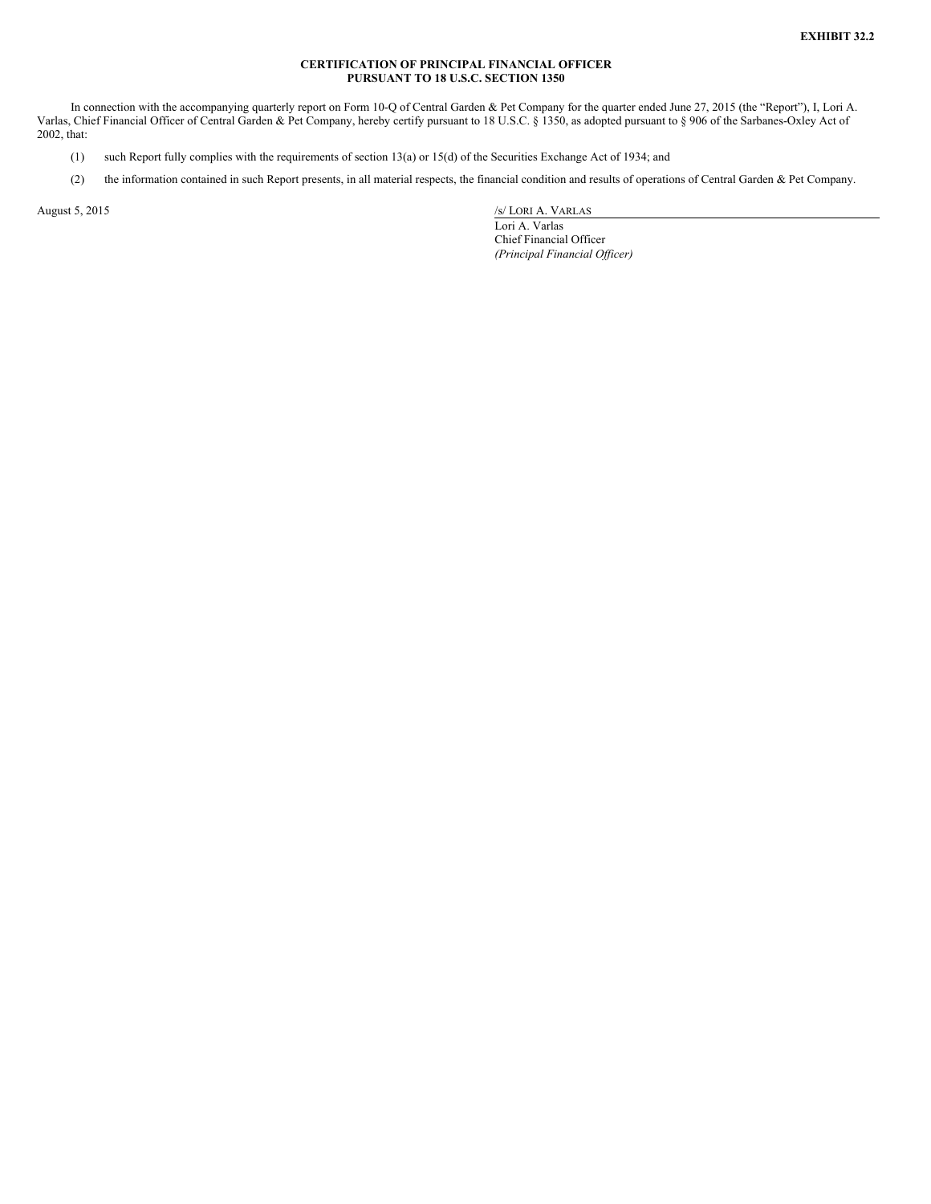**EXHIBIT 32.2**

**CERTIFICATION OF PRINCIPAL FINANCIAL OFFICER**
**PURSUANT TO 18 U.S.C. SECTION 1350**

In connection with the accompanying quarterly report on Form 10-Q of Central Garden & Pet Company for the quarter ended June 27, 2015 (the "Report"), I, Lori A. Varlas, Chief Financial Officer of Central Garden & Pet Company, hereby certify pursuant to 18 U.S.C. § 1350, as adopted pursuant to § 906 of the Sarbanes-Oxley Act of 2002, that:

(1) such Report fully complies with the requirements of section 13(a) or 15(d) of the Securities Exchange Act of 1934; and

(2) the information contained in such Report presents, in all material respects, the financial condition and results of operations of Central Garden & Pet Company.

August 5, 2015

/s/ LORI A. VARLAS
Lori A. Varlas
Chief Financial Officer
*(Principal Financial Officer)*